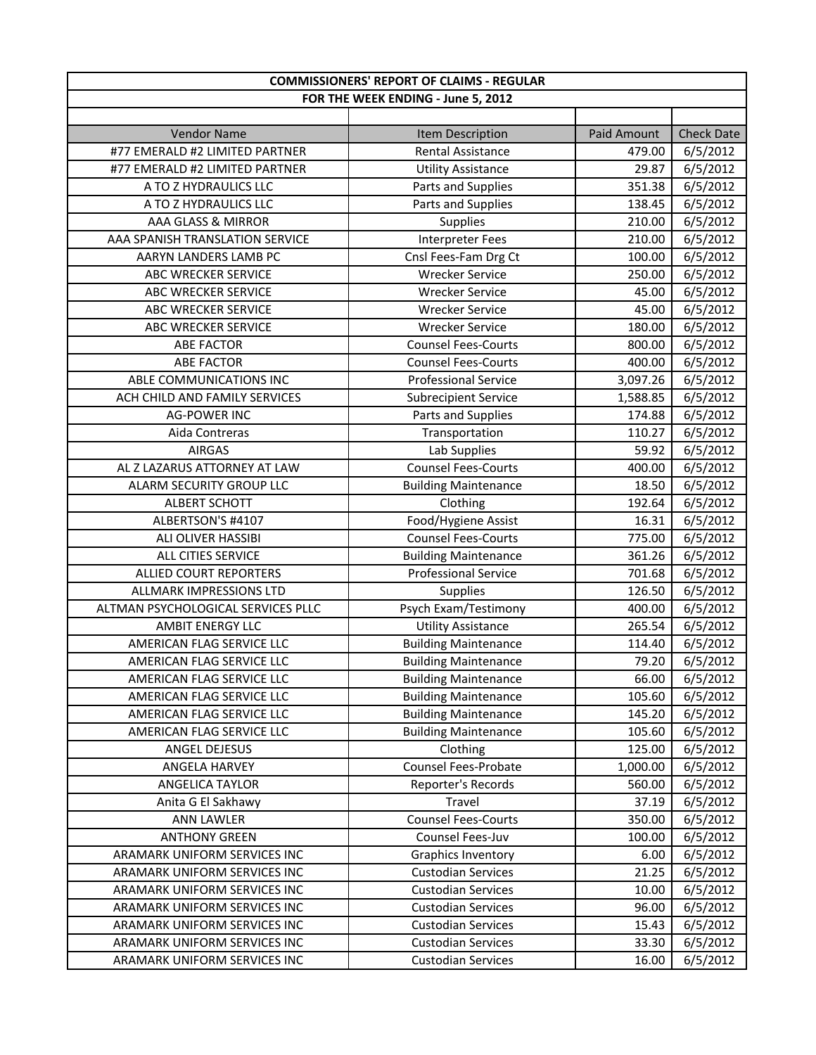| COMMISSIONERS' REPORT OF CLAIMS - REGULAR | | | |
|---|---|---|---|
| FOR THE WEEK ENDING - June 5, 2012 | | | |
| | | | |
| Vendor Name | Item Description | Paid Amount | Check Date |
| #77 EMERALD #2 LIMITED PARTNER | Rental Assistance | 479.00 | 6/5/2012 |
| #77 EMERALD #2 LIMITED PARTNER | Utility Assistance | 29.87 | 6/5/2012 |
| A TO Z HYDRAULICS LLC | Parts and Supplies | 351.38 | 6/5/2012 |
| A TO Z HYDRAULICS LLC | Parts and Supplies | 138.45 | 6/5/2012 |
| AAA GLASS & MIRROR | Supplies | 210.00 | 6/5/2012 |
| AAA SPANISH TRANSLATION SERVICE | Interpreter Fees | 210.00 | 6/5/2012 |
| AARYN LANDERS LAMB PC | Cnsl Fees-Fam Drg Ct | 100.00 | 6/5/2012 |
| ABC WRECKER SERVICE | Wrecker Service | 250.00 | 6/5/2012 |
| ABC WRECKER SERVICE | Wrecker Service | 45.00 | 6/5/2012 |
| ABC WRECKER SERVICE | Wrecker Service | 45.00 | 6/5/2012 |
| ABC WRECKER SERVICE | Wrecker Service | 180.00 | 6/5/2012 |
| ABE FACTOR | Counsel Fees-Courts | 800.00 | 6/5/2012 |
| ABE FACTOR | Counsel Fees-Courts | 400.00 | 6/5/2012 |
| ABLE COMMUNICATIONS INC | Professional Service | 3,097.26 | 6/5/2012 |
| ACH CHILD AND FAMILY SERVICES | Subrecipient Service | 1,588.85 | 6/5/2012 |
| AG-POWER INC | Parts and Supplies | 174.88 | 6/5/2012 |
| Aida Contreras | Transportation | 110.27 | 6/5/2012 |
| AIRGAS | Lab Supplies | 59.92 | 6/5/2012 |
| AL Z LAZARUS ATTORNEY AT LAW | Counsel Fees-Courts | 400.00 | 6/5/2012 |
| ALARM SECURITY GROUP LLC | Building Maintenance | 18.50 | 6/5/2012 |
| ALBERT SCHOTT | Clothing | 192.64 | 6/5/2012 |
| ALBERTSON'S #4107 | Food/Hygiene Assist | 16.31 | 6/5/2012 |
| ALI OLIVER HASSIBI | Counsel Fees-Courts | 775.00 | 6/5/2012 |
| ALL CITIES SERVICE | Building Maintenance | 361.26 | 6/5/2012 |
| ALLIED COURT REPORTERS | Professional Service | 701.68 | 6/5/2012 |
| ALLMARK IMPRESSIONS LTD | Supplies | 126.50 | 6/5/2012 |
| ALTMAN PSYCHOLOGICAL SERVICES PLLC | Psych Exam/Testimony | 400.00 | 6/5/2012 |
| AMBIT ENERGY LLC | Utility Assistance | 265.54 | 6/5/2012 |
| AMERICAN FLAG SERVICE LLC | Building Maintenance | 114.40 | 6/5/2012 |
| AMERICAN FLAG SERVICE LLC | Building Maintenance | 79.20 | 6/5/2012 |
| AMERICAN FLAG SERVICE LLC | Building Maintenance | 66.00 | 6/5/2012 |
| AMERICAN FLAG SERVICE LLC | Building Maintenance | 105.60 | 6/5/2012 |
| AMERICAN FLAG SERVICE LLC | Building Maintenance | 145.20 | 6/5/2012 |
| AMERICAN FLAG SERVICE LLC | Building Maintenance | 105.60 | 6/5/2012 |
| ANGEL DEJESUS | Clothing | 125.00 | 6/5/2012 |
| ANGELA HARVEY | Counsel Fees-Probate | 1,000.00 | 6/5/2012 |
| ANGELICA TAYLOR | Reporter's Records | 560.00 | 6/5/2012 |
| Anita G El Sakhawy | Travel | 37.19 | 6/5/2012 |
| ANN LAWLER | Counsel Fees-Courts | 350.00 | 6/5/2012 |
| ANTHONY GREEN | Counsel Fees-Juv | 100.00 | 6/5/2012 |
| ARAMARK UNIFORM SERVICES INC | Graphics Inventory | 6.00 | 6/5/2012 |
| ARAMARK UNIFORM SERVICES INC | Custodian Services | 21.25 | 6/5/2012 |
| ARAMARK UNIFORM SERVICES INC | Custodian Services | 10.00 | 6/5/2012 |
| ARAMARK UNIFORM SERVICES INC | Custodian Services | 96.00 | 6/5/2012 |
| ARAMARK UNIFORM SERVICES INC | Custodian Services | 15.43 | 6/5/2012 |
| ARAMARK UNIFORM SERVICES INC | Custodian Services | 33.30 | 6/5/2012 |
| ARAMARK UNIFORM SERVICES INC | Custodian Services | 16.00 | 6/5/2012 |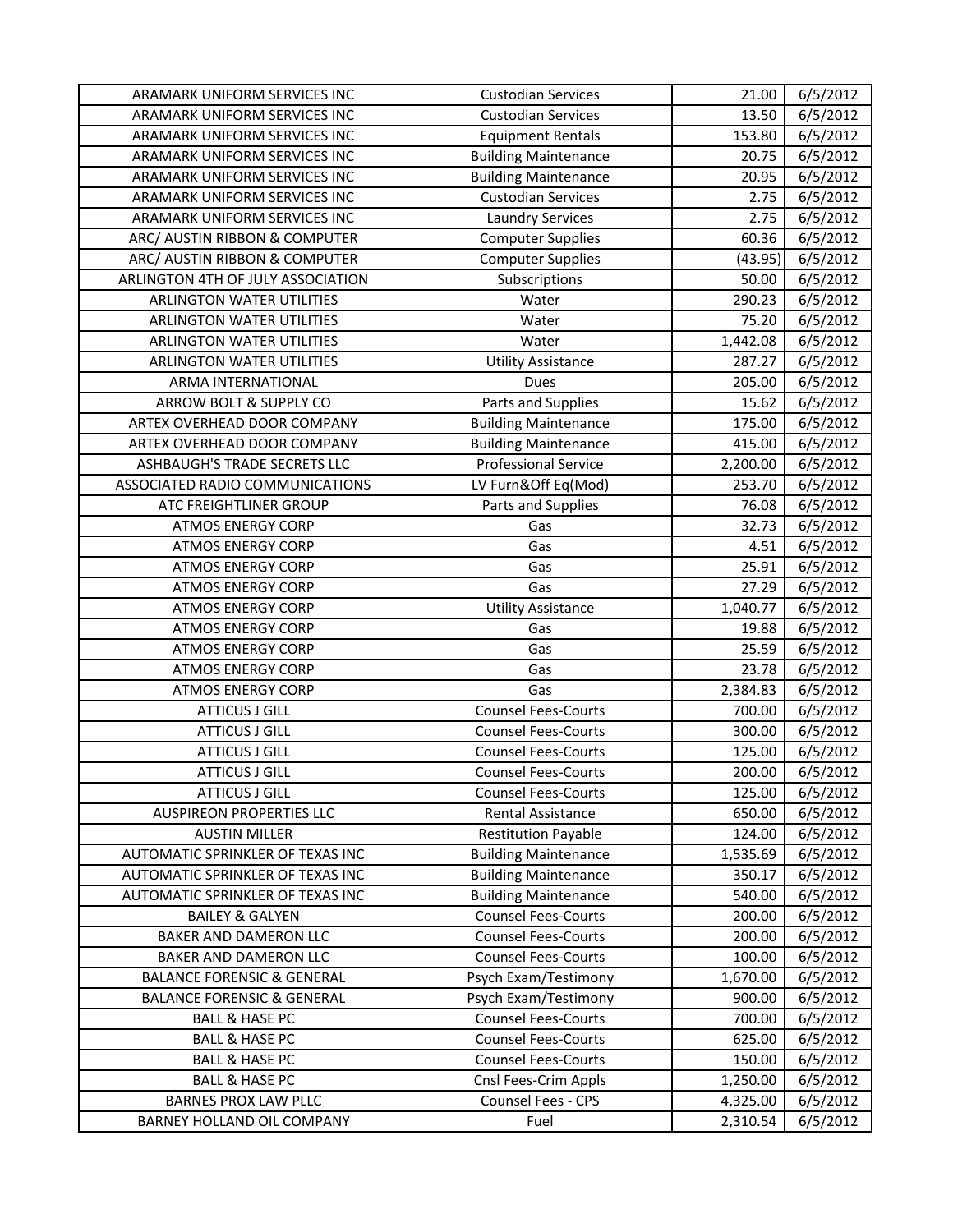| ARAMARK UNIFORM SERVICES INC | Custodian Services | 21.00 | 6/5/2012 |
|---|---|---|---|
| ARAMARK UNIFORM SERVICES INC | Custodian Services | 13.50 | 6/5/2012 |
| ARAMARK UNIFORM SERVICES INC | Equipment Rentals | 153.80 | 6/5/2012 |
| ARAMARK UNIFORM SERVICES INC | Building Maintenance | 20.75 | 6/5/2012 |
| ARAMARK UNIFORM SERVICES INC | Building Maintenance | 20.95 | 6/5/2012 |
| ARAMARK UNIFORM SERVICES INC | Custodian Services | 2.75 | 6/5/2012 |
| ARAMARK UNIFORM SERVICES INC | Laundry Services | 2.75 | 6/5/2012 |
| ARC/ AUSTIN RIBBON & COMPUTER | Computer Supplies | 60.36 | 6/5/2012 |
| ARC/ AUSTIN RIBBON & COMPUTER | Computer Supplies | (43.95) | 6/5/2012 |
| ARLINGTON 4TH OF JULY ASSOCIATION | Subscriptions | 50.00 | 6/5/2012 |
| ARLINGTON WATER UTILITIES | Water | 290.23 | 6/5/2012 |
| ARLINGTON WATER UTILITIES | Water | 75.20 | 6/5/2012 |
| ARLINGTON WATER UTILITIES | Water | 1,442.08 | 6/5/2012 |
| ARLINGTON WATER UTILITIES | Utility Assistance | 287.27 | 6/5/2012 |
| ARMA INTERNATIONAL | Dues | 205.00 | 6/5/2012 |
| ARROW BOLT & SUPPLY CO | Parts and Supplies | 15.62 | 6/5/2012 |
| ARTEX OVERHEAD DOOR COMPANY | Building Maintenance | 175.00 | 6/5/2012 |
| ARTEX OVERHEAD DOOR COMPANY | Building Maintenance | 415.00 | 6/5/2012 |
| ASHBAUGH'S TRADE SECRETS LLC | Professional Service | 2,200.00 | 6/5/2012 |
| ASSOCIATED RADIO COMMUNICATIONS | LV Furn&Off Eq(Mod) | 253.70 | 6/5/2012 |
| ATC FREIGHTLINER GROUP | Parts and Supplies | 76.08 | 6/5/2012 |
| ATMOS ENERGY CORP | Gas | 32.73 | 6/5/2012 |
| ATMOS ENERGY CORP | Gas | 4.51 | 6/5/2012 |
| ATMOS ENERGY CORP | Gas | 25.91 | 6/5/2012 |
| ATMOS ENERGY CORP | Gas | 27.29 | 6/5/2012 |
| ATMOS ENERGY CORP | Utility Assistance | 1,040.77 | 6/5/2012 |
| ATMOS ENERGY CORP | Gas | 19.88 | 6/5/2012 |
| ATMOS ENERGY CORP | Gas | 25.59 | 6/5/2012 |
| ATMOS ENERGY CORP | Gas | 23.78 | 6/5/2012 |
| ATMOS ENERGY CORP | Gas | 2,384.83 | 6/5/2012 |
| ATTICUS J GILL | Counsel Fees-Courts | 700.00 | 6/5/2012 |
| ATTICUS J GILL | Counsel Fees-Courts | 300.00 | 6/5/2012 |
| ATTICUS J GILL | Counsel Fees-Courts | 125.00 | 6/5/2012 |
| ATTICUS J GILL | Counsel Fees-Courts | 200.00 | 6/5/2012 |
| ATTICUS J GILL | Counsel Fees-Courts | 125.00 | 6/5/2012 |
| AUSPIREON PROPERTIES LLC | Rental Assistance | 650.00 | 6/5/2012 |
| AUSTIN MILLER | Restitution Payable | 124.00 | 6/5/2012 |
| AUTOMATIC SPRINKLER OF TEXAS INC | Building Maintenance | 1,535.69 | 6/5/2012 |
| AUTOMATIC SPRINKLER OF TEXAS INC | Building Maintenance | 350.17 | 6/5/2012 |
| AUTOMATIC SPRINKLER OF TEXAS INC | Building Maintenance | 540.00 | 6/5/2012 |
| BAILEY & GALYEN | Counsel Fees-Courts | 200.00 | 6/5/2012 |
| BAKER AND DAMERON LLC | Counsel Fees-Courts | 200.00 | 6/5/2012 |
| BAKER AND DAMERON LLC | Counsel Fees-Courts | 100.00 | 6/5/2012 |
| BALANCE FORENSIC & GENERAL | Psych Exam/Testimony | 1,670.00 | 6/5/2012 |
| BALANCE FORENSIC & GENERAL | Psych Exam/Testimony | 900.00 | 6/5/2012 |
| BALL & HASE PC | Counsel Fees-Courts | 700.00 | 6/5/2012 |
| BALL & HASE PC | Counsel Fees-Courts | 625.00 | 6/5/2012 |
| BALL & HASE PC | Counsel Fees-Courts | 150.00 | 6/5/2012 |
| BALL & HASE PC | Cnsl Fees-Crim Appls | 1,250.00 | 6/5/2012 |
| BARNES PROX LAW PLLC | Counsel Fees - CPS | 4,325.00 | 6/5/2012 |
| BARNEY HOLLAND OIL COMPANY | Fuel | 2,310.54 | 6/5/2012 |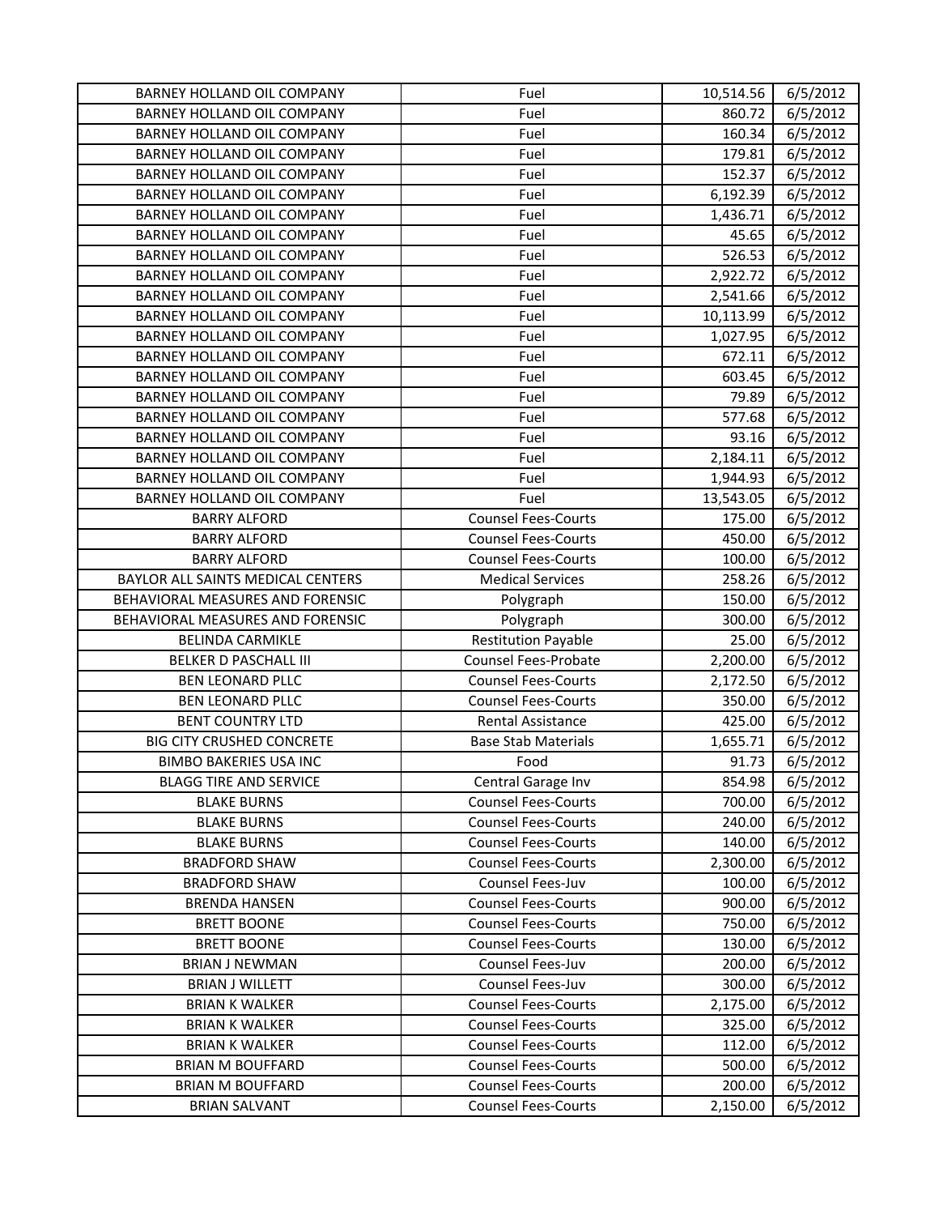| BARNEY HOLLAND OIL COMPANY | Fuel | 10,514.56 | 6/5/2012 |
|---|---|---|---|
| BARNEY HOLLAND OIL COMPANY | Fuel | 860.72 | 6/5/2012 |
| BARNEY HOLLAND OIL COMPANY | Fuel | 160.34 | 6/5/2012 |
| BARNEY HOLLAND OIL COMPANY | Fuel | 179.81 | 6/5/2012 |
| BARNEY HOLLAND OIL COMPANY | Fuel | 152.37 | 6/5/2012 |
| BARNEY HOLLAND OIL COMPANY | Fuel | 6,192.39 | 6/5/2012 |
| BARNEY HOLLAND OIL COMPANY | Fuel | 1,436.71 | 6/5/2012 |
| BARNEY HOLLAND OIL COMPANY | Fuel | 45.65 | 6/5/2012 |
| BARNEY HOLLAND OIL COMPANY | Fuel | 526.53 | 6/5/2012 |
| BARNEY HOLLAND OIL COMPANY | Fuel | 2,922.72 | 6/5/2012 |
| BARNEY HOLLAND OIL COMPANY | Fuel | 2,541.66 | 6/5/2012 |
| BARNEY HOLLAND OIL COMPANY | Fuel | 10,113.99 | 6/5/2012 |
| BARNEY HOLLAND OIL COMPANY | Fuel | 1,027.95 | 6/5/2012 |
| BARNEY HOLLAND OIL COMPANY | Fuel | 672.11 | 6/5/2012 |
| BARNEY HOLLAND OIL COMPANY | Fuel | 603.45 | 6/5/2012 |
| BARNEY HOLLAND OIL COMPANY | Fuel | 79.89 | 6/5/2012 |
| BARNEY HOLLAND OIL COMPANY | Fuel | 577.68 | 6/5/2012 |
| BARNEY HOLLAND OIL COMPANY | Fuel | 93.16 | 6/5/2012 |
| BARNEY HOLLAND OIL COMPANY | Fuel | 2,184.11 | 6/5/2012 |
| BARNEY HOLLAND OIL COMPANY | Fuel | 1,944.93 | 6/5/2012 |
| BARNEY HOLLAND OIL COMPANY | Fuel | 13,543.05 | 6/5/2012 |
| BARRY ALFORD | Counsel Fees-Courts | 175.00 | 6/5/2012 |
| BARRY ALFORD | Counsel Fees-Courts | 450.00 | 6/5/2012 |
| BARRY ALFORD | Counsel Fees-Courts | 100.00 | 6/5/2012 |
| BAYLOR ALL SAINTS MEDICAL CENTERS | Medical Services | 258.26 | 6/5/2012 |
| BEHAVIORAL MEASURES AND FORENSIC | Polygraph | 150.00 | 6/5/2012 |
| BEHAVIORAL MEASURES AND FORENSIC | Polygraph | 300.00 | 6/5/2012 |
| BELINDA CARMIKLE | Restitution Payable | 25.00 | 6/5/2012 |
| BELKER D PASCHALL III | Counsel Fees-Probate | 2,200.00 | 6/5/2012 |
| BEN LEONARD PLLC | Counsel Fees-Courts | 2,172.50 | 6/5/2012 |
| BEN LEONARD PLLC | Counsel Fees-Courts | 350.00 | 6/5/2012 |
| BENT COUNTRY LTD | Rental Assistance | 425.00 | 6/5/2012 |
| BIG CITY CRUSHED CONCRETE | Base Stab Materials | 1,655.71 | 6/5/2012 |
| BIMBO BAKERIES USA INC | Food | 91.73 | 6/5/2012 |
| BLAGG TIRE AND SERVICE | Central Garage Inv | 854.98 | 6/5/2012 |
| BLAKE BURNS | Counsel Fees-Courts | 700.00 | 6/5/2012 |
| BLAKE BURNS | Counsel Fees-Courts | 240.00 | 6/5/2012 |
| BLAKE BURNS | Counsel Fees-Courts | 140.00 | 6/5/2012 |
| BRADFORD SHAW | Counsel Fees-Courts | 2,300.00 | 6/5/2012 |
| BRADFORD SHAW | Counsel Fees-Juv | 100.00 | 6/5/2012 |
| BRENDA HANSEN | Counsel Fees-Courts | 900.00 | 6/5/2012 |
| BRETT BOONE | Counsel Fees-Courts | 750.00 | 6/5/2012 |
| BRETT BOONE | Counsel Fees-Courts | 130.00 | 6/5/2012 |
| BRIAN J NEWMAN | Counsel Fees-Juv | 200.00 | 6/5/2012 |
| BRIAN J WILLETT | Counsel Fees-Juv | 300.00 | 6/5/2012 |
| BRIAN K WALKER | Counsel Fees-Courts | 2,175.00 | 6/5/2012 |
| BRIAN K WALKER | Counsel Fees-Courts | 325.00 | 6/5/2012 |
| BRIAN K WALKER | Counsel Fees-Courts | 112.00 | 6/5/2012 |
| BRIAN M BOUFFARD | Counsel Fees-Courts | 500.00 | 6/5/2012 |
| BRIAN M BOUFFARD | Counsel Fees-Courts | 200.00 | 6/5/2012 |
| BRIAN SALVANT | Counsel Fees-Courts | 2,150.00 | 6/5/2012 |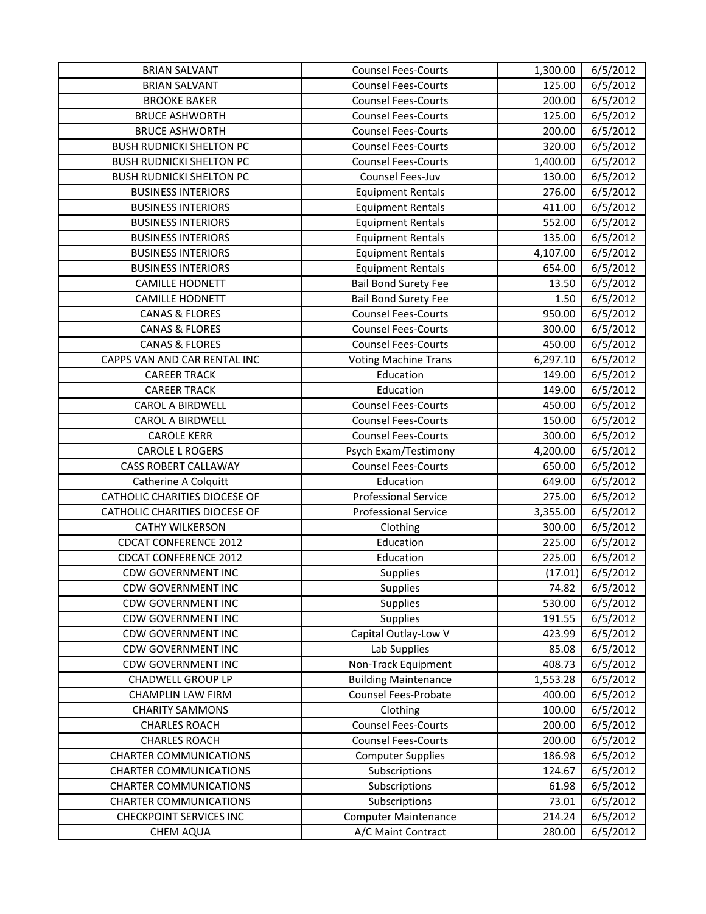| | | | |
|---|---|---|---|
| BRIAN SALVANT | Counsel Fees-Courts | 1,300.00 | 6/5/2012 |
| BRIAN SALVANT | Counsel Fees-Courts | 125.00 | 6/5/2012 |
| BROOKE BAKER | Counsel Fees-Courts | 200.00 | 6/5/2012 |
| BRUCE ASHWORTH | Counsel Fees-Courts | 125.00 | 6/5/2012 |
| BRUCE ASHWORTH | Counsel Fees-Courts | 200.00 | 6/5/2012 |
| BUSH RUDNICKI SHELTON PC | Counsel Fees-Courts | 320.00 | 6/5/2012 |
| BUSH RUDNICKI SHELTON PC | Counsel Fees-Courts | 1,400.00 | 6/5/2012 |
| BUSH RUDNICKI SHELTON PC | Counsel Fees-Juv | 130.00 | 6/5/2012 |
| BUSINESS INTERIORS | Equipment Rentals | 276.00 | 6/5/2012 |
| BUSINESS INTERIORS | Equipment Rentals | 411.00 | 6/5/2012 |
| BUSINESS INTERIORS | Equipment Rentals | 552.00 | 6/5/2012 |
| BUSINESS INTERIORS | Equipment Rentals | 135.00 | 6/5/2012 |
| BUSINESS INTERIORS | Equipment Rentals | 4,107.00 | 6/5/2012 |
| BUSINESS INTERIORS | Equipment Rentals | 654.00 | 6/5/2012 |
| CAMILLE HODNETT | Bail Bond Surety Fee | 13.50 | 6/5/2012 |
| CAMILLE HODNETT | Bail Bond Surety Fee | 1.50 | 6/5/2012 |
| CANAS & FLORES | Counsel Fees-Courts | 950.00 | 6/5/2012 |
| CANAS & FLORES | Counsel Fees-Courts | 300.00 | 6/5/2012 |
| CANAS & FLORES | Counsel Fees-Courts | 450.00 | 6/5/2012 |
| CAPPS VAN AND CAR RENTAL INC | Voting Machine Trans | 6,297.10 | 6/5/2012 |
| CAREER TRACK | Education | 149.00 | 6/5/2012 |
| CAREER TRACK | Education | 149.00 | 6/5/2012 |
| CAROL A BIRDWELL | Counsel Fees-Courts | 450.00 | 6/5/2012 |
| CAROL A BIRDWELL | Counsel Fees-Courts | 150.00 | 6/5/2012 |
| CAROLE KERR | Counsel Fees-Courts | 300.00 | 6/5/2012 |
| CAROLE L ROGERS | Psych Exam/Testimony | 4,200.00 | 6/5/2012 |
| CASS ROBERT CALLAWAY | Counsel Fees-Courts | 650.00 | 6/5/2012 |
| Catherine A Colquitt | Education | 649.00 | 6/5/2012 |
| CATHOLIC CHARITIES DIOCESE OF | Professional Service | 275.00 | 6/5/2012 |
| CATHOLIC CHARITIES DIOCESE OF | Professional Service | 3,355.00 | 6/5/2012 |
| CATHY WILKERSON | Clothing | 300.00 | 6/5/2012 |
| CDCAT CONFERENCE 2012 | Education | 225.00 | 6/5/2012 |
| CDCAT CONFERENCE 2012 | Education | 225.00 | 6/5/2012 |
| CDW GOVERNMENT INC | Supplies | (17.01) | 6/5/2012 |
| CDW GOVERNMENT INC | Supplies | 74.82 | 6/5/2012 |
| CDW GOVERNMENT INC | Supplies | 530.00 | 6/5/2012 |
| CDW GOVERNMENT INC | Supplies | 191.55 | 6/5/2012 |
| CDW GOVERNMENT INC | Capital Outlay-Low V | 423.99 | 6/5/2012 |
| CDW GOVERNMENT INC | Lab Supplies | 85.08 | 6/5/2012 |
| CDW GOVERNMENT INC | Non-Track Equipment | 408.73 | 6/5/2012 |
| CHADWELL GROUP LP | Building Maintenance | 1,553.28 | 6/5/2012 |
| CHAMPLIN LAW FIRM | Counsel Fees-Probate | 400.00 | 6/5/2012 |
| CHARITY SAMMONS | Clothing | 100.00 | 6/5/2012 |
| CHARLES ROACH | Counsel Fees-Courts | 200.00 | 6/5/2012 |
| CHARLES ROACH | Counsel Fees-Courts | 200.00 | 6/5/2012 |
| CHARTER COMMUNICATIONS | Computer Supplies | 186.98 | 6/5/2012 |
| CHARTER COMMUNICATIONS | Subscriptions | 124.67 | 6/5/2012 |
| CHARTER COMMUNICATIONS | Subscriptions | 61.98 | 6/5/2012 |
| CHARTER COMMUNICATIONS | Subscriptions | 73.01 | 6/5/2012 |
| CHECKPOINT SERVICES INC | Computer Maintenance | 214.24 | 6/5/2012 |
| CHEM AQUA | A/C Maint Contract | 280.00 | 6/5/2012 |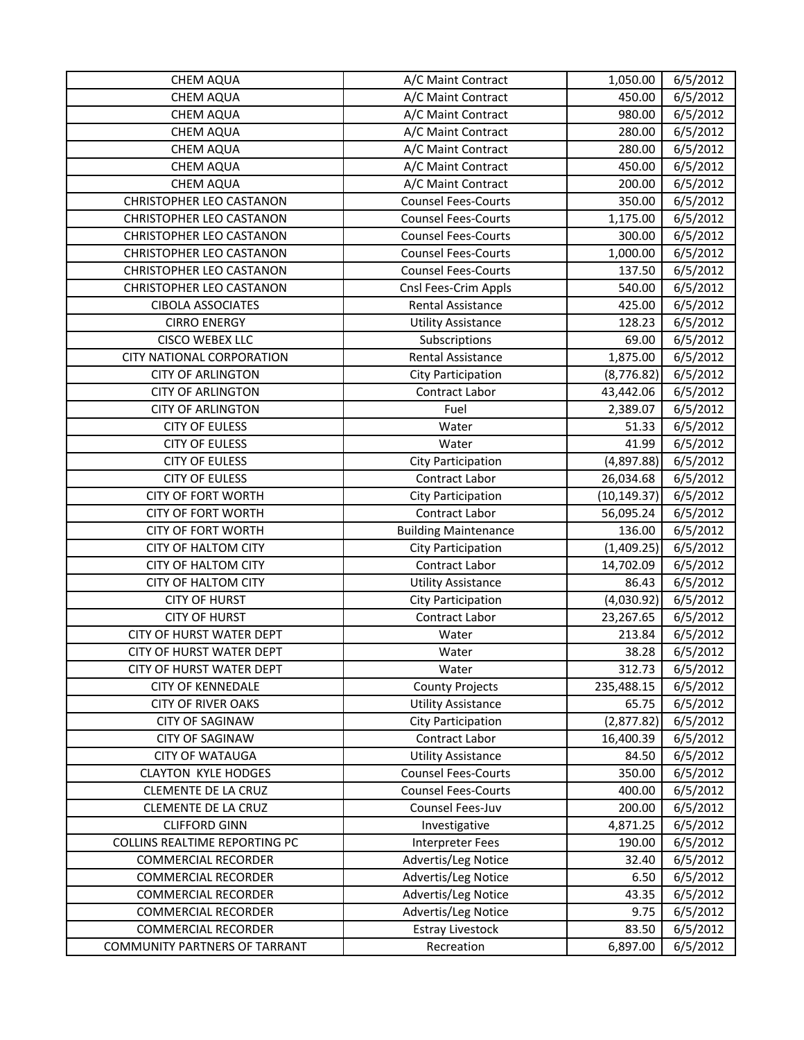| | | | |
|---|---|---|---|
| CHEM AQUA | A/C Maint Contract | 1,050.00 | 6/5/2012 |
| CHEM AQUA | A/C Maint Contract | 450.00 | 6/5/2012 |
| CHEM AQUA | A/C Maint Contract | 980.00 | 6/5/2012 |
| CHEM AQUA | A/C Maint Contract | 280.00 | 6/5/2012 |
| CHEM AQUA | A/C Maint Contract | 280.00 | 6/5/2012 |
| CHEM AQUA | A/C Maint Contract | 450.00 | 6/5/2012 |
| CHEM AQUA | A/C Maint Contract | 200.00 | 6/5/2012 |
| CHRISTOPHER LEO CASTANON | Counsel Fees-Courts | 350.00 | 6/5/2012 |
| CHRISTOPHER LEO CASTANON | Counsel Fees-Courts | 1,175.00 | 6/5/2012 |
| CHRISTOPHER LEO CASTANON | Counsel Fees-Courts | 300.00 | 6/5/2012 |
| CHRISTOPHER LEO CASTANON | Counsel Fees-Courts | 1,000.00 | 6/5/2012 |
| CHRISTOPHER LEO CASTANON | Counsel Fees-Courts | 137.50 | 6/5/2012 |
| CHRISTOPHER LEO CASTANON | Cnsl Fees-Crim Appls | 540.00 | 6/5/2012 |
| CIBOLA ASSOCIATES | Rental Assistance | 425.00 | 6/5/2012 |
| CIRRO ENERGY | Utility Assistance | 128.23 | 6/5/2012 |
| CISCO WEBEX LLC | Subscriptions | 69.00 | 6/5/2012 |
| CITY NATIONAL CORPORATION | Rental Assistance | 1,875.00 | 6/5/2012 |
| CITY OF ARLINGTON | City Participation | (8,776.82) | 6/5/2012 |
| CITY OF ARLINGTON | Contract Labor | 43,442.06 | 6/5/2012 |
| CITY OF ARLINGTON | Fuel | 2,389.07 | 6/5/2012 |
| CITY OF EULESS | Water | 51.33 | 6/5/2012 |
| CITY OF EULESS | Water | 41.99 | 6/5/2012 |
| CITY OF EULESS | City Participation | (4,897.88) | 6/5/2012 |
| CITY OF EULESS | Contract Labor | 26,034.68 | 6/5/2012 |
| CITY OF FORT WORTH | City Participation | (10,149.37) | 6/5/2012 |
| CITY OF FORT WORTH | Contract Labor | 56,095.24 | 6/5/2012 |
| CITY OF FORT WORTH | Building Maintenance | 136.00 | 6/5/2012 |
| CITY OF HALTOM CITY | City Participation | (1,409.25) | 6/5/2012 |
| CITY OF HALTOM CITY | Contract Labor | 14,702.09 | 6/5/2012 |
| CITY OF HALTOM CITY | Utility Assistance | 86.43 | 6/5/2012 |
| CITY OF HURST | City Participation | (4,030.92) | 6/5/2012 |
| CITY OF HURST | Contract Labor | 23,267.65 | 6/5/2012 |
| CITY OF HURST WATER DEPT | Water | 213.84 | 6/5/2012 |
| CITY OF HURST WATER DEPT | Water | 38.28 | 6/5/2012 |
| CITY OF HURST WATER DEPT | Water | 312.73 | 6/5/2012 |
| CITY OF KENNEDALE | County Projects | 235,488.15 | 6/5/2012 |
| CITY OF RIVER OAKS | Utility Assistance | 65.75 | 6/5/2012 |
| CITY OF SAGINAW | City Participation | (2,877.82) | 6/5/2012 |
| CITY OF SAGINAW | Contract Labor | 16,400.39 | 6/5/2012 |
| CITY OF WATAUGA | Utility Assistance | 84.50 | 6/5/2012 |
| CLAYTON KYLE HODGES | Counsel Fees-Courts | 350.00 | 6/5/2012 |
| CLEMENTE DE LA CRUZ | Counsel Fees-Courts | 400.00 | 6/5/2012 |
| CLEMENTE DE LA CRUZ | Counsel Fees-Juv | 200.00 | 6/5/2012 |
| CLIFFORD GINN | Investigative | 4,871.25 | 6/5/2012 |
| COLLINS REALTIME REPORTING PC | Interpreter Fees | 190.00 | 6/5/2012 |
| COMMERCIAL RECORDER | Advertis/Leg Notice | 32.40 | 6/5/2012 |
| COMMERCIAL RECORDER | Advertis/Leg Notice | 6.50 | 6/5/2012 |
| COMMERCIAL RECORDER | Advertis/Leg Notice | 43.35 | 6/5/2012 |
| COMMERCIAL RECORDER | Advertis/Leg Notice | 9.75 | 6/5/2012 |
| COMMERCIAL RECORDER | Estray Livestock | 83.50 | 6/5/2012 |
| COMMUNITY PARTNERS OF TARRANT | Recreation | 6,897.00 | 6/5/2012 |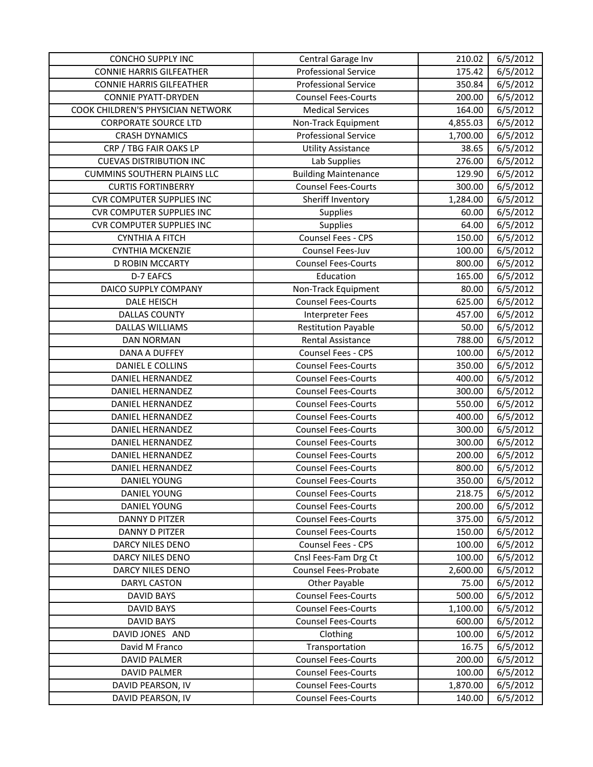| | | | |
|---|---|---|---|
| CONCHO SUPPLY INC | Central Garage Inv | 210.02 | 6/5/2012 |
| CONNIE HARRIS GILFEATHER | Professional Service | 175.42 | 6/5/2012 |
| CONNIE HARRIS GILFEATHER | Professional Service | 350.84 | 6/5/2012 |
| CONNIE PYATT-DRYDEN | Counsel Fees-Courts | 200.00 | 6/5/2012 |
| COOK CHILDREN'S PHYSICIAN NETWORK | Medical Services | 164.00 | 6/5/2012 |
| CORPORATE SOURCE LTD | Non-Track Equipment | 4,855.03 | 6/5/2012 |
| CRASH DYNAMICS | Professional Service | 1,700.00 | 6/5/2012 |
| CRP / TBG FAIR OAKS LP | Utility Assistance | 38.65 | 6/5/2012 |
| CUEVAS DISTRIBUTION INC | Lab Supplies | 276.00 | 6/5/2012 |
| CUMMINS SOUTHERN PLAINS LLC | Building Maintenance | 129.90 | 6/5/2012 |
| CURTIS FORTINBERRY | Counsel Fees-Courts | 300.00 | 6/5/2012 |
| CVR COMPUTER SUPPLIES INC | Sheriff Inventory | 1,284.00 | 6/5/2012 |
| CVR COMPUTER SUPPLIES INC | Supplies | 60.00 | 6/5/2012 |
| CVR COMPUTER SUPPLIES INC | Supplies | 64.00 | 6/5/2012 |
| CYNTHIA A FITCH | Counsel Fees - CPS | 150.00 | 6/5/2012 |
| CYNTHIA MCKENZIE | Counsel Fees-Juv | 100.00 | 6/5/2012 |
| D ROBIN MCCARTY | Counsel Fees-Courts | 800.00 | 6/5/2012 |
| D-7 EAFCS | Education | 165.00 | 6/5/2012 |
| DAICO SUPPLY COMPANY | Non-Track Equipment | 80.00 | 6/5/2012 |
| DALE HEISCH | Counsel Fees-Courts | 625.00 | 6/5/2012 |
| DALLAS COUNTY | Interpreter Fees | 457.00 | 6/5/2012 |
| DALLAS WILLIAMS | Restitution Payable | 50.00 | 6/5/2012 |
| DAN NORMAN | Rental Assistance | 788.00 | 6/5/2012 |
| DANA A DUFFEY | Counsel Fees - CPS | 100.00 | 6/5/2012 |
| DANIEL E COLLINS | Counsel Fees-Courts | 350.00 | 6/5/2012 |
| DANIEL HERNANDEZ | Counsel Fees-Courts | 400.00 | 6/5/2012 |
| DANIEL HERNANDEZ | Counsel Fees-Courts | 300.00 | 6/5/2012 |
| DANIEL HERNANDEZ | Counsel Fees-Courts | 550.00 | 6/5/2012 |
| DANIEL HERNANDEZ | Counsel Fees-Courts | 400.00 | 6/5/2012 |
| DANIEL HERNANDEZ | Counsel Fees-Courts | 300.00 | 6/5/2012 |
| DANIEL HERNANDEZ | Counsel Fees-Courts | 300.00 | 6/5/2012 |
| DANIEL HERNANDEZ | Counsel Fees-Courts | 200.00 | 6/5/2012 |
| DANIEL HERNANDEZ | Counsel Fees-Courts | 800.00 | 6/5/2012 |
| DANIEL YOUNG | Counsel Fees-Courts | 350.00 | 6/5/2012 |
| DANIEL YOUNG | Counsel Fees-Courts | 218.75 | 6/5/2012 |
| DANIEL YOUNG | Counsel Fees-Courts | 200.00 | 6/5/2012 |
| DANNY D PITZER | Counsel Fees-Courts | 375.00 | 6/5/2012 |
| DANNY D PITZER | Counsel Fees-Courts | 150.00 | 6/5/2012 |
| DARCY NILES DENO | Counsel Fees - CPS | 100.00 | 6/5/2012 |
| DARCY NILES DENO | Cnsl Fees-Fam Drg Ct | 100.00 | 6/5/2012 |
| DARCY NILES DENO | Counsel Fees-Probate | 2,600.00 | 6/5/2012 |
| DARYL CASTON | Other Payable | 75.00 | 6/5/2012 |
| DAVID BAYS | Counsel Fees-Courts | 500.00 | 6/5/2012 |
| DAVID BAYS | Counsel Fees-Courts | 1,100.00 | 6/5/2012 |
| DAVID BAYS | Counsel Fees-Courts | 600.00 | 6/5/2012 |
| DAVID JONES AND | Clothing | 100.00 | 6/5/2012 |
| David M Franco | Transportation | 16.75 | 6/5/2012 |
| DAVID PALMER | Counsel Fees-Courts | 200.00 | 6/5/2012 |
| DAVID PALMER | Counsel Fees-Courts | 100.00 | 6/5/2012 |
| DAVID PEARSON, IV | Counsel Fees-Courts | 1,870.00 | 6/5/2012 |
| DAVID PEARSON, IV | Counsel Fees-Courts | 140.00 | 6/5/2012 |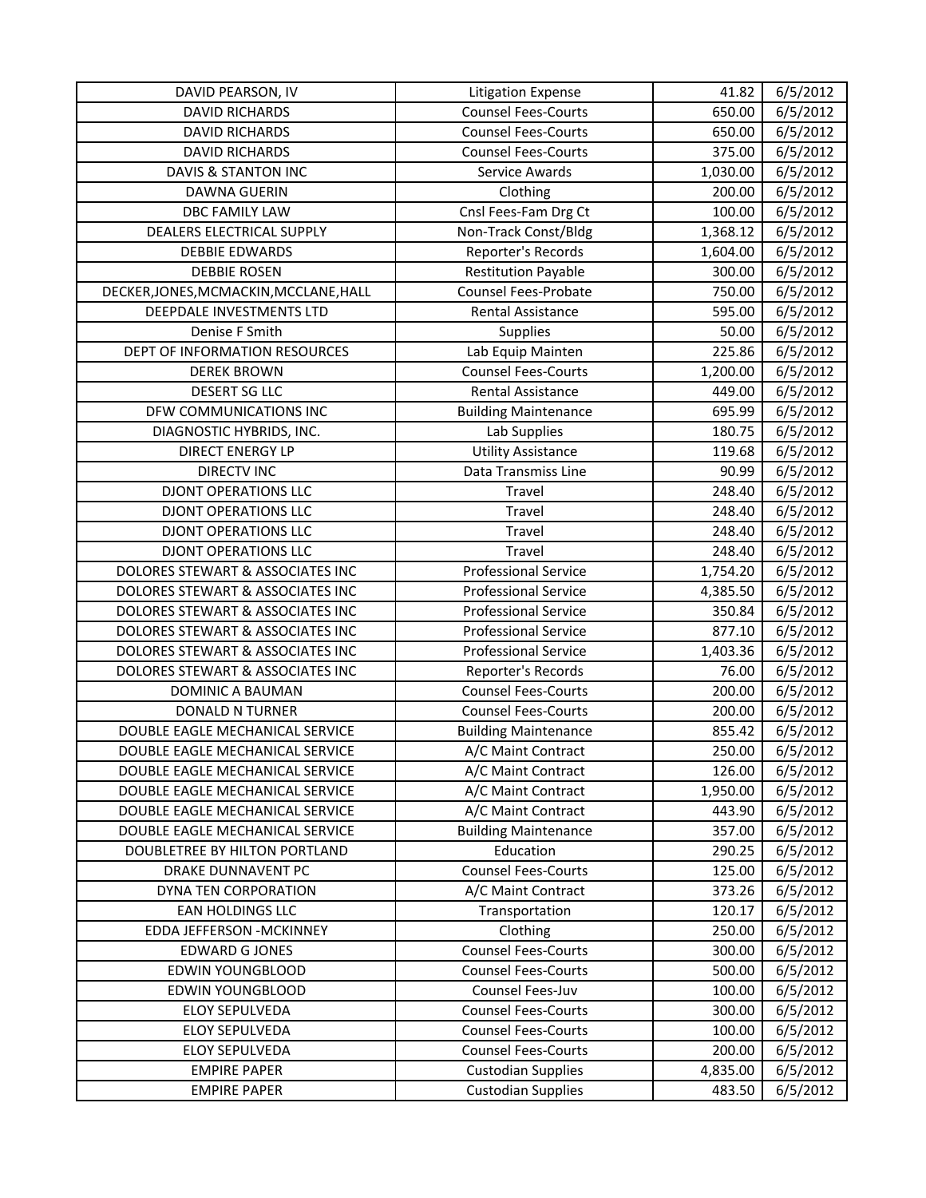| | | | |
|---|---|---|---|
| DAVID PEARSON, IV | Litigation Expense | 41.82 | 6/5/2012 |
| DAVID RICHARDS | Counsel Fees-Courts | 650.00 | 6/5/2012 |
| DAVID RICHARDS | Counsel Fees-Courts | 650.00 | 6/5/2012 |
| DAVID RICHARDS | Counsel Fees-Courts | 375.00 | 6/5/2012 |
| DAVIS & STANTON INC | Service Awards | 1,030.00 | 6/5/2012 |
| DAWNA GUERIN | Clothing | 200.00 | 6/5/2012 |
| DBC FAMILY LAW | Cnsl Fees-Fam Drg Ct | 100.00 | 6/5/2012 |
| DEALERS ELECTRICAL SUPPLY | Non-Track Const/Bldg | 1,368.12 | 6/5/2012 |
| DEBBIE EDWARDS | Reporter's Records | 1,604.00 | 6/5/2012 |
| DEBBIE ROSEN | Restitution Payable | 300.00 | 6/5/2012 |
| DECKER,JONES,MCMACKIN,MCCLANE,HALL | Counsel Fees-Probate | 750.00 | 6/5/2012 |
| DEEPDALE INVESTMENTS LTD | Rental Assistance | 595.00 | 6/5/2012 |
| Denise F Smith | Supplies | 50.00 | 6/5/2012 |
| DEPT OF INFORMATION RESOURCES | Lab Equip Mainten | 225.86 | 6/5/2012 |
| DEREK BROWN | Counsel Fees-Courts | 1,200.00 | 6/5/2012 |
| DESERT SG LLC | Rental Assistance | 449.00 | 6/5/2012 |
| DFW COMMUNICATIONS INC | Building Maintenance | 695.99 | 6/5/2012 |
| DIAGNOSTIC HYBRIDS, INC. | Lab Supplies | 180.75 | 6/5/2012 |
| DIRECT ENERGY LP | Utility Assistance | 119.68 | 6/5/2012 |
| DIRECTV INC | Data Transmiss Line | 90.99 | 6/5/2012 |
| DJONT OPERATIONS LLC | Travel | 248.40 | 6/5/2012 |
| DJONT OPERATIONS LLC | Travel | 248.40 | 6/5/2012 |
| DJONT OPERATIONS LLC | Travel | 248.40 | 6/5/2012 |
| DJONT OPERATIONS LLC | Travel | 248.40 | 6/5/2012 |
| DOLORES STEWART & ASSOCIATES INC | Professional Service | 1,754.20 | 6/5/2012 |
| DOLORES STEWART & ASSOCIATES INC | Professional Service | 4,385.50 | 6/5/2012 |
| DOLORES STEWART & ASSOCIATES INC | Professional Service | 350.84 | 6/5/2012 |
| DOLORES STEWART & ASSOCIATES INC | Professional Service | 877.10 | 6/5/2012 |
| DOLORES STEWART & ASSOCIATES INC | Professional Service | 1,403.36 | 6/5/2012 |
| DOLORES STEWART & ASSOCIATES INC | Reporter's Records | 76.00 | 6/5/2012 |
| DOMINIC A BAUMAN | Counsel Fees-Courts | 200.00 | 6/5/2012 |
| DONALD N TURNER | Counsel Fees-Courts | 200.00 | 6/5/2012 |
| DOUBLE EAGLE MECHANICAL SERVICE | Building Maintenance | 855.42 | 6/5/2012 |
| DOUBLE EAGLE MECHANICAL SERVICE | A/C Maint Contract | 250.00 | 6/5/2012 |
| DOUBLE EAGLE MECHANICAL SERVICE | A/C Maint Contract | 126.00 | 6/5/2012 |
| DOUBLE EAGLE MECHANICAL SERVICE | A/C Maint Contract | 1,950.00 | 6/5/2012 |
| DOUBLE EAGLE MECHANICAL SERVICE | A/C Maint Contract | 443.90 | 6/5/2012 |
| DOUBLE EAGLE MECHANICAL SERVICE | Building Maintenance | 357.00 | 6/5/2012 |
| DOUBLETREE BY HILTON PORTLAND | Education | 290.25 | 6/5/2012 |
| DRAKE DUNNAVENT PC | Counsel Fees-Courts | 125.00 | 6/5/2012 |
| DYNA TEN CORPORATION | A/C Maint Contract | 373.26 | 6/5/2012 |
| EAN HOLDINGS LLC | Transportation | 120.17 | 6/5/2012 |
| EDDA JEFFERSON -MCKINNEY | Clothing | 250.00 | 6/5/2012 |
| EDWARD G JONES | Counsel Fees-Courts | 300.00 | 6/5/2012 |
| EDWIN YOUNGBLOOD | Counsel Fees-Courts | 500.00 | 6/5/2012 |
| EDWIN YOUNGBLOOD | Counsel Fees-Juv | 100.00 | 6/5/2012 |
| ELOY SEPULVEDA | Counsel Fees-Courts | 300.00 | 6/5/2012 |
| ELOY SEPULVEDA | Counsel Fees-Courts | 100.00 | 6/5/2012 |
| ELOY SEPULVEDA | Counsel Fees-Courts | 200.00 | 6/5/2012 |
| EMPIRE PAPER | Custodian Supplies | 4,835.00 | 6/5/2012 |
| EMPIRE PAPER | Custodian Supplies | 483.50 | 6/5/2012 |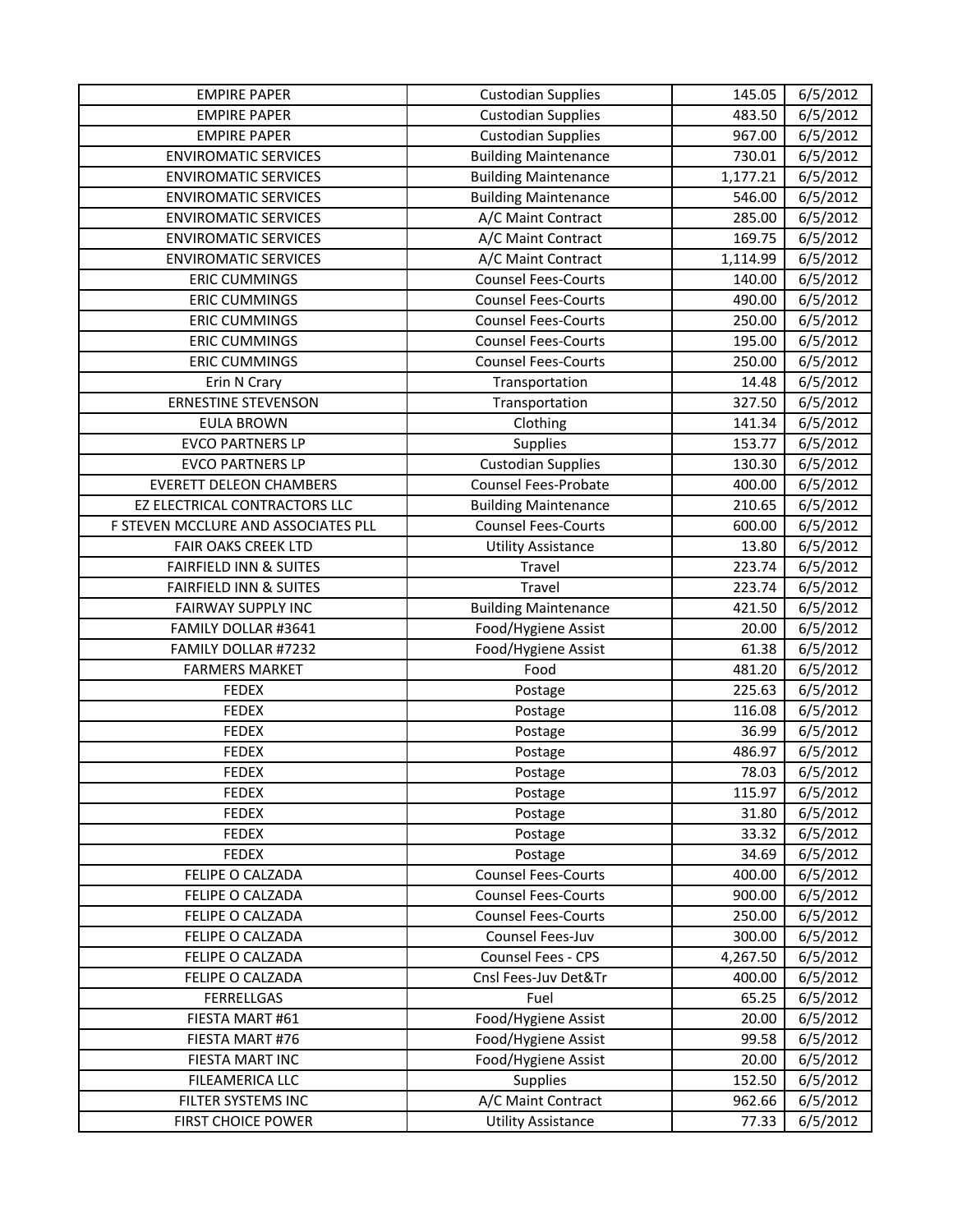| EMPIRE PAPER | Custodian Supplies | 145.05 | 6/5/2012 |
|---|---|---|---|
| EMPIRE PAPER | Custodian Supplies | 483.50 | 6/5/2012 |
| EMPIRE PAPER | Custodian Supplies | 967.00 | 6/5/2012 |
| ENVIROMATIC SERVICES | Building Maintenance | 730.01 | 6/5/2012 |
| ENVIROMATIC SERVICES | Building Maintenance | 1,177.21 | 6/5/2012 |
| ENVIROMATIC SERVICES | Building Maintenance | 546.00 | 6/5/2012 |
| ENVIROMATIC SERVICES | A/C Maint Contract | 285.00 | 6/5/2012 |
| ENVIROMATIC SERVICES | A/C Maint Contract | 169.75 | 6/5/2012 |
| ENVIROMATIC SERVICES | A/C Maint Contract | 1,114.99 | 6/5/2012 |
| ERIC CUMMINGS | Counsel Fees-Courts | 140.00 | 6/5/2012 |
| ERIC CUMMINGS | Counsel Fees-Courts | 490.00 | 6/5/2012 |
| ERIC CUMMINGS | Counsel Fees-Courts | 250.00 | 6/5/2012 |
| ERIC CUMMINGS | Counsel Fees-Courts | 195.00 | 6/5/2012 |
| ERIC CUMMINGS | Counsel Fees-Courts | 250.00 | 6/5/2012 |
| Erin N Crary | Transportation | 14.48 | 6/5/2012 |
| ERNESTINE STEVENSON | Transportation | 327.50 | 6/5/2012 |
| EULA BROWN | Clothing | 141.34 | 6/5/2012 |
| EVCO PARTNERS LP | Supplies | 153.77 | 6/5/2012 |
| EVCO PARTNERS LP | Custodian Supplies | 130.30 | 6/5/2012 |
| EVERETT DELEON CHAMBERS | Counsel Fees-Probate | 400.00 | 6/5/2012 |
| EZ ELECTRICAL CONTRACTORS LLC | Building Maintenance | 210.65 | 6/5/2012 |
| F STEVEN MCCLURE AND ASSOCIATES PLL | Counsel Fees-Courts | 600.00 | 6/5/2012 |
| FAIR OAKS CREEK LTD | Utility Assistance | 13.80 | 6/5/2012 |
| FAIRFIELD INN & SUITES | Travel | 223.74 | 6/5/2012 |
| FAIRFIELD INN & SUITES | Travel | 223.74 | 6/5/2012 |
| FAIRWAY SUPPLY INC | Building Maintenance | 421.50 | 6/5/2012 |
| FAMILY DOLLAR #3641 | Food/Hygiene Assist | 20.00 | 6/5/2012 |
| FAMILY DOLLAR #7232 | Food/Hygiene Assist | 61.38 | 6/5/2012 |
| FARMERS MARKET | Food | 481.20 | 6/5/2012 |
| FEDEX | Postage | 225.63 | 6/5/2012 |
| FEDEX | Postage | 116.08 | 6/5/2012 |
| FEDEX | Postage | 36.99 | 6/5/2012 |
| FEDEX | Postage | 486.97 | 6/5/2012 |
| FEDEX | Postage | 78.03 | 6/5/2012 |
| FEDEX | Postage | 115.97 | 6/5/2012 |
| FEDEX | Postage | 31.80 | 6/5/2012 |
| FEDEX | Postage | 33.32 | 6/5/2012 |
| FEDEX | Postage | 34.69 | 6/5/2012 |
| FELIPE O CALZADA | Counsel Fees-Courts | 400.00 | 6/5/2012 |
| FELIPE O CALZADA | Counsel Fees-Courts | 900.00 | 6/5/2012 |
| FELIPE O CALZADA | Counsel Fees-Courts | 250.00 | 6/5/2012 |
| FELIPE O CALZADA | Counsel Fees-Juv | 300.00 | 6/5/2012 |
| FELIPE O CALZADA | Counsel Fees - CPS | 4,267.50 | 6/5/2012 |
| FELIPE O CALZADA | Cnsl Fees-Juv Det&Tr | 400.00 | 6/5/2012 |
| FERRELLGAS | Fuel | 65.25 | 6/5/2012 |
| FIESTA MART #61 | Food/Hygiene Assist | 20.00 | 6/5/2012 |
| FIESTA MART #76 | Food/Hygiene Assist | 99.58 | 6/5/2012 |
| FIESTA MART INC | Food/Hygiene Assist | 20.00 | 6/5/2012 |
| FILEAMERICA LLC | Supplies | 152.50 | 6/5/2012 |
| FILTER SYSTEMS INC | A/C Maint Contract | 962.66 | 6/5/2012 |
| FIRST CHOICE POWER | Utility Assistance | 77.33 | 6/5/2012 |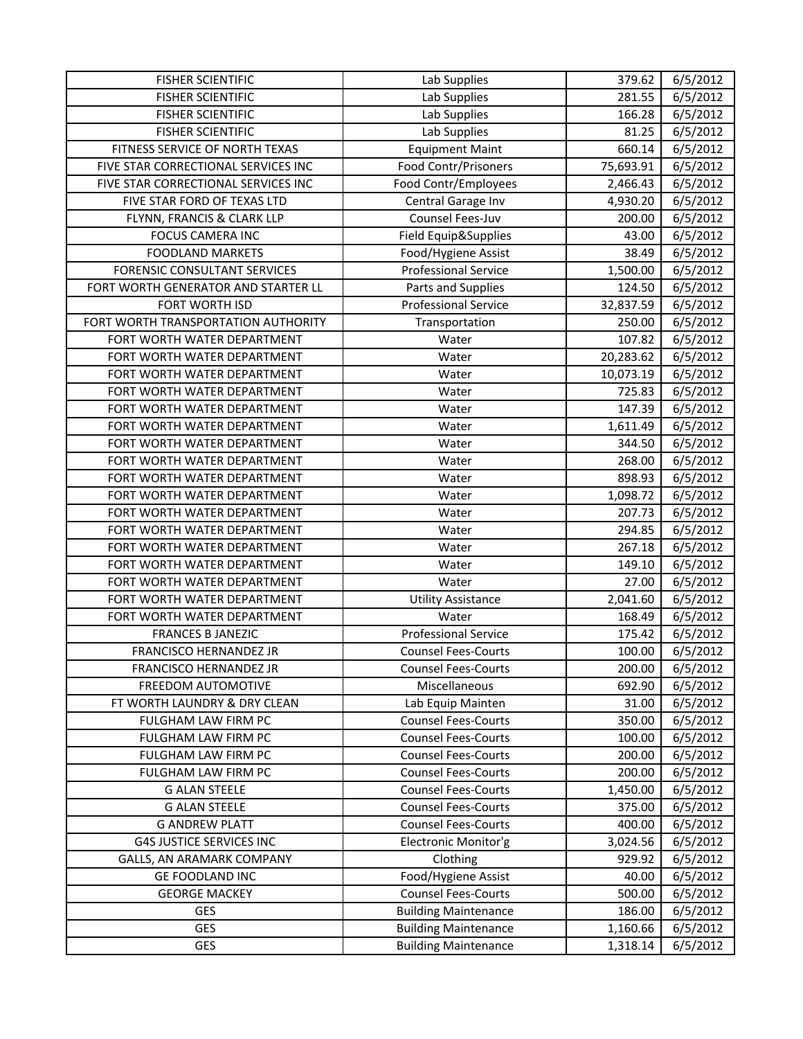| | | | |
|---|---|---|---|
| FISHER SCIENTIFIC | Lab Supplies | 379.62 | 6/5/2012 |
| FISHER SCIENTIFIC | Lab Supplies | 281.55 | 6/5/2012 |
| FISHER SCIENTIFIC | Lab Supplies | 166.28 | 6/5/2012 |
| FISHER SCIENTIFIC | Lab Supplies | 81.25 | 6/5/2012 |
| FITNESS SERVICE OF NORTH TEXAS | Equipment Maint | 660.14 | 6/5/2012 |
| FIVE STAR CORRECTIONAL SERVICES INC | Food Contr/Prisoners | 75,693.91 | 6/5/2012 |
| FIVE STAR CORRECTIONAL SERVICES INC | Food Contr/Employees | 2,466.43 | 6/5/2012 |
| FIVE STAR FORD OF TEXAS LTD | Central Garage Inv | 4,930.20 | 6/5/2012 |
| FLYNN, FRANCIS & CLARK LLP | Counsel Fees-Juv | 200.00 | 6/5/2012 |
| FOCUS CAMERA INC | Field Equip&Supplies | 43.00 | 6/5/2012 |
| FOODLAND MARKETS | Food/Hygiene Assist | 38.49 | 6/5/2012 |
| FORENSIC CONSULTANT SERVICES | Professional Service | 1,500.00 | 6/5/2012 |
| FORT WORTH GENERATOR AND STARTER LL | Parts and Supplies | 124.50 | 6/5/2012 |
| FORT WORTH ISD | Professional Service | 32,837.59 | 6/5/2012 |
| FORT WORTH TRANSPORTATION AUTHORITY | Transportation | 250.00 | 6/5/2012 |
| FORT WORTH WATER DEPARTMENT | Water | 107.82 | 6/5/2012 |
| FORT WORTH WATER DEPARTMENT | Water | 20,283.62 | 6/5/2012 |
| FORT WORTH WATER DEPARTMENT | Water | 10,073.19 | 6/5/2012 |
| FORT WORTH WATER DEPARTMENT | Water | 725.83 | 6/5/2012 |
| FORT WORTH WATER DEPARTMENT | Water | 147.39 | 6/5/2012 |
| FORT WORTH WATER DEPARTMENT | Water | 1,611.49 | 6/5/2012 |
| FORT WORTH WATER DEPARTMENT | Water | 344.50 | 6/5/2012 |
| FORT WORTH WATER DEPARTMENT | Water | 268.00 | 6/5/2012 |
| FORT WORTH WATER DEPARTMENT | Water | 898.93 | 6/5/2012 |
| FORT WORTH WATER DEPARTMENT | Water | 1,098.72 | 6/5/2012 |
| FORT WORTH WATER DEPARTMENT | Water | 207.73 | 6/5/2012 |
| FORT WORTH WATER DEPARTMENT | Water | 294.85 | 6/5/2012 |
| FORT WORTH WATER DEPARTMENT | Water | 267.18 | 6/5/2012 |
| FORT WORTH WATER DEPARTMENT | Water | 149.10 | 6/5/2012 |
| FORT WORTH WATER DEPARTMENT | Water | 27.00 | 6/5/2012 |
| FORT WORTH WATER DEPARTMENT | Utility Assistance | 2,041.60 | 6/5/2012 |
| FORT WORTH WATER DEPARTMENT | Water | 168.49 | 6/5/2012 |
| FRANCES B JANEZIC | Professional Service | 175.42 | 6/5/2012 |
| FRANCISCO HERNANDEZ JR | Counsel Fees-Courts | 100.00 | 6/5/2012 |
| FRANCISCO HERNANDEZ JR | Counsel Fees-Courts | 200.00 | 6/5/2012 |
| FREEDOM AUTOMOTIVE | Miscellaneous | 692.90 | 6/5/2012 |
| FT WORTH LAUNDRY & DRY CLEAN | Lab Equip Mainten | 31.00 | 6/5/2012 |
| FULGHAM LAW FIRM PC | Counsel Fees-Courts | 350.00 | 6/5/2012 |
| FULGHAM LAW FIRM PC | Counsel Fees-Courts | 100.00 | 6/5/2012 |
| FULGHAM LAW FIRM PC | Counsel Fees-Courts | 200.00 | 6/5/2012 |
| FULGHAM LAW FIRM PC | Counsel Fees-Courts | 200.00 | 6/5/2012 |
| G ALAN STEELE | Counsel Fees-Courts | 1,450.00 | 6/5/2012 |
| G ALAN STEELE | Counsel Fees-Courts | 375.00 | 6/5/2012 |
| G ANDREW PLATT | Counsel Fees-Courts | 400.00 | 6/5/2012 |
| G4S JUSTICE SERVICES INC | Electronic Monitor'g | 3,024.56 | 6/5/2012 |
| GALLS, AN ARAMARK COMPANY | Clothing | 929.92 | 6/5/2012 |
| GE FOODLAND INC | Food/Hygiene Assist | 40.00 | 6/5/2012 |
| GEORGE MACKEY | Counsel Fees-Courts | 500.00 | 6/5/2012 |
| GES | Building Maintenance | 186.00 | 6/5/2012 |
| GES | Building Maintenance | 1,160.66 | 6/5/2012 |
| GES | Building Maintenance | 1,318.14 | 6/5/2012 |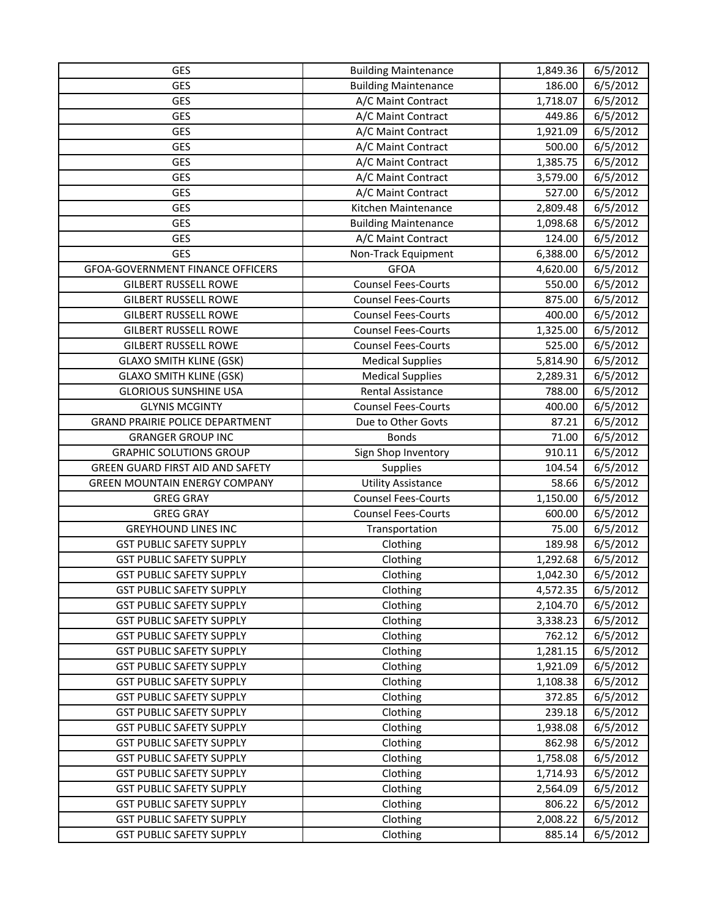| GES | Building Maintenance | 1,849.36 | 6/5/2012 |
|---|---|---|---|
| GES | Building Maintenance | 186.00 | 6/5/2012 |
| GES | A/C Maint Contract | 1,718.07 | 6/5/2012 |
| GES | A/C Maint Contract | 449.86 | 6/5/2012 |
| GES | A/C Maint Contract | 1,921.09 | 6/5/2012 |
| GES | A/C Maint Contract | 500.00 | 6/5/2012 |
| GES | A/C Maint Contract | 1,385.75 | 6/5/2012 |
| GES | A/C Maint Contract | 3,579.00 | 6/5/2012 |
| GES | A/C Maint Contract | 527.00 | 6/5/2012 |
| GES | Kitchen Maintenance | 2,809.48 | 6/5/2012 |
| GES | Building Maintenance | 1,098.68 | 6/5/2012 |
| GES | A/C Maint Contract | 124.00 | 6/5/2012 |
| GES | Non-Track Equipment | 6,388.00 | 6/5/2012 |
| GFOA-GOVERNMENT FINANCE OFFICERS | GFOA | 4,620.00 | 6/5/2012 |
| GILBERT RUSSELL ROWE | Counsel Fees-Courts | 550.00 | 6/5/2012 |
| GILBERT RUSSELL ROWE | Counsel Fees-Courts | 875.00 | 6/5/2012 |
| GILBERT RUSSELL ROWE | Counsel Fees-Courts | 400.00 | 6/5/2012 |
| GILBERT RUSSELL ROWE | Counsel Fees-Courts | 1,325.00 | 6/5/2012 |
| GILBERT RUSSELL ROWE | Counsel Fees-Courts | 525.00 | 6/5/2012 |
| GLAXO SMITH KLINE (GSK) | Medical Supplies | 5,814.90 | 6/5/2012 |
| GLAXO SMITH KLINE (GSK) | Medical Supplies | 2,289.31 | 6/5/2012 |
| GLORIOUS SUNSHINE USA | Rental Assistance | 788.00 | 6/5/2012 |
| GLYNIS MCGINTY | Counsel Fees-Courts | 400.00 | 6/5/2012 |
| GRAND PRAIRIE POLICE DEPARTMENT | Due to Other Govts | 87.21 | 6/5/2012 |
| GRANGER GROUP INC | Bonds | 71.00 | 6/5/2012 |
| GRAPHIC SOLUTIONS GROUP | Sign Shop Inventory | 910.11 | 6/5/2012 |
| GREEN GUARD FIRST AID AND SAFETY | Supplies | 104.54 | 6/5/2012 |
| GREEN MOUNTAIN ENERGY COMPANY | Utility Assistance | 58.66 | 6/5/2012 |
| GREG GRAY | Counsel Fees-Courts | 1,150.00 | 6/5/2012 |
| GREG GRAY | Counsel Fees-Courts | 600.00 | 6/5/2012 |
| GREYHOUND LINES INC | Transportation | 75.00 | 6/5/2012 |
| GST PUBLIC SAFETY SUPPLY | Clothing | 189.98 | 6/5/2012 |
| GST PUBLIC SAFETY SUPPLY | Clothing | 1,292.68 | 6/5/2012 |
| GST PUBLIC SAFETY SUPPLY | Clothing | 1,042.30 | 6/5/2012 |
| GST PUBLIC SAFETY SUPPLY | Clothing | 4,572.35 | 6/5/2012 |
| GST PUBLIC SAFETY SUPPLY | Clothing | 2,104.70 | 6/5/2012 |
| GST PUBLIC SAFETY SUPPLY | Clothing | 3,338.23 | 6/5/2012 |
| GST PUBLIC SAFETY SUPPLY | Clothing | 762.12 | 6/5/2012 |
| GST PUBLIC SAFETY SUPPLY | Clothing | 1,281.15 | 6/5/2012 |
| GST PUBLIC SAFETY SUPPLY | Clothing | 1,921.09 | 6/5/2012 |
| GST PUBLIC SAFETY SUPPLY | Clothing | 1,108.38 | 6/5/2012 |
| GST PUBLIC SAFETY SUPPLY | Clothing | 372.85 | 6/5/2012 |
| GST PUBLIC SAFETY SUPPLY | Clothing | 239.18 | 6/5/2012 |
| GST PUBLIC SAFETY SUPPLY | Clothing | 1,938.08 | 6/5/2012 |
| GST PUBLIC SAFETY SUPPLY | Clothing | 862.98 | 6/5/2012 |
| GST PUBLIC SAFETY SUPPLY | Clothing | 1,758.08 | 6/5/2012 |
| GST PUBLIC SAFETY SUPPLY | Clothing | 1,714.93 | 6/5/2012 |
| GST PUBLIC SAFETY SUPPLY | Clothing | 2,564.09 | 6/5/2012 |
| GST PUBLIC SAFETY SUPPLY | Clothing | 806.22 | 6/5/2012 |
| GST PUBLIC SAFETY SUPPLY | Clothing | 2,008.22 | 6/5/2012 |
| GST PUBLIC SAFETY SUPPLY | Clothing | 885.14 | 6/5/2012 |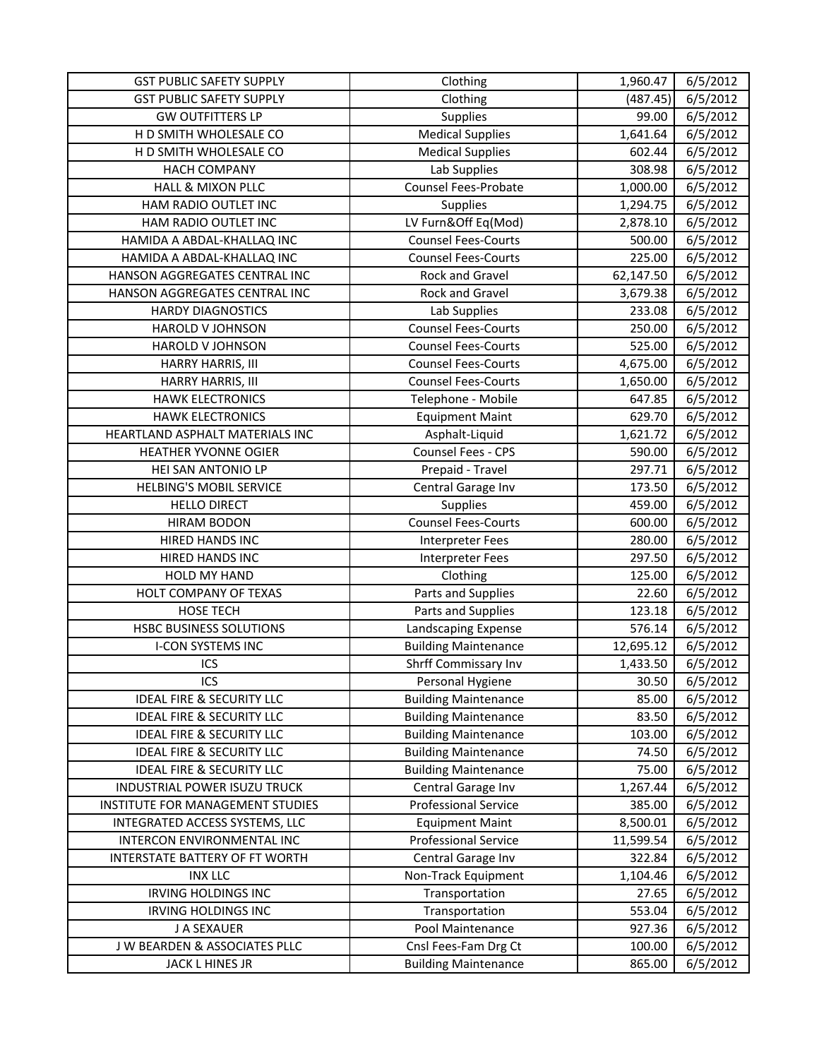| | | | |
|---|---|---|---|
| GST PUBLIC SAFETY SUPPLY | Clothing | 1,960.47 | 6/5/2012 |
| GST PUBLIC SAFETY SUPPLY | Clothing | (487.45) | 6/5/2012 |
| GW OUTFITTERS LP | Supplies | 99.00 | 6/5/2012 |
| H D SMITH WHOLESALE CO | Medical Supplies | 1,641.64 | 6/5/2012 |
| H D SMITH WHOLESALE CO | Medical Supplies | 602.44 | 6/5/2012 |
| HACH COMPANY | Lab Supplies | 308.98 | 6/5/2012 |
| HALL & MIXON PLLC | Counsel Fees-Probate | 1,000.00 | 6/5/2012 |
| HAM RADIO OUTLET INC | Supplies | 1,294.75 | 6/5/2012 |
| HAM RADIO OUTLET INC | LV Furn&Off Eq(Mod) | 2,878.10 | 6/5/2012 |
| HAMIDA A ABDAL-KHALLAQ INC | Counsel Fees-Courts | 500.00 | 6/5/2012 |
| HAMIDA A ABDAL-KHALLAQ INC | Counsel Fees-Courts | 225.00 | 6/5/2012 |
| HANSON AGGREGATES CENTRAL INC | Rock and Gravel | 62,147.50 | 6/5/2012 |
| HANSON AGGREGATES CENTRAL INC | Rock and Gravel | 3,679.38 | 6/5/2012 |
| HARDY DIAGNOSTICS | Lab Supplies | 233.08 | 6/5/2012 |
| HAROLD V JOHNSON | Counsel Fees-Courts | 250.00 | 6/5/2012 |
| HAROLD V JOHNSON | Counsel Fees-Courts | 525.00 | 6/5/2012 |
| HARRY HARRIS, III | Counsel Fees-Courts | 4,675.00 | 6/5/2012 |
| HARRY HARRIS, III | Counsel Fees-Courts | 1,650.00 | 6/5/2012 |
| HAWK ELECTRONICS | Telephone - Mobile | 647.85 | 6/5/2012 |
| HAWK ELECTRONICS | Equipment Maint | 629.70 | 6/5/2012 |
| HEARTLAND ASPHALT MATERIALS INC | Asphalt-Liquid | 1,621.72 | 6/5/2012 |
| HEATHER YVONNE OGIER | Counsel Fees - CPS | 590.00 | 6/5/2012 |
| HEI SAN ANTONIO LP | Prepaid - Travel | 297.71 | 6/5/2012 |
| HELBING'S MOBIL SERVICE | Central Garage Inv | 173.50 | 6/5/2012 |
| HELLO DIRECT | Supplies | 459.00 | 6/5/2012 |
| HIRAM BODON | Counsel Fees-Courts | 600.00 | 6/5/2012 |
| HIRED HANDS INC | Interpreter Fees | 280.00 | 6/5/2012 |
| HIRED HANDS INC | Interpreter Fees | 297.50 | 6/5/2012 |
| HOLD MY HAND | Clothing | 125.00 | 6/5/2012 |
| HOLT COMPANY OF TEXAS | Parts and Supplies | 22.60 | 6/5/2012 |
| HOSE TECH | Parts and Supplies | 123.18 | 6/5/2012 |
| HSBC BUSINESS SOLUTIONS | Landscaping Expense | 576.14 | 6/5/2012 |
| I-CON SYSTEMS INC | Building Maintenance | 12,695.12 | 6/5/2012 |
| ICS | Shrff Commissary Inv | 1,433.50 | 6/5/2012 |
| ICS | Personal Hygiene | 30.50 | 6/5/2012 |
| IDEAL FIRE & SECURITY LLC | Building Maintenance | 85.00 | 6/5/2012 |
| IDEAL FIRE & SECURITY LLC | Building Maintenance | 83.50 | 6/5/2012 |
| IDEAL FIRE & SECURITY LLC | Building Maintenance | 103.00 | 6/5/2012 |
| IDEAL FIRE & SECURITY LLC | Building Maintenance | 74.50 | 6/5/2012 |
| IDEAL FIRE & SECURITY LLC | Building Maintenance | 75.00 | 6/5/2012 |
| INDUSTRIAL POWER ISUZU TRUCK | Central Garage Inv | 1,267.44 | 6/5/2012 |
| INSTITUTE FOR MANAGEMENT STUDIES | Professional Service | 385.00 | 6/5/2012 |
| INTEGRATED ACCESS SYSTEMS, LLC | Equipment Maint | 8,500.01 | 6/5/2012 |
| INTERCON ENVIRONMENTAL INC | Professional Service | 11,599.54 | 6/5/2012 |
| INTERSTATE BATTERY OF FT WORTH | Central Garage Inv | 322.84 | 6/5/2012 |
| INX LLC | Non-Track Equipment | 1,104.46 | 6/5/2012 |
| IRVING HOLDINGS INC | Transportation | 27.65 | 6/5/2012 |
| IRVING HOLDINGS INC | Transportation | 553.04 | 6/5/2012 |
| J A SEXAUER | Pool Maintenance | 927.36 | 6/5/2012 |
| J W BEARDEN & ASSOCIATES PLLC | Cnsl Fees-Fam Drg Ct | 100.00 | 6/5/2012 |
| JACK L HINES JR | Building Maintenance | 865.00 | 6/5/2012 |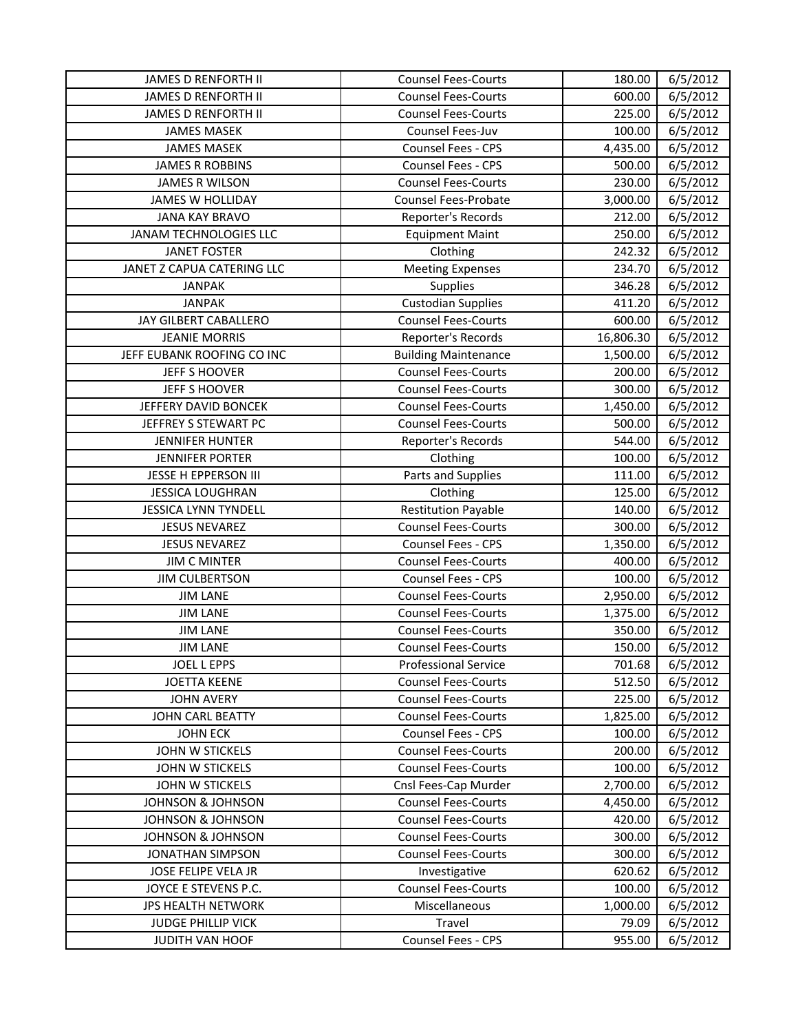| JAMES D RENFORTH II | Counsel Fees-Courts | 180.00 | 6/5/2012 |
|---|---|---|---|
| JAMES D RENFORTH II | Counsel Fees-Courts | 600.00 | 6/5/2012 |
| JAMES D RENFORTH II | Counsel Fees-Courts | 225.00 | 6/5/2012 |
| JAMES MASEK | Counsel Fees-Juv | 100.00 | 6/5/2012 |
| JAMES MASEK | Counsel Fees - CPS | 4,435.00 | 6/5/2012 |
| JAMES R ROBBINS | Counsel Fees - CPS | 500.00 | 6/5/2012 |
| JAMES R WILSON | Counsel Fees-Courts | 230.00 | 6/5/2012 |
| JAMES W HOLLIDAY | Counsel Fees-Probate | 3,000.00 | 6/5/2012 |
| JANA KAY BRAVO | Reporter's Records | 212.00 | 6/5/2012 |
| JANAM TECHNOLOGIES LLC | Equipment Maint | 250.00 | 6/5/2012 |
| JANET FOSTER | Clothing | 242.32 | 6/5/2012 |
| JANET Z CAPUA CATERING LLC | Meeting Expenses | 234.70 | 6/5/2012 |
| JANPAK | Supplies | 346.28 | 6/5/2012 |
| JANPAK | Custodian Supplies | 411.20 | 6/5/2012 |
| JAY GILBERT CABALLERO | Counsel Fees-Courts | 600.00 | 6/5/2012 |
| JEANIE MORRIS | Reporter's Records | 16,806.30 | 6/5/2012 |
| JEFF EUBANK ROOFING CO INC | Building Maintenance | 1,500.00 | 6/5/2012 |
| JEFF S HOOVER | Counsel Fees-Courts | 200.00 | 6/5/2012 |
| JEFF S HOOVER | Counsel Fees-Courts | 300.00 | 6/5/2012 |
| JEFFERY DAVID BONCEK | Counsel Fees-Courts | 1,450.00 | 6/5/2012 |
| JEFFREY S STEWART PC | Counsel Fees-Courts | 500.00 | 6/5/2012 |
| JENNIFER HUNTER | Reporter's Records | 544.00 | 6/5/2012 |
| JENNIFER PORTER | Clothing | 100.00 | 6/5/2012 |
| JESSE H EPPERSON III | Parts and Supplies | 111.00 | 6/5/2012 |
| JESSICA LOUGHRAN | Clothing | 125.00 | 6/5/2012 |
| JESSICA LYNN TYNDELL | Restitution Payable | 140.00 | 6/5/2012 |
| JESUS NEVAREZ | Counsel Fees-Courts | 300.00 | 6/5/2012 |
| JESUS NEVAREZ | Counsel Fees - CPS | 1,350.00 | 6/5/2012 |
| JIM C MINTER | Counsel Fees-Courts | 400.00 | 6/5/2012 |
| JIM CULBERTSON | Counsel Fees - CPS | 100.00 | 6/5/2012 |
| JIM LANE | Counsel Fees-Courts | 2,950.00 | 6/5/2012 |
| JIM LANE | Counsel Fees-Courts | 1,375.00 | 6/5/2012 |
| JIM LANE | Counsel Fees-Courts | 350.00 | 6/5/2012 |
| JIM LANE | Counsel Fees-Courts | 150.00 | 6/5/2012 |
| JOEL L EPPS | Professional Service | 701.68 | 6/5/2012 |
| JOETTA KEENE | Counsel Fees-Courts | 512.50 | 6/5/2012 |
| JOHN AVERY | Counsel Fees-Courts | 225.00 | 6/5/2012 |
| JOHN CARL BEATTY | Counsel Fees-Courts | 1,825.00 | 6/5/2012 |
| JOHN ECK | Counsel Fees - CPS | 100.00 | 6/5/2012 |
| JOHN W STICKELS | Counsel Fees-Courts | 200.00 | 6/5/2012 |
| JOHN W STICKELS | Counsel Fees-Courts | 100.00 | 6/5/2012 |
| JOHN W STICKELS | Cnsl Fees-Cap Murder | 2,700.00 | 6/5/2012 |
| JOHNSON & JOHNSON | Counsel Fees-Courts | 4,450.00 | 6/5/2012 |
| JOHNSON & JOHNSON | Counsel Fees-Courts | 420.00 | 6/5/2012 |
| JOHNSON & JOHNSON | Counsel Fees-Courts | 300.00 | 6/5/2012 |
| JONATHAN SIMPSON | Counsel Fees-Courts | 300.00 | 6/5/2012 |
| JOSE FELIPE VELA JR | Investigative | 620.62 | 6/5/2012 |
| JOYCE E STEVENS P.C. | Counsel Fees-Courts | 100.00 | 6/5/2012 |
| JPS HEALTH NETWORK | Miscellaneous | 1,000.00 | 6/5/2012 |
| JUDGE PHILLIP VICK | Travel | 79.09 | 6/5/2012 |
| JUDITH VAN HOOF | Counsel Fees - CPS | 955.00 | 6/5/2012 |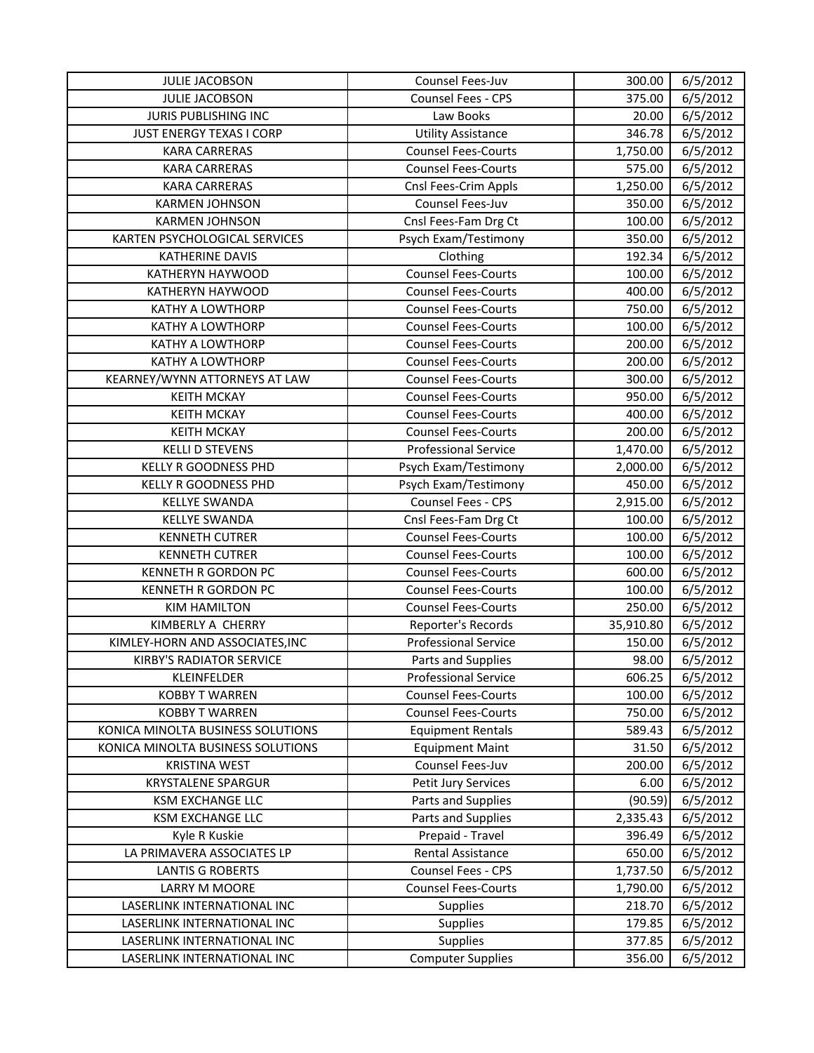| JULIE JACOBSON | Counsel Fees-Juv | 300.00 | 6/5/2012 |
|---|---|---|---|
| JULIE JACOBSON | Counsel Fees - CPS | 375.00 | 6/5/2012 |
| JURIS PUBLISHING INC | Law Books | 20.00 | 6/5/2012 |
| JUST ENERGY TEXAS I CORP | Utility Assistance | 346.78 | 6/5/2012 |
| KARA CARRERAS | Counsel Fees-Courts | 1,750.00 | 6/5/2012 |
| KARA CARRERAS | Counsel Fees-Courts | 575.00 | 6/5/2012 |
| KARA CARRERAS | Cnsl Fees-Crim Appls | 1,250.00 | 6/5/2012 |
| KARMEN JOHNSON | Counsel Fees-Juv | 350.00 | 6/5/2012 |
| KARMEN JOHNSON | Cnsl Fees-Fam Drg Ct | 100.00 | 6/5/2012 |
| KARTEN PSYCHOLOGICAL SERVICES | Psych Exam/Testimony | 350.00 | 6/5/2012 |
| KATHERINE DAVIS | Clothing | 192.34 | 6/5/2012 |
| KATHERYN HAYWOOD | Counsel Fees-Courts | 100.00 | 6/5/2012 |
| KATHERYN HAYWOOD | Counsel Fees-Courts | 400.00 | 6/5/2012 |
| KATHY A LOWTHORP | Counsel Fees-Courts | 750.00 | 6/5/2012 |
| KATHY A LOWTHORP | Counsel Fees-Courts | 100.00 | 6/5/2012 |
| KATHY A LOWTHORP | Counsel Fees-Courts | 200.00 | 6/5/2012 |
| KATHY A LOWTHORP | Counsel Fees-Courts | 200.00 | 6/5/2012 |
| KEARNEY/WYNN ATTORNEYS AT LAW | Counsel Fees-Courts | 300.00 | 6/5/2012 |
| KEITH MCKAY | Counsel Fees-Courts | 950.00 | 6/5/2012 |
| KEITH MCKAY | Counsel Fees-Courts | 400.00 | 6/5/2012 |
| KEITH MCKAY | Counsel Fees-Courts | 200.00 | 6/5/2012 |
| KELLI D STEVENS | Professional Service | 1,470.00 | 6/5/2012 |
| KELLY R GOODNESS PHD | Psych Exam/Testimony | 2,000.00 | 6/5/2012 |
| KELLY R GOODNESS PHD | Psych Exam/Testimony | 450.00 | 6/5/2012 |
| KELLYE SWANDA | Counsel Fees - CPS | 2,915.00 | 6/5/2012 |
| KELLYE SWANDA | Cnsl Fees-Fam Drg Ct | 100.00 | 6/5/2012 |
| KENNETH CUTRER | Counsel Fees-Courts | 100.00 | 6/5/2012 |
| KENNETH CUTRER | Counsel Fees-Courts | 100.00 | 6/5/2012 |
| KENNETH R GORDON PC | Counsel Fees-Courts | 600.00 | 6/5/2012 |
| KENNETH R GORDON PC | Counsel Fees-Courts | 100.00 | 6/5/2012 |
| KIM HAMILTON | Counsel Fees-Courts | 250.00 | 6/5/2012 |
| KIMBERLY A CHERRY | Reporter's Records | 35,910.80 | 6/5/2012 |
| KIMLEY-HORN AND ASSOCIATES,INC | Professional Service | 150.00 | 6/5/2012 |
| KIRBY'S RADIATOR SERVICE | Parts and Supplies | 98.00 | 6/5/2012 |
| KLEINFELDER | Professional Service | 606.25 | 6/5/2012 |
| KOBBY T WARREN | Counsel Fees-Courts | 100.00 | 6/5/2012 |
| KOBBY T WARREN | Counsel Fees-Courts | 750.00 | 6/5/2012 |
| KONICA MINOLTA BUSINESS SOLUTIONS | Equipment Rentals | 589.43 | 6/5/2012 |
| KONICA MINOLTA BUSINESS SOLUTIONS | Equipment Maint | 31.50 | 6/5/2012 |
| KRISTINA WEST | Counsel Fees-Juv | 200.00 | 6/5/2012 |
| KRYSTALENE SPARGUR | Petit Jury Services | 6.00 | 6/5/2012 |
| KSM EXCHANGE LLC | Parts and Supplies | (90.59) | 6/5/2012 |
| KSM EXCHANGE LLC | Parts and Supplies | 2,335.43 | 6/5/2012 |
| Kyle R Kuskie | Prepaid - Travel | 396.49 | 6/5/2012 |
| LA PRIMAVERA ASSOCIATES LP | Rental Assistance | 650.00 | 6/5/2012 |
| LANTIS G ROBERTS | Counsel Fees - CPS | 1,737.50 | 6/5/2012 |
| LARRY M MOORE | Counsel Fees-Courts | 1,790.00 | 6/5/2012 |
| LASERLINK INTERNATIONAL INC | Supplies | 218.70 | 6/5/2012 |
| LASERLINK INTERNATIONAL INC | Supplies | 179.85 | 6/5/2012 |
| LASERLINK INTERNATIONAL INC | Supplies | 377.85 | 6/5/2012 |
| LASERLINK INTERNATIONAL INC | Computer Supplies | 356.00 | 6/5/2012 |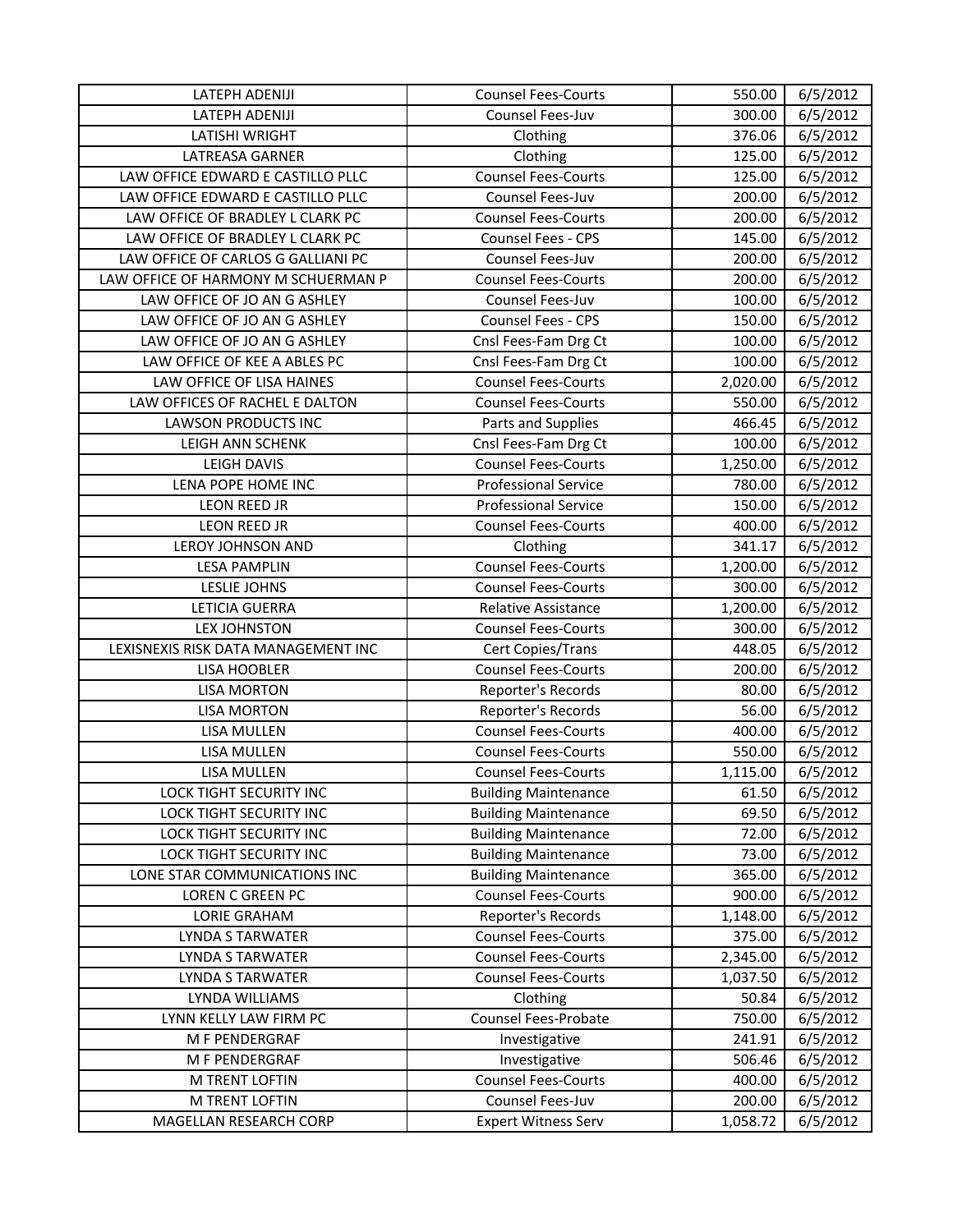| LATEPH ADENIJI | Counsel Fees-Courts | 550.00 | 6/5/2012 |
|---|---|---|---|
| LATEPH ADENIJI | Counsel Fees-Juv | 300.00 | 6/5/2012 |
| LATISHI WRIGHT | Clothing | 376.06 | 6/5/2012 |
| LATREASA GARNER | Clothing | 125.00 | 6/5/2012 |
| LAW OFFICE EDWARD E CASTILLO PLLC | Counsel Fees-Courts | 125.00 | 6/5/2012 |
| LAW OFFICE EDWARD E CASTILLO PLLC | Counsel Fees-Juv | 200.00 | 6/5/2012 |
| LAW OFFICE OF BRADLEY L CLARK PC | Counsel Fees-Courts | 200.00 | 6/5/2012 |
| LAW OFFICE OF BRADLEY L CLARK PC | Counsel Fees - CPS | 145.00 | 6/5/2012 |
| LAW OFFICE OF CARLOS G GALLIANI PC | Counsel Fees-Juv | 200.00 | 6/5/2012 |
| LAW OFFICE OF HARMONY M SCHUERMAN P | Counsel Fees-Courts | 200.00 | 6/5/2012 |
| LAW OFFICE OF JO AN G ASHLEY | Counsel Fees-Juv | 100.00 | 6/5/2012 |
| LAW OFFICE OF JO AN G ASHLEY | Counsel Fees - CPS | 150.00 | 6/5/2012 |
| LAW OFFICE OF JO AN G ASHLEY | Cnsl Fees-Fam Drg Ct | 100.00 | 6/5/2012 |
| LAW OFFICE OF KEE A ABLES PC | Cnsl Fees-Fam Drg Ct | 100.00 | 6/5/2012 |
| LAW OFFICE OF LISA HAINES | Counsel Fees-Courts | 2,020.00 | 6/5/2012 |
| LAW OFFICES OF RACHEL E DALTON | Counsel Fees-Courts | 550.00 | 6/5/2012 |
| LAWSON PRODUCTS INC | Parts and Supplies | 466.45 | 6/5/2012 |
| LEIGH ANN SCHENK | Cnsl Fees-Fam Drg Ct | 100.00 | 6/5/2012 |
| LEIGH DAVIS | Counsel Fees-Courts | 1,250.00 | 6/5/2012 |
| LENA POPE HOME INC | Professional Service | 780.00 | 6/5/2012 |
| LEON REED JR | Professional Service | 150.00 | 6/5/2012 |
| LEON REED JR | Counsel Fees-Courts | 400.00 | 6/5/2012 |
| LEROY JOHNSON AND | Clothing | 341.17 | 6/5/2012 |
| LESA PAMPLIN | Counsel Fees-Courts | 1,200.00 | 6/5/2012 |
| LESLIE JOHNS | Counsel Fees-Courts | 300.00 | 6/5/2012 |
| LETICIA GUERRA | Relative Assistance | 1,200.00 | 6/5/2012 |
| LEX JOHNSTON | Counsel Fees-Courts | 300.00 | 6/5/2012 |
| LEXISNEXIS RISK DATA MANAGEMENT INC | Cert Copies/Trans | 448.05 | 6/5/2012 |
| LISA HOOBLER | Counsel Fees-Courts | 200.00 | 6/5/2012 |
| LISA MORTON | Reporter's Records | 80.00 | 6/5/2012 |
| LISA MORTON | Reporter's Records | 56.00 | 6/5/2012 |
| LISA MULLEN | Counsel Fees-Courts | 400.00 | 6/5/2012 |
| LISA MULLEN | Counsel Fees-Courts | 550.00 | 6/5/2012 |
| LISA MULLEN | Counsel Fees-Courts | 1,115.00 | 6/5/2012 |
| LOCK TIGHT SECURITY INC | Building Maintenance | 61.50 | 6/5/2012 |
| LOCK TIGHT SECURITY INC | Building Maintenance | 69.50 | 6/5/2012 |
| LOCK TIGHT SECURITY INC | Building Maintenance | 72.00 | 6/5/2012 |
| LOCK TIGHT SECURITY INC | Building Maintenance | 73.00 | 6/5/2012 |
| LONE STAR COMMUNICATIONS INC | Building Maintenance | 365.00 | 6/5/2012 |
| LOREN C GREEN PC | Counsel Fees-Courts | 900.00 | 6/5/2012 |
| LORIE GRAHAM | Reporter's Records | 1,148.00 | 6/5/2012 |
| LYNDA S TARWATER | Counsel Fees-Courts | 375.00 | 6/5/2012 |
| LYNDA S TARWATER | Counsel Fees-Courts | 2,345.00 | 6/5/2012 |
| LYNDA S TARWATER | Counsel Fees-Courts | 1,037.50 | 6/5/2012 |
| LYNDA WILLIAMS | Clothing | 50.84 | 6/5/2012 |
| LYNN KELLY LAW FIRM PC | Counsel Fees-Probate | 750.00 | 6/5/2012 |
| M F PENDERGRAF | Investigative | 241.91 | 6/5/2012 |
| M F PENDERGRAF | Investigative | 506.46 | 6/5/2012 |
| M TRENT LOFTIN | Counsel Fees-Courts | 400.00 | 6/5/2012 |
| M TRENT LOFTIN | Counsel Fees-Juv | 200.00 | 6/5/2012 |
| MAGELLAN RESEARCH CORP | Expert Witness Serv | 1,058.72 | 6/5/2012 |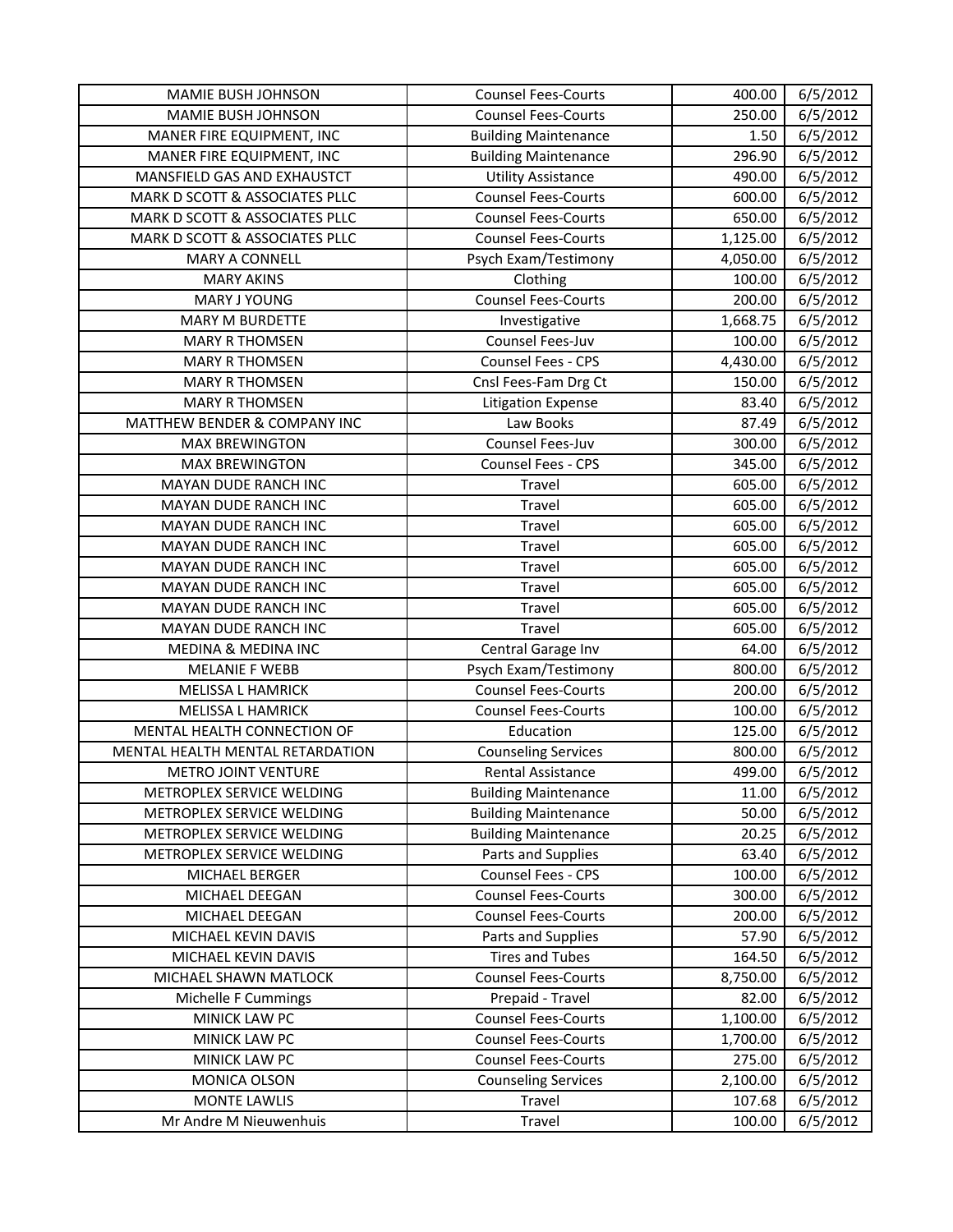| | | | |
|---|---|---|---|
| MAMIE BUSH JOHNSON | Counsel Fees-Courts | 400.00 | 6/5/2012 |
| MAMIE BUSH JOHNSON | Counsel Fees-Courts | 250.00 | 6/5/2012 |
| MANER FIRE EQUIPMENT, INC | Building Maintenance | 1.50 | 6/5/2012 |
| MANER FIRE EQUIPMENT, INC | Building Maintenance | 296.90 | 6/5/2012 |
| MANSFIELD GAS AND EXHAUSTCT | Utility Assistance | 490.00 | 6/5/2012 |
| MARK D SCOTT & ASSOCIATES PLLC | Counsel Fees-Courts | 600.00 | 6/5/2012 |
| MARK D SCOTT & ASSOCIATES PLLC | Counsel Fees-Courts | 650.00 | 6/5/2012 |
| MARK D SCOTT & ASSOCIATES PLLC | Counsel Fees-Courts | 1,125.00 | 6/5/2012 |
| MARY A CONNELL | Psych Exam/Testimony | 4,050.00 | 6/5/2012 |
| MARY AKINS | Clothing | 100.00 | 6/5/2012 |
| MARY J YOUNG | Counsel Fees-Courts | 200.00 | 6/5/2012 |
| MARY M BURDETTE | Investigative | 1,668.75 | 6/5/2012 |
| MARY R THOMSEN | Counsel Fees-Juv | 100.00 | 6/5/2012 |
| MARY R THOMSEN | Counsel Fees - CPS | 4,430.00 | 6/5/2012 |
| MARY R THOMSEN | Cnsl Fees-Fam Drg Ct | 150.00 | 6/5/2012 |
| MARY R THOMSEN | Litigation Expense | 83.40 | 6/5/2012 |
| MATTHEW BENDER & COMPANY INC | Law Books | 87.49 | 6/5/2012 |
| MAX BREWINGTON | Counsel Fees-Juv | 300.00 | 6/5/2012 |
| MAX BREWINGTON | Counsel Fees - CPS | 345.00 | 6/5/2012 |
| MAYAN DUDE RANCH INC | Travel | 605.00 | 6/5/2012 |
| MAYAN DUDE RANCH INC | Travel | 605.00 | 6/5/2012 |
| MAYAN DUDE RANCH INC | Travel | 605.00 | 6/5/2012 |
| MAYAN DUDE RANCH INC | Travel | 605.00 | 6/5/2012 |
| MAYAN DUDE RANCH INC | Travel | 605.00 | 6/5/2012 |
| MAYAN DUDE RANCH INC | Travel | 605.00 | 6/5/2012 |
| MAYAN DUDE RANCH INC | Travel | 605.00 | 6/5/2012 |
| MAYAN DUDE RANCH INC | Travel | 605.00 | 6/5/2012 |
| MEDINA & MEDINA INC | Central Garage Inv | 64.00 | 6/5/2012 |
| MELANIE F WEBB | Psych Exam/Testimony | 800.00 | 6/5/2012 |
| MELISSA L HAMRICK | Counsel Fees-Courts | 200.00 | 6/5/2012 |
| MELISSA L HAMRICK | Counsel Fees-Courts | 100.00 | 6/5/2012 |
| MENTAL HEALTH CONNECTION OF | Education | 125.00 | 6/5/2012 |
| MENTAL HEALTH MENTAL RETARDATION | Counseling Services | 800.00 | 6/5/2012 |
| METRO JOINT VENTURE | Rental Assistance | 499.00 | 6/5/2012 |
| METROPLEX SERVICE WELDING | Building Maintenance | 11.00 | 6/5/2012 |
| METROPLEX SERVICE WELDING | Building Maintenance | 50.00 | 6/5/2012 |
| METROPLEX SERVICE WELDING | Building Maintenance | 20.25 | 6/5/2012 |
| METROPLEX SERVICE WELDING | Parts and Supplies | 63.40 | 6/5/2012 |
| MICHAEL BERGER | Counsel Fees - CPS | 100.00 | 6/5/2012 |
| MICHAEL DEEGAN | Counsel Fees-Courts | 300.00 | 6/5/2012 |
| MICHAEL DEEGAN | Counsel Fees-Courts | 200.00 | 6/5/2012 |
| MICHAEL KEVIN DAVIS | Parts and Supplies | 57.90 | 6/5/2012 |
| MICHAEL KEVIN DAVIS | Tires and Tubes | 164.50 | 6/5/2012 |
| MICHAEL SHAWN MATLOCK | Counsel Fees-Courts | 8,750.00 | 6/5/2012 |
| Michelle F Cummings | Prepaid - Travel | 82.00 | 6/5/2012 |
| MINICK LAW PC | Counsel Fees-Courts | 1,100.00 | 6/5/2012 |
| MINICK LAW PC | Counsel Fees-Courts | 1,700.00 | 6/5/2012 |
| MINICK LAW PC | Counsel Fees-Courts | 275.00 | 6/5/2012 |
| MONICA OLSON | Counseling Services | 2,100.00 | 6/5/2012 |
| MONTE LAWLIS | Travel | 107.68 | 6/5/2012 |
| Mr Andre M Nieuwenhuis | Travel | 100.00 | 6/5/2012 |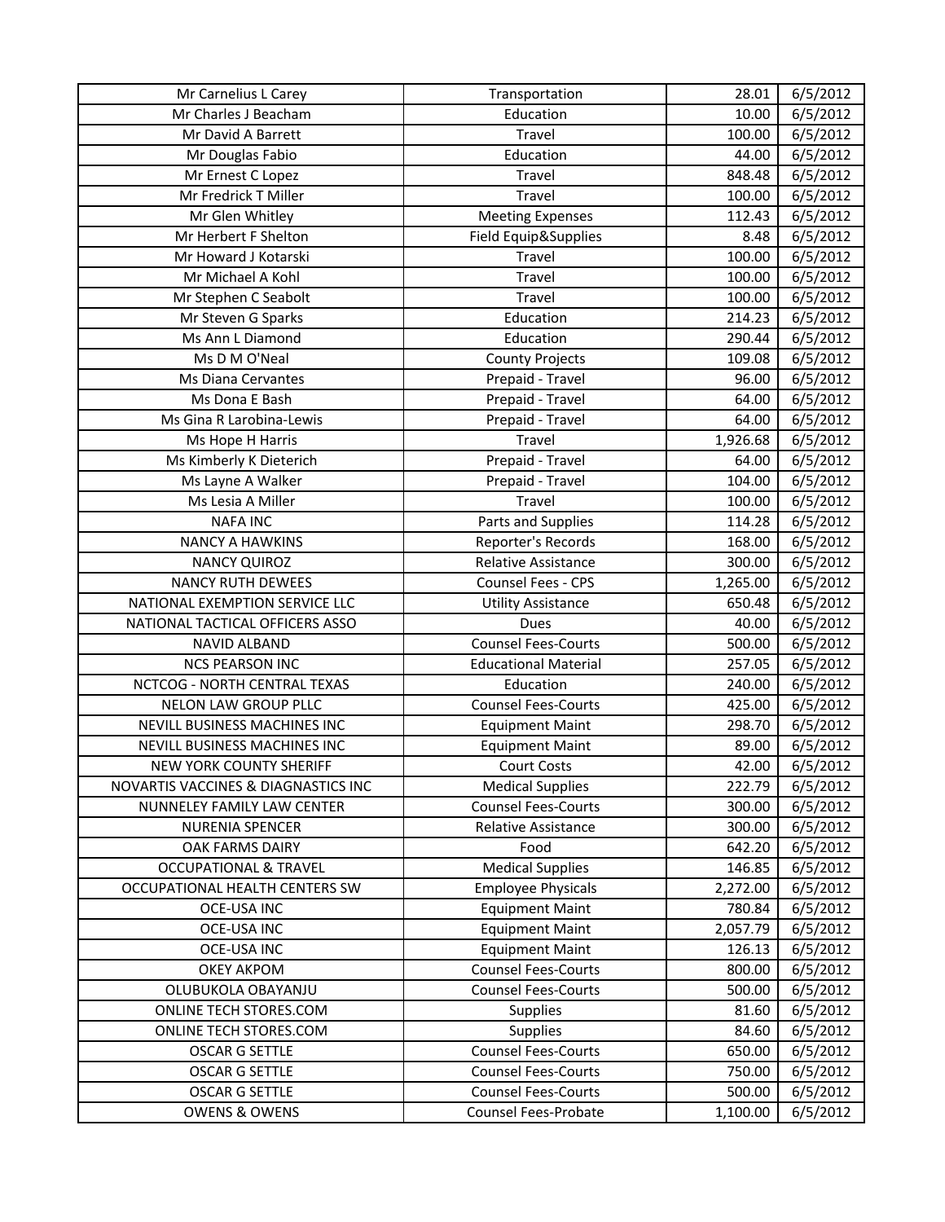| Mr Carnelius L Carey | Transportation | 28.01 | 6/5/2012 |
|---|---|---|---|
| Mr Charles J Beacham | Education | 10.00 | 6/5/2012 |
| Mr David A Barrett | Travel | 100.00 | 6/5/2012 |
| Mr Douglas Fabio | Education | 44.00 | 6/5/2012 |
| Mr Ernest C Lopez | Travel | 848.48 | 6/5/2012 |
| Mr Fredrick T Miller | Travel | 100.00 | 6/5/2012 |
| Mr Glen Whitley | Meeting Expenses | 112.43 | 6/5/2012 |
| Mr Herbert F Shelton | Field Equip&Supplies | 8.48 | 6/5/2012 |
| Mr Howard J Kotarski | Travel | 100.00 | 6/5/2012 |
| Mr Michael A Kohl | Travel | 100.00 | 6/5/2012 |
| Mr Stephen C Seabolt | Travel | 100.00 | 6/5/2012 |
| Mr Steven G Sparks | Education | 214.23 | 6/5/2012 |
| Ms Ann L Diamond | Education | 290.44 | 6/5/2012 |
| Ms D M O'Neal | County Projects | 109.08 | 6/5/2012 |
| Ms Diana Cervantes | Prepaid - Travel | 96.00 | 6/5/2012 |
| Ms Dona E Bash | Prepaid - Travel | 64.00 | 6/5/2012 |
| Ms Gina R Larobina-Lewis | Prepaid - Travel | 64.00 | 6/5/2012 |
| Ms Hope H Harris | Travel | 1,926.68 | 6/5/2012 |
| Ms Kimberly K Dieterich | Prepaid - Travel | 64.00 | 6/5/2012 |
| Ms Layne A Walker | Prepaid - Travel | 104.00 | 6/5/2012 |
| Ms Lesia A Miller | Travel | 100.00 | 6/5/2012 |
| NAFA INC | Parts and Supplies | 114.28 | 6/5/2012 |
| NANCY A HAWKINS | Reporter's Records | 168.00 | 6/5/2012 |
| NANCY QUIROZ | Relative Assistance | 300.00 | 6/5/2012 |
| NANCY RUTH DEWEES | Counsel Fees - CPS | 1,265.00 | 6/5/2012 |
| NATIONAL EXEMPTION SERVICE LLC | Utility Assistance | 650.48 | 6/5/2012 |
| NATIONAL TACTICAL OFFICERS ASSO | Dues | 40.00 | 6/5/2012 |
| NAVID ALBAND | Counsel Fees-Courts | 500.00 | 6/5/2012 |
| NCS PEARSON INC | Educational Material | 257.05 | 6/5/2012 |
| NCTCOG - NORTH CENTRAL TEXAS | Education | 240.00 | 6/5/2012 |
| NELON LAW GROUP PLLC | Counsel Fees-Courts | 425.00 | 6/5/2012 |
| NEVILL BUSINESS MACHINES INC | Equipment Maint | 298.70 | 6/5/2012 |
| NEVILL BUSINESS MACHINES INC | Equipment Maint | 89.00 | 6/5/2012 |
| NEW YORK COUNTY SHERIFF | Court Costs | 42.00 | 6/5/2012 |
| NOVARTIS VACCINES & DIAGNASTICS INC | Medical Supplies | 222.79 | 6/5/2012 |
| NUNNELEY FAMILY LAW CENTER | Counsel Fees-Courts | 300.00 | 6/5/2012 |
| NURENIA SPENCER | Relative Assistance | 300.00 | 6/5/2012 |
| OAK FARMS DAIRY | Food | 642.20 | 6/5/2012 |
| OCCUPATIONAL & TRAVEL | Medical Supplies | 146.85 | 6/5/2012 |
| OCCUPATIONAL HEALTH CENTERS SW | Employee Physicals | 2,272.00 | 6/5/2012 |
| OCE-USA INC | Equipment Maint | 780.84 | 6/5/2012 |
| OCE-USA INC | Equipment Maint | 2,057.79 | 6/5/2012 |
| OCE-USA INC | Equipment Maint | 126.13 | 6/5/2012 |
| OKEY AKPOM | Counsel Fees-Courts | 800.00 | 6/5/2012 |
| OLUBUKOLA OBAYANJU | Counsel Fees-Courts | 500.00 | 6/5/2012 |
| ONLINE TECH STORES.COM | Supplies | 81.60 | 6/5/2012 |
| ONLINE TECH STORES.COM | Supplies | 84.60 | 6/5/2012 |
| OSCAR G SETTLE | Counsel Fees-Courts | 650.00 | 6/5/2012 |
| OSCAR G SETTLE | Counsel Fees-Courts | 750.00 | 6/5/2012 |
| OSCAR G SETTLE | Counsel Fees-Courts | 500.00 | 6/5/2012 |
| OWENS & OWENS | Counsel Fees-Probate | 1,100.00 | 6/5/2012 |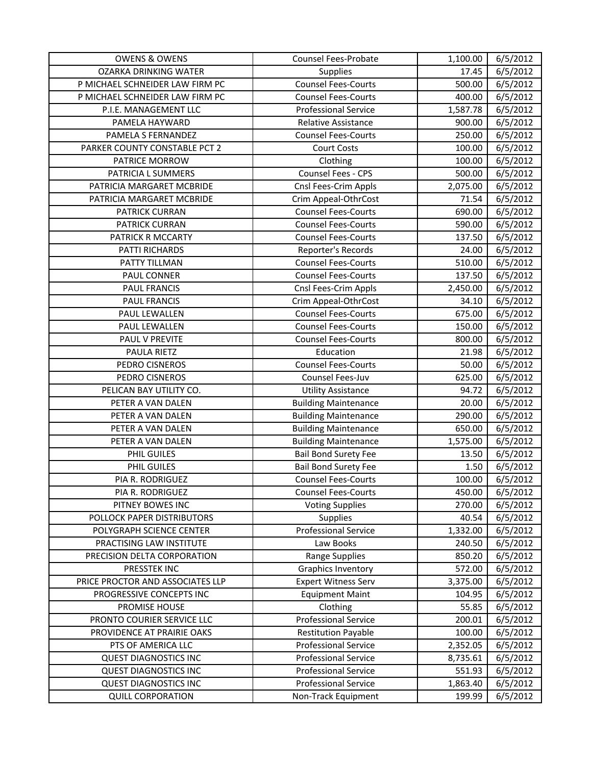| OWENS & OWENS | Counsel Fees-Probate | 1,100.00 | 6/5/2012 |
|---|---|---|---|
| OZARKA DRINKING WATER | Supplies | 17.45 | 6/5/2012 |
| P MICHAEL SCHNEIDER LAW FIRM PC | Counsel Fees-Courts | 500.00 | 6/5/2012 |
| P MICHAEL SCHNEIDER LAW FIRM PC | Counsel Fees-Courts | 400.00 | 6/5/2012 |
| P.I.E. MANAGEMENT LLC | Professional Service | 1,587.78 | 6/5/2012 |
| PAMELA HAYWARD | Relative Assistance | 900.00 | 6/5/2012 |
| PAMELA S FERNANDEZ | Counsel Fees-Courts | 250.00 | 6/5/2012 |
| PARKER COUNTY CONSTABLE PCT 2 | Court Costs | 100.00 | 6/5/2012 |
| PATRICE MORROW | Clothing | 100.00 | 6/5/2012 |
| PATRICIA L SUMMERS | Counsel Fees - CPS | 500.00 | 6/5/2012 |
| PATRICIA MARGARET MCBRIDE | Cnsl Fees-Crim Appls | 2,075.00 | 6/5/2012 |
| PATRICIA MARGARET MCBRIDE | Crim Appeal-OthrCost | 71.54 | 6/5/2012 |
| PATRICK CURRAN | Counsel Fees-Courts | 690.00 | 6/5/2012 |
| PATRICK CURRAN | Counsel Fees-Courts | 590.00 | 6/5/2012 |
| PATRICK R MCCARTY | Counsel Fees-Courts | 137.50 | 6/5/2012 |
| PATTI RICHARDS | Reporter's Records | 24.00 | 6/5/2012 |
| PATTY TILLMAN | Counsel Fees-Courts | 510.00 | 6/5/2012 |
| PAUL CONNER | Counsel Fees-Courts | 137.50 | 6/5/2012 |
| PAUL FRANCIS | Cnsl Fees-Crim Appls | 2,450.00 | 6/5/2012 |
| PAUL FRANCIS | Crim Appeal-OthrCost | 34.10 | 6/5/2012 |
| PAUL LEWALLEN | Counsel Fees-Courts | 675.00 | 6/5/2012 |
| PAUL LEWALLEN | Counsel Fees-Courts | 150.00 | 6/5/2012 |
| PAUL V PREVITE | Counsel Fees-Courts | 800.00 | 6/5/2012 |
| PAULA RIETZ | Education | 21.98 | 6/5/2012 |
| PEDRO CISNEROS | Counsel Fees-Courts | 50.00 | 6/5/2012 |
| PEDRO CISNEROS | Counsel Fees-Juv | 625.00 | 6/5/2012 |
| PELICAN BAY UTILITY CO. | Utility Assistance | 94.72 | 6/5/2012 |
| PETER A VAN DALEN | Building Maintenance | 20.00 | 6/5/2012 |
| PETER A VAN DALEN | Building Maintenance | 290.00 | 6/5/2012 |
| PETER A VAN DALEN | Building Maintenance | 650.00 | 6/5/2012 |
| PETER A VAN DALEN | Building Maintenance | 1,575.00 | 6/5/2012 |
| PHIL GUILES | Bail Bond Surety Fee | 13.50 | 6/5/2012 |
| PHIL GUILES | Bail Bond Surety Fee | 1.50 | 6/5/2012 |
| PIA R. RODRIGUEZ | Counsel Fees-Courts | 100.00 | 6/5/2012 |
| PIA R. RODRIGUEZ | Counsel Fees-Courts | 450.00 | 6/5/2012 |
| PITNEY BOWES INC | Voting Supplies | 270.00 | 6/5/2012 |
| POLLOCK PAPER DISTRIBUTORS | Supplies | 40.54 | 6/5/2012 |
| POLYGRAPH SCIENCE CENTER | Professional Service | 1,332.00 | 6/5/2012 |
| PRACTISING LAW INSTITUTE | Law Books | 240.50 | 6/5/2012 |
| PRECISION DELTA CORPORATION | Range Supplies | 850.20 | 6/5/2012 |
| PRESSTEK INC | Graphics Inventory | 572.00 | 6/5/2012 |
| PRICE PROCTOR AND ASSOCIATES LLP | Expert Witness Serv | 3,375.00 | 6/5/2012 |
| PROGRESSIVE CONCEPTS INC | Equipment Maint | 104.95 | 6/5/2012 |
| PROMISE HOUSE | Clothing | 55.85 | 6/5/2012 |
| PRONTO COURIER SERVICE LLC | Professional Service | 200.01 | 6/5/2012 |
| PROVIDENCE AT PRAIRIE OAKS | Restitution Payable | 100.00 | 6/5/2012 |
| PTS OF AMERICA LLC | Professional Service | 2,352.05 | 6/5/2012 |
| QUEST DIAGNOSTICS INC | Professional Service | 8,735.61 | 6/5/2012 |
| QUEST DIAGNOSTICS INC | Professional Service | 551.93 | 6/5/2012 |
| QUEST DIAGNOSTICS INC | Professional Service | 1,863.40 | 6/5/2012 |
| QUILL CORPORATION | Non-Track Equipment | 199.99 | 6/5/2012 |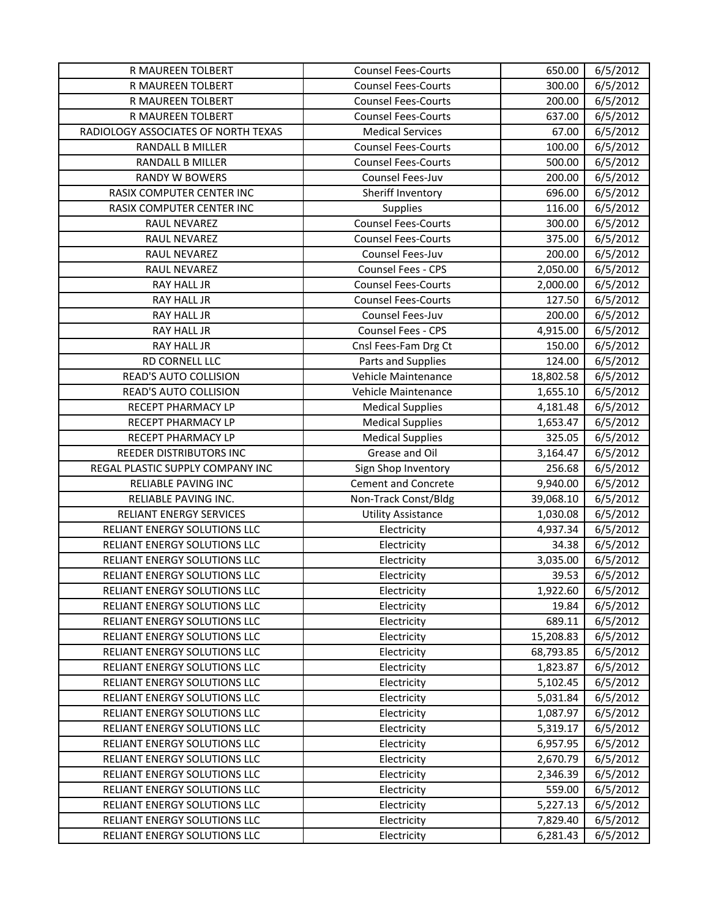| | | | |
|---|---|---|---|
| R MAUREEN TOLBERT | Counsel Fees-Courts | 650.00 | 6/5/2012 |
| R MAUREEN TOLBERT | Counsel Fees-Courts | 300.00 | 6/5/2012 |
| R MAUREEN TOLBERT | Counsel Fees-Courts | 200.00 | 6/5/2012 |
| R MAUREEN TOLBERT | Counsel Fees-Courts | 637.00 | 6/5/2012 |
| RADIOLOGY ASSOCIATES OF NORTH TEXAS | Medical Services | 67.00 | 6/5/2012 |
| RANDALL B MILLER | Counsel Fees-Courts | 100.00 | 6/5/2012 |
| RANDALL B MILLER | Counsel Fees-Courts | 500.00 | 6/5/2012 |
| RANDY W BOWERS | Counsel Fees-Juv | 200.00 | 6/5/2012 |
| RASIX COMPUTER CENTER INC | Sheriff Inventory | 696.00 | 6/5/2012 |
| RASIX COMPUTER CENTER INC | Supplies | 116.00 | 6/5/2012 |
| RAUL NEVAREZ | Counsel Fees-Courts | 300.00 | 6/5/2012 |
| RAUL NEVAREZ | Counsel Fees-Courts | 375.00 | 6/5/2012 |
| RAUL NEVAREZ | Counsel Fees-Juv | 200.00 | 6/5/2012 |
| RAUL NEVAREZ | Counsel Fees - CPS | 2,050.00 | 6/5/2012 |
| RAY HALL JR | Counsel Fees-Courts | 2,000.00 | 6/5/2012 |
| RAY HALL JR | Counsel Fees-Courts | 127.50 | 6/5/2012 |
| RAY HALL JR | Counsel Fees-Juv | 200.00 | 6/5/2012 |
| RAY HALL JR | Counsel Fees - CPS | 4,915.00 | 6/5/2012 |
| RAY HALL JR | Cnsl Fees-Fam Drg Ct | 150.00 | 6/5/2012 |
| RD CORNELL LLC | Parts and Supplies | 124.00 | 6/5/2012 |
| READ'S AUTO COLLISION | Vehicle Maintenance | 18,802.58 | 6/5/2012 |
| READ'S AUTO COLLISION | Vehicle Maintenance | 1,655.10 | 6/5/2012 |
| RECEPT PHARMACY LP | Medical Supplies | 4,181.48 | 6/5/2012 |
| RECEPT PHARMACY LP | Medical Supplies | 1,653.47 | 6/5/2012 |
| RECEPT PHARMACY LP | Medical Supplies | 325.05 | 6/5/2012 |
| REEDER DISTRIBUTORS INC | Grease and Oil | 3,164.47 | 6/5/2012 |
| REGAL PLASTIC SUPPLY COMPANY INC | Sign Shop Inventory | 256.68 | 6/5/2012 |
| RELIABLE PAVING INC | Cement and Concrete | 9,940.00 | 6/5/2012 |
| RELIABLE PAVING INC. | Non-Track Const/Bldg | 39,068.10 | 6/5/2012 |
| RELIANT ENERGY SERVICES | Utility Assistance | 1,030.08 | 6/5/2012 |
| RELIANT ENERGY SOLUTIONS LLC | Electricity | 4,937.34 | 6/5/2012 |
| RELIANT ENERGY SOLUTIONS LLC | Electricity | 34.38 | 6/5/2012 |
| RELIANT ENERGY SOLUTIONS LLC | Electricity | 3,035.00 | 6/5/2012 |
| RELIANT ENERGY SOLUTIONS LLC | Electricity | 39.53 | 6/5/2012 |
| RELIANT ENERGY SOLUTIONS LLC | Electricity | 1,922.60 | 6/5/2012 |
| RELIANT ENERGY SOLUTIONS LLC | Electricity | 19.84 | 6/5/2012 |
| RELIANT ENERGY SOLUTIONS LLC | Electricity | 689.11 | 6/5/2012 |
| RELIANT ENERGY SOLUTIONS LLC | Electricity | 15,208.83 | 6/5/2012 |
| RELIANT ENERGY SOLUTIONS LLC | Electricity | 68,793.85 | 6/5/2012 |
| RELIANT ENERGY SOLUTIONS LLC | Electricity | 1,823.87 | 6/5/2012 |
| RELIANT ENERGY SOLUTIONS LLC | Electricity | 5,102.45 | 6/5/2012 |
| RELIANT ENERGY SOLUTIONS LLC | Electricity | 5,031.84 | 6/5/2012 |
| RELIANT ENERGY SOLUTIONS LLC | Electricity | 1,087.97 | 6/5/2012 |
| RELIANT ENERGY SOLUTIONS LLC | Electricity | 5,319.17 | 6/5/2012 |
| RELIANT ENERGY SOLUTIONS LLC | Electricity | 6,957.95 | 6/5/2012 |
| RELIANT ENERGY SOLUTIONS LLC | Electricity | 2,670.79 | 6/5/2012 |
| RELIANT ENERGY SOLUTIONS LLC | Electricity | 2,346.39 | 6/5/2012 |
| RELIANT ENERGY SOLUTIONS LLC | Electricity | 559.00 | 6/5/2012 |
| RELIANT ENERGY SOLUTIONS LLC | Electricity | 5,227.13 | 6/5/2012 |
| RELIANT ENERGY SOLUTIONS LLC | Electricity | 7,829.40 | 6/5/2012 |
| RELIANT ENERGY SOLUTIONS LLC | Electricity | 6,281.43 | 6/5/2012 |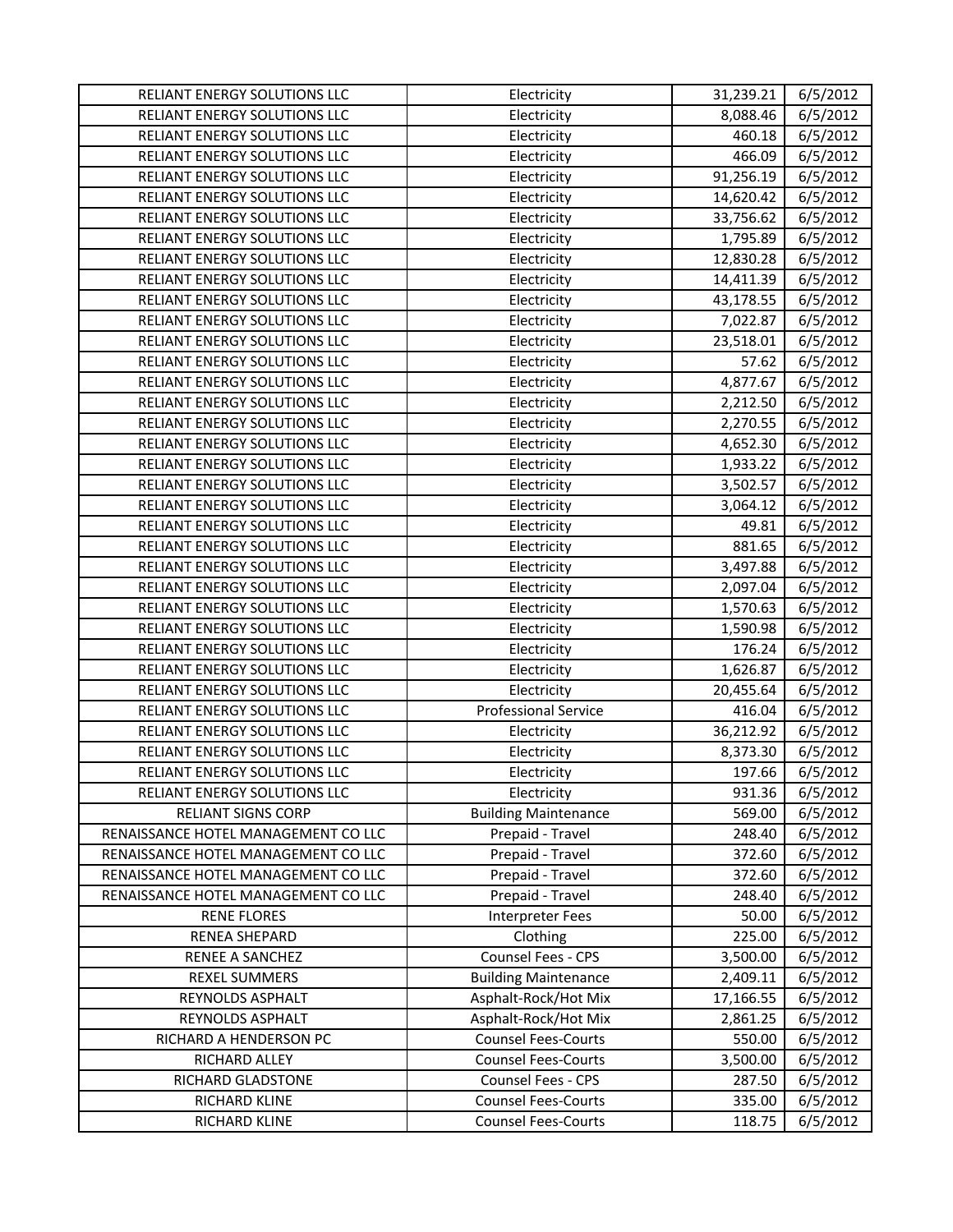| | | | |
|---|---|---|---|
| RELIANT ENERGY SOLUTIONS LLC | Electricity | 31,239.21 | 6/5/2012 |
| RELIANT ENERGY SOLUTIONS LLC | Electricity | 8,088.46 | 6/5/2012 |
| RELIANT ENERGY SOLUTIONS LLC | Electricity | 460.18 | 6/5/2012 |
| RELIANT ENERGY SOLUTIONS LLC | Electricity | 466.09 | 6/5/2012 |
| RELIANT ENERGY SOLUTIONS LLC | Electricity | 91,256.19 | 6/5/2012 |
| RELIANT ENERGY SOLUTIONS LLC | Electricity | 14,620.42 | 6/5/2012 |
| RELIANT ENERGY SOLUTIONS LLC | Electricity | 33,756.62 | 6/5/2012 |
| RELIANT ENERGY SOLUTIONS LLC | Electricity | 1,795.89 | 6/5/2012 |
| RELIANT ENERGY SOLUTIONS LLC | Electricity | 12,830.28 | 6/5/2012 |
| RELIANT ENERGY SOLUTIONS LLC | Electricity | 14,411.39 | 6/5/2012 |
| RELIANT ENERGY SOLUTIONS LLC | Electricity | 43,178.55 | 6/5/2012 |
| RELIANT ENERGY SOLUTIONS LLC | Electricity | 7,022.87 | 6/5/2012 |
| RELIANT ENERGY SOLUTIONS LLC | Electricity | 23,518.01 | 6/5/2012 |
| RELIANT ENERGY SOLUTIONS LLC | Electricity | 57.62 | 6/5/2012 |
| RELIANT ENERGY SOLUTIONS LLC | Electricity | 4,877.67 | 6/5/2012 |
| RELIANT ENERGY SOLUTIONS LLC | Electricity | 2,212.50 | 6/5/2012 |
| RELIANT ENERGY SOLUTIONS LLC | Electricity | 2,270.55 | 6/5/2012 |
| RELIANT ENERGY SOLUTIONS LLC | Electricity | 4,652.30 | 6/5/2012 |
| RELIANT ENERGY SOLUTIONS LLC | Electricity | 1,933.22 | 6/5/2012 |
| RELIANT ENERGY SOLUTIONS LLC | Electricity | 3,502.57 | 6/5/2012 |
| RELIANT ENERGY SOLUTIONS LLC | Electricity | 3,064.12 | 6/5/2012 |
| RELIANT ENERGY SOLUTIONS LLC | Electricity | 49.81 | 6/5/2012 |
| RELIANT ENERGY SOLUTIONS LLC | Electricity | 881.65 | 6/5/2012 |
| RELIANT ENERGY SOLUTIONS LLC | Electricity | 3,497.88 | 6/5/2012 |
| RELIANT ENERGY SOLUTIONS LLC | Electricity | 2,097.04 | 6/5/2012 |
| RELIANT ENERGY SOLUTIONS LLC | Electricity | 1,570.63 | 6/5/2012 |
| RELIANT ENERGY SOLUTIONS LLC | Electricity | 1,590.98 | 6/5/2012 |
| RELIANT ENERGY SOLUTIONS LLC | Electricity | 176.24 | 6/5/2012 |
| RELIANT ENERGY SOLUTIONS LLC | Electricity | 1,626.87 | 6/5/2012 |
| RELIANT ENERGY SOLUTIONS LLC | Electricity | 20,455.64 | 6/5/2012 |
| RELIANT ENERGY SOLUTIONS LLC | Professional Service | 416.04 | 6/5/2012 |
| RELIANT ENERGY SOLUTIONS LLC | Electricity | 36,212.92 | 6/5/2012 |
| RELIANT ENERGY SOLUTIONS LLC | Electricity | 8,373.30 | 6/5/2012 |
| RELIANT ENERGY SOLUTIONS LLC | Electricity | 197.66 | 6/5/2012 |
| RELIANT ENERGY SOLUTIONS LLC | Electricity | 931.36 | 6/5/2012 |
| RELIANT SIGNS CORP | Building Maintenance | 569.00 | 6/5/2012 |
| RENAISSANCE HOTEL MANAGEMENT CO LLC | Prepaid - Travel | 248.40 | 6/5/2012 |
| RENAISSANCE HOTEL MANAGEMENT CO LLC | Prepaid - Travel | 372.60 | 6/5/2012 |
| RENAISSANCE HOTEL MANAGEMENT CO LLC | Prepaid - Travel | 372.60 | 6/5/2012 |
| RENAISSANCE HOTEL MANAGEMENT CO LLC | Prepaid - Travel | 248.40 | 6/5/2012 |
| RENE FLORES | Interpreter Fees | 50.00 | 6/5/2012 |
| RENEA SHEPARD | Clothing | 225.00 | 6/5/2012 |
| RENEE A SANCHEZ | Counsel Fees - CPS | 3,500.00 | 6/5/2012 |
| REXEL SUMMERS | Building Maintenance | 2,409.11 | 6/5/2012 |
| REYNOLDS ASPHALT | Asphalt-Rock/Hot Mix | 17,166.55 | 6/5/2012 |
| REYNOLDS ASPHALT | Asphalt-Rock/Hot Mix | 2,861.25 | 6/5/2012 |
| RICHARD A HENDERSON PC | Counsel Fees-Courts | 550.00 | 6/5/2012 |
| RICHARD ALLEY | Counsel Fees-Courts | 3,500.00 | 6/5/2012 |
| RICHARD GLADSTONE | Counsel Fees - CPS | 287.50 | 6/5/2012 |
| RICHARD KLINE | Counsel Fees-Courts | 335.00 | 6/5/2012 |
| RICHARD KLINE | Counsel Fees-Courts | 118.75 | 6/5/2012 |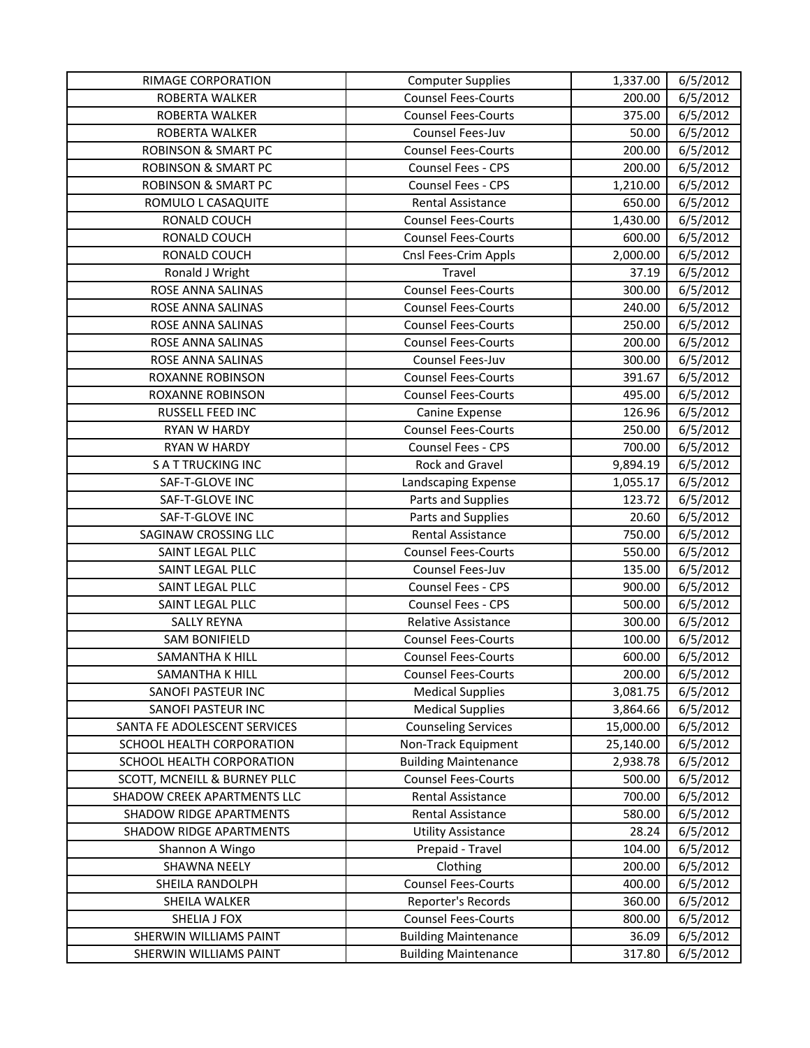| RIMAGE CORPORATION | Computer Supplies | 1,337.00 | 6/5/2012 |
|---|---|---|---|
| ROBERTA WALKER | Counsel Fees-Courts | 200.00 | 6/5/2012 |
| ROBERTA WALKER | Counsel Fees-Courts | 375.00 | 6/5/2012 |
| ROBERTA WALKER | Counsel Fees-Juv | 50.00 | 6/5/2012 |
| ROBINSON & SMART PC | Counsel Fees-Courts | 200.00 | 6/5/2012 |
| ROBINSON & SMART PC | Counsel Fees - CPS | 200.00 | 6/5/2012 |
| ROBINSON & SMART PC | Counsel Fees - CPS | 1,210.00 | 6/5/2012 |
| ROMULO L CASAQUITE | Rental Assistance | 650.00 | 6/5/2012 |
| RONALD COUCH | Counsel Fees-Courts | 1,430.00 | 6/5/2012 |
| RONALD COUCH | Counsel Fees-Courts | 600.00 | 6/5/2012 |
| RONALD COUCH | Cnsl Fees-Crim Appls | 2,000.00 | 6/5/2012 |
| Ronald J Wright | Travel | 37.19 | 6/5/2012 |
| ROSE ANNA SALINAS | Counsel Fees-Courts | 300.00 | 6/5/2012 |
| ROSE ANNA SALINAS | Counsel Fees-Courts | 240.00 | 6/5/2012 |
| ROSE ANNA SALINAS | Counsel Fees-Courts | 250.00 | 6/5/2012 |
| ROSE ANNA SALINAS | Counsel Fees-Courts | 200.00 | 6/5/2012 |
| ROSE ANNA SALINAS | Counsel Fees-Juv | 300.00 | 6/5/2012 |
| ROXANNE ROBINSON | Counsel Fees-Courts | 391.67 | 6/5/2012 |
| ROXANNE ROBINSON | Counsel Fees-Courts | 495.00 | 6/5/2012 |
| RUSSELL FEED INC | Canine Expense | 126.96 | 6/5/2012 |
| RYAN W HARDY | Counsel Fees-Courts | 250.00 | 6/5/2012 |
| RYAN W HARDY | Counsel Fees - CPS | 700.00 | 6/5/2012 |
| S A T TRUCKING INC | Rock and Gravel | 9,894.19 | 6/5/2012 |
| SAF-T-GLOVE INC | Landscaping Expense | 1,055.17 | 6/5/2012 |
| SAF-T-GLOVE INC | Parts and Supplies | 123.72 | 6/5/2012 |
| SAF-T-GLOVE INC | Parts and Supplies | 20.60 | 6/5/2012 |
| SAGINAW CROSSING LLC | Rental Assistance | 750.00 | 6/5/2012 |
| SAINT LEGAL PLLC | Counsel Fees-Courts | 550.00 | 6/5/2012 |
| SAINT LEGAL PLLC | Counsel Fees-Juv | 135.00 | 6/5/2012 |
| SAINT LEGAL PLLC | Counsel Fees - CPS | 900.00 | 6/5/2012 |
| SAINT LEGAL PLLC | Counsel Fees - CPS | 500.00 | 6/5/2012 |
| SALLY REYNA | Relative Assistance | 300.00 | 6/5/2012 |
| SAM BONIFIELD | Counsel Fees-Courts | 100.00 | 6/5/2012 |
| SAMANTHA K HILL | Counsel Fees-Courts | 600.00 | 6/5/2012 |
| SAMANTHA K HILL | Counsel Fees-Courts | 200.00 | 6/5/2012 |
| SANOFI PASTEUR INC | Medical Supplies | 3,081.75 | 6/5/2012 |
| SANOFI PASTEUR INC | Medical Supplies | 3,864.66 | 6/5/2012 |
| SANTA FE ADOLESCENT SERVICES | Counseling Services | 15,000.00 | 6/5/2012 |
| SCHOOL HEALTH CORPORATION | Non-Track Equipment | 25,140.00 | 6/5/2012 |
| SCHOOL HEALTH CORPORATION | Building Maintenance | 2,938.78 | 6/5/2012 |
| SCOTT, MCNEILL & BURNEY PLLC | Counsel Fees-Courts | 500.00 | 6/5/2012 |
| SHADOW CREEK APARTMENTS LLC | Rental Assistance | 700.00 | 6/5/2012 |
| SHADOW RIDGE APARTMENTS | Rental Assistance | 580.00 | 6/5/2012 |
| SHADOW RIDGE APARTMENTS | Utility Assistance | 28.24 | 6/5/2012 |
| Shannon A Wingo | Prepaid - Travel | 104.00 | 6/5/2012 |
| SHAWNA NEELY | Clothing | 200.00 | 6/5/2012 |
| SHEILA RANDOLPH | Counsel Fees-Courts | 400.00 | 6/5/2012 |
| SHEILA WALKER | Reporter's Records | 360.00 | 6/5/2012 |
| SHELIA J FOX | Counsel Fees-Courts | 800.00 | 6/5/2012 |
| SHERWIN WILLIAMS PAINT | Building Maintenance | 36.09 | 6/5/2012 |
| SHERWIN WILLIAMS PAINT | Building Maintenance | 317.80 | 6/5/2012 |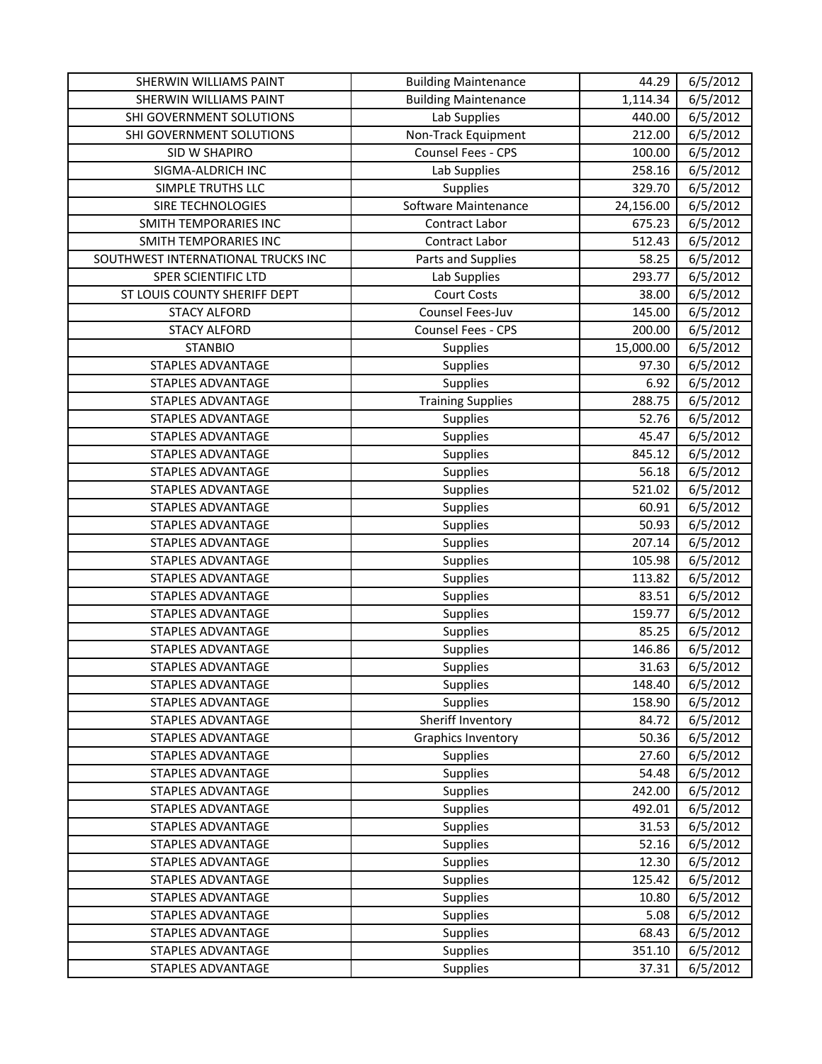| | | | |
|---|---|---|---|
| SHERWIN WILLIAMS PAINT | Building Maintenance | 44.29 | 6/5/2012 |
| SHERWIN WILLIAMS PAINT | Building Maintenance | 1,114.34 | 6/5/2012 |
| SHI GOVERNMENT SOLUTIONS | Lab Supplies | 440.00 | 6/5/2012 |
| SHI GOVERNMENT SOLUTIONS | Non-Track Equipment | 212.00 | 6/5/2012 |
| SID W SHAPIRO | Counsel Fees - CPS | 100.00 | 6/5/2012 |
| SIGMA-ALDRICH INC | Lab Supplies | 258.16 | 6/5/2012 |
| SIMPLE TRUTHS LLC | Supplies | 329.70 | 6/5/2012 |
| SIRE TECHNOLOGIES | Software Maintenance | 24,156.00 | 6/5/2012 |
| SMITH TEMPORARIES INC | Contract Labor | 675.23 | 6/5/2012 |
| SMITH TEMPORARIES INC | Contract Labor | 512.43 | 6/5/2012 |
| SOUTHWEST INTERNATIONAL TRUCKS INC | Parts and Supplies | 58.25 | 6/5/2012 |
| SPER SCIENTIFIC LTD | Lab Supplies | 293.77 | 6/5/2012 |
| ST LOUIS COUNTY SHERIFF DEPT | Court Costs | 38.00 | 6/5/2012 |
| STACY ALFORD | Counsel Fees-Juv | 145.00 | 6/5/2012 |
| STACY ALFORD | Counsel Fees - CPS | 200.00 | 6/5/2012 |
| STANBIO | Supplies | 15,000.00 | 6/5/2012 |
| STAPLES ADVANTAGE | Supplies | 97.30 | 6/5/2012 |
| STAPLES ADVANTAGE | Supplies | 6.92 | 6/5/2012 |
| STAPLES ADVANTAGE | Training Supplies | 288.75 | 6/5/2012 |
| STAPLES ADVANTAGE | Supplies | 52.76 | 6/5/2012 |
| STAPLES ADVANTAGE | Supplies | 45.47 | 6/5/2012 |
| STAPLES ADVANTAGE | Supplies | 845.12 | 6/5/2012 |
| STAPLES ADVANTAGE | Supplies | 56.18 | 6/5/2012 |
| STAPLES ADVANTAGE | Supplies | 521.02 | 6/5/2012 |
| STAPLES ADVANTAGE | Supplies | 60.91 | 6/5/2012 |
| STAPLES ADVANTAGE | Supplies | 50.93 | 6/5/2012 |
| STAPLES ADVANTAGE | Supplies | 207.14 | 6/5/2012 |
| STAPLES ADVANTAGE | Supplies | 105.98 | 6/5/2012 |
| STAPLES ADVANTAGE | Supplies | 113.82 | 6/5/2012 |
| STAPLES ADVANTAGE | Supplies | 83.51 | 6/5/2012 |
| STAPLES ADVANTAGE | Supplies | 159.77 | 6/5/2012 |
| STAPLES ADVANTAGE | Supplies | 85.25 | 6/5/2012 |
| STAPLES ADVANTAGE | Supplies | 146.86 | 6/5/2012 |
| STAPLES ADVANTAGE | Supplies | 31.63 | 6/5/2012 |
| STAPLES ADVANTAGE | Supplies | 148.40 | 6/5/2012 |
| STAPLES ADVANTAGE | Supplies | 158.90 | 6/5/2012 |
| STAPLES ADVANTAGE | Sheriff Inventory | 84.72 | 6/5/2012 |
| STAPLES ADVANTAGE | Graphics Inventory | 50.36 | 6/5/2012 |
| STAPLES ADVANTAGE | Supplies | 27.60 | 6/5/2012 |
| STAPLES ADVANTAGE | Supplies | 54.48 | 6/5/2012 |
| STAPLES ADVANTAGE | Supplies | 242.00 | 6/5/2012 |
| STAPLES ADVANTAGE | Supplies | 492.01 | 6/5/2012 |
| STAPLES ADVANTAGE | Supplies | 31.53 | 6/5/2012 |
| STAPLES ADVANTAGE | Supplies | 52.16 | 6/5/2012 |
| STAPLES ADVANTAGE | Supplies | 12.30 | 6/5/2012 |
| STAPLES ADVANTAGE | Supplies | 125.42 | 6/5/2012 |
| STAPLES ADVANTAGE | Supplies | 10.80 | 6/5/2012 |
| STAPLES ADVANTAGE | Supplies | 5.08 | 6/5/2012 |
| STAPLES ADVANTAGE | Supplies | 68.43 | 6/5/2012 |
| STAPLES ADVANTAGE | Supplies | 351.10 | 6/5/2012 |
| STAPLES ADVANTAGE | Supplies | 37.31 | 6/5/2012 |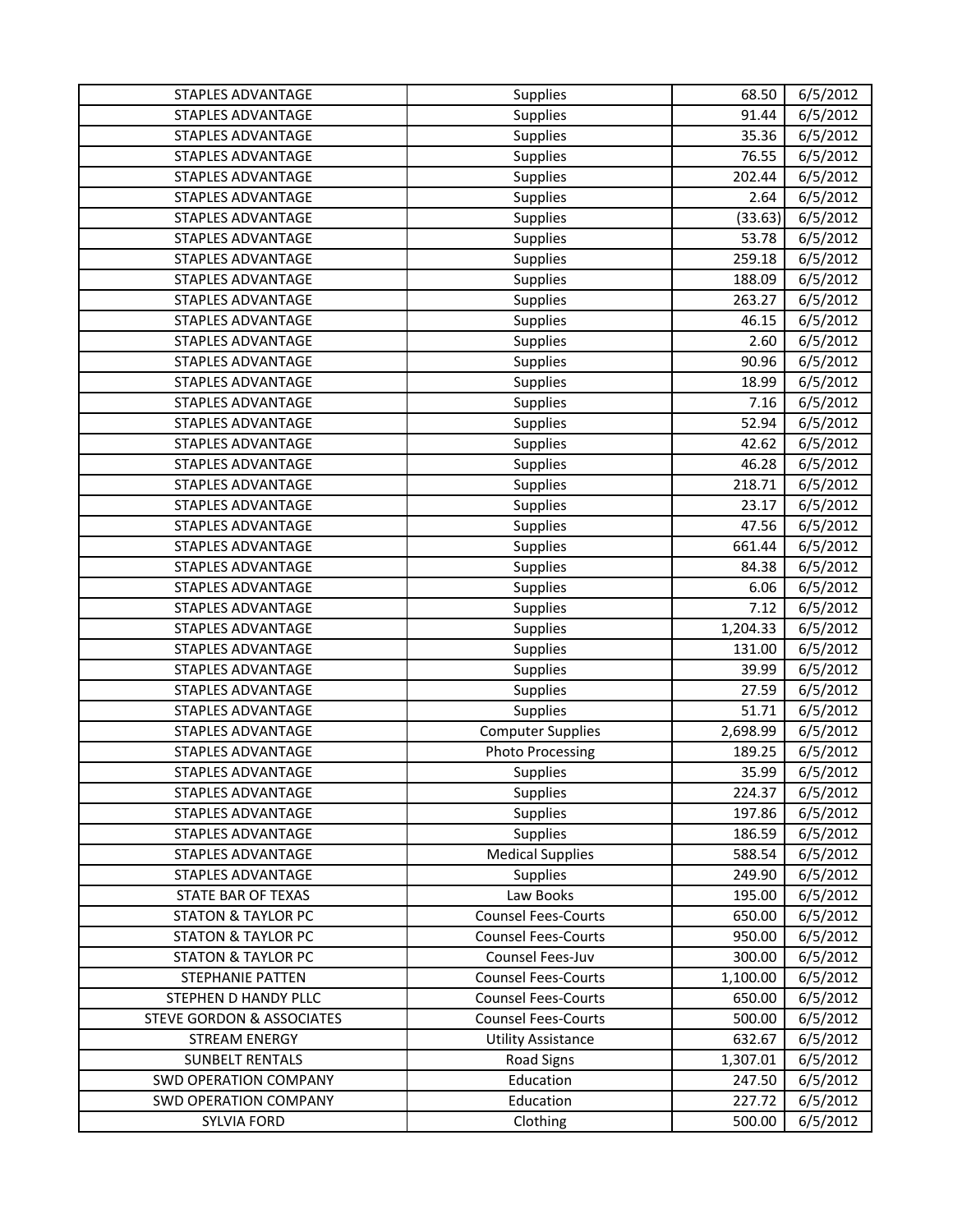| STAPLES ADVANTAGE | Supplies | 68.50 | 6/5/2012 |
|---|---|---|---|
| STAPLES ADVANTAGE | Supplies | 91.44 | 6/5/2012 |
| STAPLES ADVANTAGE | Supplies | 35.36 | 6/5/2012 |
| STAPLES ADVANTAGE | Supplies | 76.55 | 6/5/2012 |
| STAPLES ADVANTAGE | Supplies | 202.44 | 6/5/2012 |
| STAPLES ADVANTAGE | Supplies | 2.64 | 6/5/2012 |
| STAPLES ADVANTAGE | Supplies | (33.63) | 6/5/2012 |
| STAPLES ADVANTAGE | Supplies | 53.78 | 6/5/2012 |
| STAPLES ADVANTAGE | Supplies | 259.18 | 6/5/2012 |
| STAPLES ADVANTAGE | Supplies | 188.09 | 6/5/2012 |
| STAPLES ADVANTAGE | Supplies | 263.27 | 6/5/2012 |
| STAPLES ADVANTAGE | Supplies | 46.15 | 6/5/2012 |
| STAPLES ADVANTAGE | Supplies | 2.60 | 6/5/2012 |
| STAPLES ADVANTAGE | Supplies | 90.96 | 6/5/2012 |
| STAPLES ADVANTAGE | Supplies | 18.99 | 6/5/2012 |
| STAPLES ADVANTAGE | Supplies | 7.16 | 6/5/2012 |
| STAPLES ADVANTAGE | Supplies | 52.94 | 6/5/2012 |
| STAPLES ADVANTAGE | Supplies | 42.62 | 6/5/2012 |
| STAPLES ADVANTAGE | Supplies | 46.28 | 6/5/2012 |
| STAPLES ADVANTAGE | Supplies | 218.71 | 6/5/2012 |
| STAPLES ADVANTAGE | Supplies | 23.17 | 6/5/2012 |
| STAPLES ADVANTAGE | Supplies | 47.56 | 6/5/2012 |
| STAPLES ADVANTAGE | Supplies | 661.44 | 6/5/2012 |
| STAPLES ADVANTAGE | Supplies | 84.38 | 6/5/2012 |
| STAPLES ADVANTAGE | Supplies | 6.06 | 6/5/2012 |
| STAPLES ADVANTAGE | Supplies | 7.12 | 6/5/2012 |
| STAPLES ADVANTAGE | Supplies | 1,204.33 | 6/5/2012 |
| STAPLES ADVANTAGE | Supplies | 131.00 | 6/5/2012 |
| STAPLES ADVANTAGE | Supplies | 39.99 | 6/5/2012 |
| STAPLES ADVANTAGE | Supplies | 27.59 | 6/5/2012 |
| STAPLES ADVANTAGE | Supplies | 51.71 | 6/5/2012 |
| STAPLES ADVANTAGE | Computer Supplies | 2,698.99 | 6/5/2012 |
| STAPLES ADVANTAGE | Photo Processing | 189.25 | 6/5/2012 |
| STAPLES ADVANTAGE | Supplies | 35.99 | 6/5/2012 |
| STAPLES ADVANTAGE | Supplies | 224.37 | 6/5/2012 |
| STAPLES ADVANTAGE | Supplies | 197.86 | 6/5/2012 |
| STAPLES ADVANTAGE | Supplies | 186.59 | 6/5/2012 |
| STAPLES ADVANTAGE | Medical Supplies | 588.54 | 6/5/2012 |
| STAPLES ADVANTAGE | Supplies | 249.90 | 6/5/2012 |
| STATE BAR OF TEXAS | Law Books | 195.00 | 6/5/2012 |
| STATON & TAYLOR PC | Counsel Fees-Courts | 650.00 | 6/5/2012 |
| STATON & TAYLOR PC | Counsel Fees-Courts | 950.00 | 6/5/2012 |
| STATON & TAYLOR PC | Counsel Fees-Juv | 300.00 | 6/5/2012 |
| STEPHANIE PATTEN | Counsel Fees-Courts | 1,100.00 | 6/5/2012 |
| STEPHEN D HANDY PLLC | Counsel Fees-Courts | 650.00 | 6/5/2012 |
| STEVE GORDON & ASSOCIATES | Counsel Fees-Courts | 500.00 | 6/5/2012 |
| STREAM ENERGY | Utility Assistance | 632.67 | 6/5/2012 |
| SUNBELT RENTALS | Road Signs | 1,307.01 | 6/5/2012 |
| SWD OPERATION COMPANY | Education | 247.50 | 6/5/2012 |
| SWD OPERATION COMPANY | Education | 227.72 | 6/5/2012 |
| SYLVIA FORD | Clothing | 500.00 | 6/5/2012 |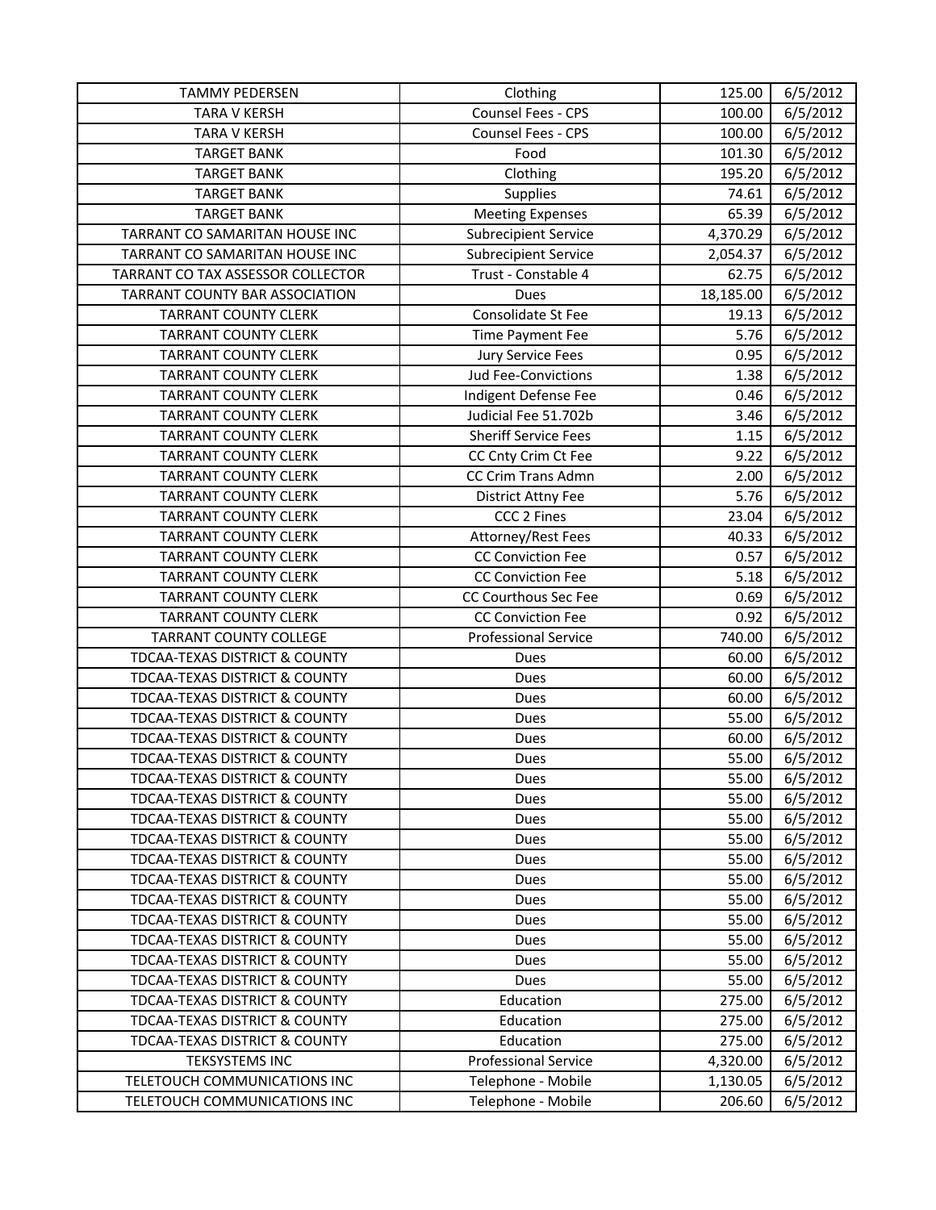| TAMMY PEDERSEN | Clothing | 125.00 | 6/5/2012 |
|---|---|---|---|
| TARA V KERSH | Counsel Fees - CPS | 100.00 | 6/5/2012 |
| TARA V KERSH | Counsel Fees - CPS | 100.00 | 6/5/2012 |
| TARGET BANK | Food | 101.30 | 6/5/2012 |
| TARGET BANK | Clothing | 195.20 | 6/5/2012 |
| TARGET BANK | Supplies | 74.61 | 6/5/2012 |
| TARGET BANK | Meeting Expenses | 65.39 | 6/5/2012 |
| TARRANT CO SAMARITAN HOUSE INC | Subrecipient Service | 4,370.29 | 6/5/2012 |
| TARRANT CO SAMARITAN HOUSE INC | Subrecipient Service | 2,054.37 | 6/5/2012 |
| TARRANT CO TAX ASSESSOR COLLECTOR | Trust - Constable 4 | 62.75 | 6/5/2012 |
| TARRANT COUNTY BAR ASSOCIATION | Dues | 18,185.00 | 6/5/2012 |
| TARRANT COUNTY CLERK | Consolidate St Fee | 19.13 | 6/5/2012 |
| TARRANT COUNTY CLERK | Time Payment Fee | 5.76 | 6/5/2012 |
| TARRANT COUNTY CLERK | Jury Service Fees | 0.95 | 6/5/2012 |
| TARRANT COUNTY CLERK | Jud Fee-Convictions | 1.38 | 6/5/2012 |
| TARRANT COUNTY CLERK | Indigent Defense Fee | 0.46 | 6/5/2012 |
| TARRANT COUNTY CLERK | Judicial Fee 51.702b | 3.46 | 6/5/2012 |
| TARRANT COUNTY CLERK | Sheriff Service Fees | 1.15 | 6/5/2012 |
| TARRANT COUNTY CLERK | CC Cnty Crim Ct Fee | 9.22 | 6/5/2012 |
| TARRANT COUNTY CLERK | CC Crim Trans Admn | 2.00 | 6/5/2012 |
| TARRANT COUNTY CLERK | District Attny Fee | 5.76 | 6/5/2012 |
| TARRANT COUNTY CLERK | CCC 2 Fines | 23.04 | 6/5/2012 |
| TARRANT COUNTY CLERK | Attorney/Rest Fees | 40.33 | 6/5/2012 |
| TARRANT COUNTY CLERK | CC Conviction Fee | 0.57 | 6/5/2012 |
| TARRANT COUNTY CLERK | CC Conviction Fee | 5.18 | 6/5/2012 |
| TARRANT COUNTY CLERK | CC Courthous Sec Fee | 0.69 | 6/5/2012 |
| TARRANT COUNTY CLERK | CC Conviction Fee | 0.92 | 6/5/2012 |
| TARRANT COUNTY COLLEGE | Professional Service | 740.00 | 6/5/2012 |
| TDCAA-TEXAS DISTRICT & COUNTY | Dues | 60.00 | 6/5/2012 |
| TDCAA-TEXAS DISTRICT & COUNTY | Dues | 60.00 | 6/5/2012 |
| TDCAA-TEXAS DISTRICT & COUNTY | Dues | 60.00 | 6/5/2012 |
| TDCAA-TEXAS DISTRICT & COUNTY | Dues | 55.00 | 6/5/2012 |
| TDCAA-TEXAS DISTRICT & COUNTY | Dues | 60.00 | 6/5/2012 |
| TDCAA-TEXAS DISTRICT & COUNTY | Dues | 55.00 | 6/5/2012 |
| TDCAA-TEXAS DISTRICT & COUNTY | Dues | 55.00 | 6/5/2012 |
| TDCAA-TEXAS DISTRICT & COUNTY | Dues | 55.00 | 6/5/2012 |
| TDCAA-TEXAS DISTRICT & COUNTY | Dues | 55.00 | 6/5/2012 |
| TDCAA-TEXAS DISTRICT & COUNTY | Dues | 55.00 | 6/5/2012 |
| TDCAA-TEXAS DISTRICT & COUNTY | Dues | 55.00 | 6/5/2012 |
| TDCAA-TEXAS DISTRICT & COUNTY | Dues | 55.00 | 6/5/2012 |
| TDCAA-TEXAS DISTRICT & COUNTY | Dues | 55.00 | 6/5/2012 |
| TDCAA-TEXAS DISTRICT & COUNTY | Dues | 55.00 | 6/5/2012 |
| TDCAA-TEXAS DISTRICT & COUNTY | Dues | 55.00 | 6/5/2012 |
| TDCAA-TEXAS DISTRICT & COUNTY | Dues | 55.00 | 6/5/2012 |
| TDCAA-TEXAS DISTRICT & COUNTY | Dues | 55.00 | 6/5/2012 |
| TDCAA-TEXAS DISTRICT & COUNTY | Education | 275.00 | 6/5/2012 |
| TDCAA-TEXAS DISTRICT & COUNTY | Education | 275.00 | 6/5/2012 |
| TDCAA-TEXAS DISTRICT & COUNTY | Education | 275.00 | 6/5/2012 |
| TEKSYSTEMS INC | Professional Service | 4,320.00 | 6/5/2012 |
| TELETOUCH COMMUNICATIONS INC | Telephone - Mobile | 1,130.05 | 6/5/2012 |
| TELETOUCH COMMUNICATIONS INC | Telephone - Mobile | 206.60 | 6/5/2012 |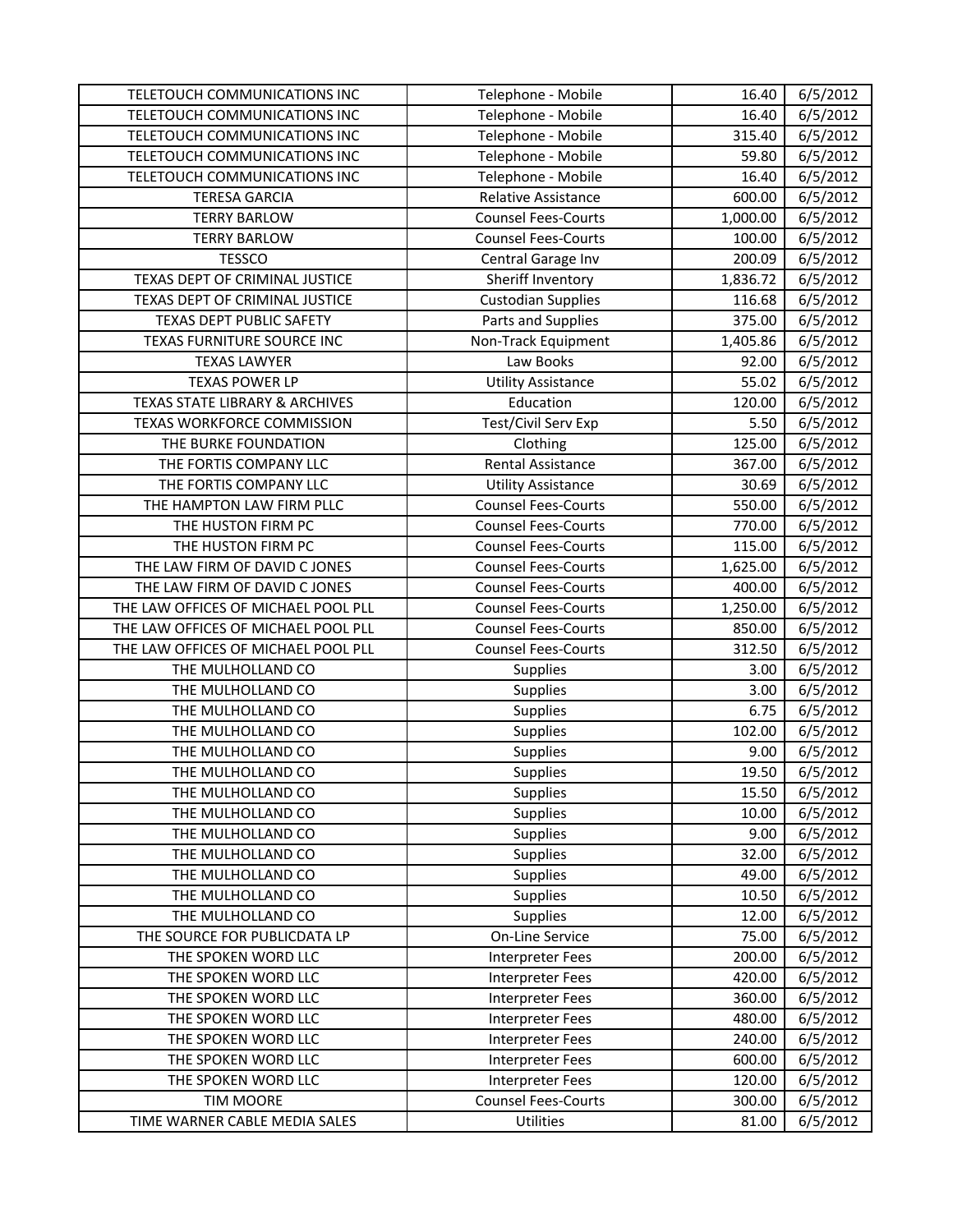| | | | |
|---|---|---|---|
| TELETOUCH COMMUNICATIONS INC | Telephone - Mobile | 16.40 | 6/5/2012 |
| TELETOUCH COMMUNICATIONS INC | Telephone - Mobile | 16.40 | 6/5/2012 |
| TELETOUCH COMMUNICATIONS INC | Telephone - Mobile | 315.40 | 6/5/2012 |
| TELETOUCH COMMUNICATIONS INC | Telephone - Mobile | 59.80 | 6/5/2012 |
| TELETOUCH COMMUNICATIONS INC | Telephone - Mobile | 16.40 | 6/5/2012 |
| TERESA GARCIA | Relative Assistance | 600.00 | 6/5/2012 |
| TERRY BARLOW | Counsel Fees-Courts | 1,000.00 | 6/5/2012 |
| TERRY BARLOW | Counsel Fees-Courts | 100.00 | 6/5/2012 |
| TESSCO | Central Garage Inv | 200.09 | 6/5/2012 |
| TEXAS DEPT OF CRIMINAL JUSTICE | Sheriff Inventory | 1,836.72 | 6/5/2012 |
| TEXAS DEPT OF CRIMINAL JUSTICE | Custodian Supplies | 116.68 | 6/5/2012 |
| TEXAS DEPT PUBLIC SAFETY | Parts and Supplies | 375.00 | 6/5/2012 |
| TEXAS FURNITURE SOURCE INC | Non-Track Equipment | 1,405.86 | 6/5/2012 |
| TEXAS LAWYER | Law Books | 92.00 | 6/5/2012 |
| TEXAS POWER LP | Utility Assistance | 55.02 | 6/5/2012 |
| TEXAS STATE LIBRARY & ARCHIVES | Education | 120.00 | 6/5/2012 |
| TEXAS WORKFORCE COMMISSION | Test/Civil Serv Exp | 5.50 | 6/5/2012 |
| THE BURKE FOUNDATION | Clothing | 125.00 | 6/5/2012 |
| THE FORTIS COMPANY LLC | Rental Assistance | 367.00 | 6/5/2012 |
| THE FORTIS COMPANY LLC | Utility Assistance | 30.69 | 6/5/2012 |
| THE HAMPTON LAW FIRM PLLC | Counsel Fees-Courts | 550.00 | 6/5/2012 |
| THE HUSTON FIRM PC | Counsel Fees-Courts | 770.00 | 6/5/2012 |
| THE HUSTON FIRM PC | Counsel Fees-Courts | 115.00 | 6/5/2012 |
| THE LAW FIRM OF DAVID C JONES | Counsel Fees-Courts | 1,625.00 | 6/5/2012 |
| THE LAW FIRM OF DAVID C JONES | Counsel Fees-Courts | 400.00 | 6/5/2012 |
| THE LAW OFFICES OF MICHAEL POOL PLL | Counsel Fees-Courts | 1,250.00 | 6/5/2012 |
| THE LAW OFFICES OF MICHAEL POOL PLL | Counsel Fees-Courts | 850.00 | 6/5/2012 |
| THE LAW OFFICES OF MICHAEL POOL PLL | Counsel Fees-Courts | 312.50 | 6/5/2012 |
| THE MULHOLLAND CO | Supplies | 3.00 | 6/5/2012 |
| THE MULHOLLAND CO | Supplies | 3.00 | 6/5/2012 |
| THE MULHOLLAND CO | Supplies | 6.75 | 6/5/2012 |
| THE MULHOLLAND CO | Supplies | 102.00 | 6/5/2012 |
| THE MULHOLLAND CO | Supplies | 9.00 | 6/5/2012 |
| THE MULHOLLAND CO | Supplies | 19.50 | 6/5/2012 |
| THE MULHOLLAND CO | Supplies | 15.50 | 6/5/2012 |
| THE MULHOLLAND CO | Supplies | 10.00 | 6/5/2012 |
| THE MULHOLLAND CO | Supplies | 9.00 | 6/5/2012 |
| THE MULHOLLAND CO | Supplies | 32.00 | 6/5/2012 |
| THE MULHOLLAND CO | Supplies | 49.00 | 6/5/2012 |
| THE MULHOLLAND CO | Supplies | 10.50 | 6/5/2012 |
| THE MULHOLLAND CO | Supplies | 12.00 | 6/5/2012 |
| THE SOURCE FOR PUBLICDATA LP | On-Line Service | 75.00 | 6/5/2012 |
| THE SPOKEN WORD LLC | Interpreter Fees | 200.00 | 6/5/2012 |
| THE SPOKEN WORD LLC | Interpreter Fees | 420.00 | 6/5/2012 |
| THE SPOKEN WORD LLC | Interpreter Fees | 360.00 | 6/5/2012 |
| THE SPOKEN WORD LLC | Interpreter Fees | 480.00 | 6/5/2012 |
| THE SPOKEN WORD LLC | Interpreter Fees | 240.00 | 6/5/2012 |
| THE SPOKEN WORD LLC | Interpreter Fees | 600.00 | 6/5/2012 |
| THE SPOKEN WORD LLC | Interpreter Fees | 120.00 | 6/5/2012 |
| TIM MOORE | Counsel Fees-Courts | 300.00 | 6/5/2012 |
| TIME WARNER CABLE MEDIA SALES | Utilities | 81.00 | 6/5/2012 |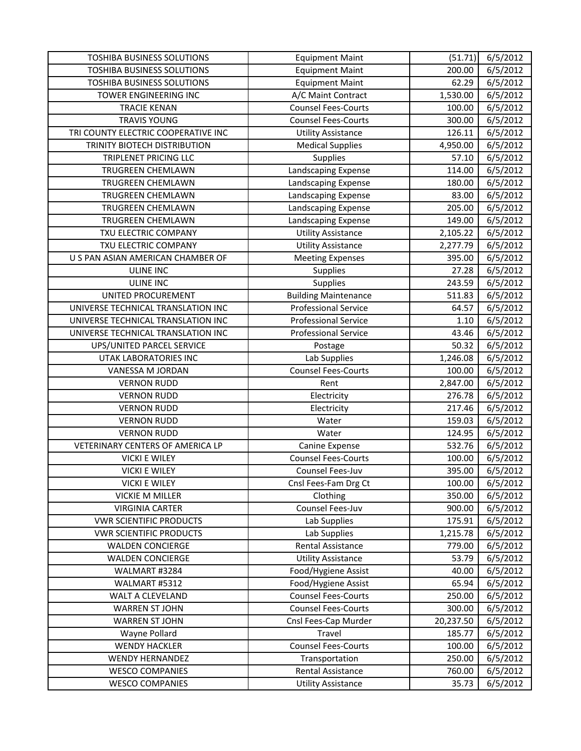| TOSHIBA BUSINESS SOLUTIONS | Equipment Maint | (51.71) | 6/5/2012 |
|---|---|---|---|
| TOSHIBA BUSINESS SOLUTIONS | Equipment Maint | 200.00 | 6/5/2012 |
| TOSHIBA BUSINESS SOLUTIONS | Equipment Maint | 62.29 | 6/5/2012 |
| TOWER ENGINEERING INC | A/C Maint Contract | 1,530.00 | 6/5/2012 |
| TRACIE KENAN | Counsel Fees-Courts | 100.00 | 6/5/2012 |
| TRAVIS YOUNG | Counsel Fees-Courts | 300.00 | 6/5/2012 |
| TRI COUNTY ELECTRIC COOPERATIVE INC | Utility Assistance | 126.11 | 6/5/2012 |
| TRINITY BIOTECH DISTRIBUTION | Medical Supplies | 4,950.00 | 6/5/2012 |
| TRIPLENET PRICING LLC | Supplies | 57.10 | 6/5/2012 |
| TRUGREEN CHEMLAWN | Landscaping Expense | 114.00 | 6/5/2012 |
| TRUGREEN CHEMLAWN | Landscaping Expense | 180.00 | 6/5/2012 |
| TRUGREEN CHEMLAWN | Landscaping Expense | 83.00 | 6/5/2012 |
| TRUGREEN CHEMLAWN | Landscaping Expense | 205.00 | 6/5/2012 |
| TRUGREEN CHEMLAWN | Landscaping Expense | 149.00 | 6/5/2012 |
| TXU ELECTRIC COMPANY | Utility Assistance | 2,105.22 | 6/5/2012 |
| TXU ELECTRIC COMPANY | Utility Assistance | 2,277.79 | 6/5/2012 |
| U S PAN ASIAN AMERICAN CHAMBER OF | Meeting Expenses | 395.00 | 6/5/2012 |
| ULINE INC | Supplies | 27.28 | 6/5/2012 |
| ULINE INC | Supplies | 243.59 | 6/5/2012 |
| UNITED PROCUREMENT | Building Maintenance | 511.83 | 6/5/2012 |
| UNIVERSE TECHNICAL TRANSLATION INC | Professional Service | 64.57 | 6/5/2012 |
| UNIVERSE TECHNICAL TRANSLATION INC | Professional Service | 1.10 | 6/5/2012 |
| UNIVERSE TECHNICAL TRANSLATION INC | Professional Service | 43.46 | 6/5/2012 |
| UPS/UNITED PARCEL SERVICE | Postage | 50.32 | 6/5/2012 |
| UTAK LABORATORIES INC | Lab Supplies | 1,246.08 | 6/5/2012 |
| VANESSA M JORDAN | Counsel Fees-Courts | 100.00 | 6/5/2012 |
| VERNON RUDD | Rent | 2,847.00 | 6/5/2012 |
| VERNON RUDD | Electricity | 276.78 | 6/5/2012 |
| VERNON RUDD | Electricity | 217.46 | 6/5/2012 |
| VERNON RUDD | Water | 159.03 | 6/5/2012 |
| VERNON RUDD | Water | 124.95 | 6/5/2012 |
| VETERINARY CENTERS OF AMERICA LP | Canine Expense | 532.76 | 6/5/2012 |
| VICKI E WILEY | Counsel Fees-Courts | 100.00 | 6/5/2012 |
| VICKI E WILEY | Counsel Fees-Juv | 395.00 | 6/5/2012 |
| VICKI E WILEY | Cnsl Fees-Fam Drg Ct | 100.00 | 6/5/2012 |
| VICKIE M MILLER | Clothing | 350.00 | 6/5/2012 |
| VIRGINIA CARTER | Counsel Fees-Juv | 900.00 | 6/5/2012 |
| VWR SCIENTIFIC PRODUCTS | Lab Supplies | 175.91 | 6/5/2012 |
| VWR SCIENTIFIC PRODUCTS | Lab Supplies | 1,215.78 | 6/5/2012 |
| WALDEN CONCIERGE | Rental Assistance | 779.00 | 6/5/2012 |
| WALDEN CONCIERGE | Utility Assistance | 53.79 | 6/5/2012 |
| WALMART #3284 | Food/Hygiene Assist | 40.00 | 6/5/2012 |
| WALMART #5312 | Food/Hygiene Assist | 65.94 | 6/5/2012 |
| WALT A CLEVELAND | Counsel Fees-Courts | 250.00 | 6/5/2012 |
| WARREN ST JOHN | Counsel Fees-Courts | 300.00 | 6/5/2012 |
| WARREN ST JOHN | Cnsl Fees-Cap Murder | 20,237.50 | 6/5/2012 |
| Wayne Pollard | Travel | 185.77 | 6/5/2012 |
| WENDY HACKLER | Counsel Fees-Courts | 100.00 | 6/5/2012 |
| WENDY HERNANDEZ | Transportation | 250.00 | 6/5/2012 |
| WESCO COMPANIES | Rental Assistance | 760.00 | 6/5/2012 |
| WESCO COMPANIES | Utility Assistance | 35.73 | 6/5/2012 |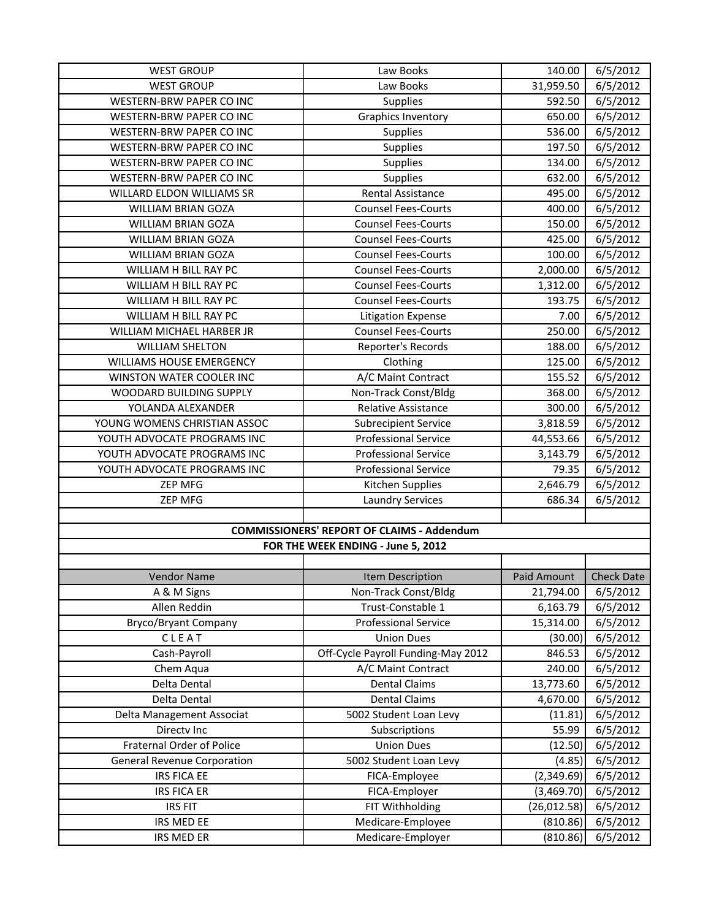| | | | |
|---|---|---|---|
| WEST GROUP | Law Books | 140.00 | 6/5/2012 |
| WEST GROUP | Law Books | 31,959.50 | 6/5/2012 |
| WESTERN-BRW PAPER CO INC | Supplies | 592.50 | 6/5/2012 |
| WESTERN-BRW PAPER CO INC | Graphics Inventory | 650.00 | 6/5/2012 |
| WESTERN-BRW PAPER CO INC | Supplies | 536.00 | 6/5/2012 |
| WESTERN-BRW PAPER CO INC | Supplies | 197.50 | 6/5/2012 |
| WESTERN-BRW PAPER CO INC | Supplies | 134.00 | 6/5/2012 |
| WESTERN-BRW PAPER CO INC | Supplies | 632.00 | 6/5/2012 |
| WILLARD ELDON WILLIAMS SR | Rental Assistance | 495.00 | 6/5/2012 |
| WILLIAM BRIAN GOZA | Counsel Fees-Courts | 400.00 | 6/5/2012 |
| WILLIAM BRIAN GOZA | Counsel Fees-Courts | 150.00 | 6/5/2012 |
| WILLIAM BRIAN GOZA | Counsel Fees-Courts | 425.00 | 6/5/2012 |
| WILLIAM BRIAN GOZA | Counsel Fees-Courts | 100.00 | 6/5/2012 |
| WILLIAM H BILL RAY PC | Counsel Fees-Courts | 2,000.00 | 6/5/2012 |
| WILLIAM H BILL RAY PC | Counsel Fees-Courts | 1,312.00 | 6/5/2012 |
| WILLIAM H BILL RAY PC | Counsel Fees-Courts | 193.75 | 6/5/2012 |
| WILLIAM H BILL RAY PC | Litigation Expense | 7.00 | 6/5/2012 |
| WILLIAM MICHAEL HARBER JR | Counsel Fees-Courts | 250.00 | 6/5/2012 |
| WILLIAM SHELTON | Reporter's Records | 188.00 | 6/5/2012 |
| WILLIAMS HOUSE EMERGENCY | Clothing | 125.00 | 6/5/2012 |
| WINSTON WATER COOLER INC | A/C Maint Contract | 155.52 | 6/5/2012 |
| WOODARD BUILDING SUPPLY | Non-Track Const/Bldg | 368.00 | 6/5/2012 |
| YOLANDA ALEXANDER | Relative Assistance | 300.00 | 6/5/2012 |
| YOUNG WOMENS CHRISTIAN ASSOC | Subrecipient Service | 3,818.59 | 6/5/2012 |
| YOUTH ADVOCATE PROGRAMS INC | Professional Service | 44,553.66 | 6/5/2012 |
| YOUTH ADVOCATE PROGRAMS INC | Professional Service | 3,143.79 | 6/5/2012 |
| YOUTH ADVOCATE PROGRAMS INC | Professional Service | 79.35 | 6/5/2012 |
| ZEP MFG | Kitchen Supplies | 2,646.79 | 6/5/2012 |
| ZEP MFG | Laundry Services | 686.34 | 6/5/2012 |

**COMMISSIONERS' REPORT OF CLAIMS - Addendum**

**FOR THE WEEK ENDING - June 5, 2012**

| Vendor Name | Item Description | Paid Amount | Check Date |
|---|---|---|---|
| A & M Signs | Non-Track Const/Bldg | 21,794.00 | 6/5/2012 |
| Allen Reddin | Trust-Constable 1 | 6,163.79 | 6/5/2012 |
| Bryco/Bryant Company | Professional Service | 15,314.00 | 6/5/2012 |
| C L E A T | Union Dues | (30.00) | 6/5/2012 |
| Cash-Payroll | Off-Cycle Payroll Funding-May 2012 | 846.53 | 6/5/2012 |
| Chem Aqua | A/C Maint Contract | 240.00 | 6/5/2012 |
| Delta Dental | Dental Claims | 13,773.60 | 6/5/2012 |
| Delta Dental | Dental Claims | 4,670.00 | 6/5/2012 |
| Delta Management Associat | 5002 Student Loan Levy | (11.81) | 6/5/2012 |
| Directv Inc | Subscriptions | 55.99 | 6/5/2012 |
| Fraternal Order of Police | Union Dues | (12.50) | 6/5/2012 |
| General Revenue Corporation | 5002 Student Loan Levy | (4.85) | 6/5/2012 |
| IRS FICA EE | FICA-Employee | (2,349.69) | 6/5/2012 |
| IRS FICA ER | FICA-Employer | (3,469.70) | 6/5/2012 |
| IRS FIT | FIT Withholding | (26,012.58) | 6/5/2012 |
| IRS MED EE | Medicare-Employee | (810.86) | 6/5/2012 |
| IRS MED ER | Medicare-Employer | (810.86) | 6/5/2012 |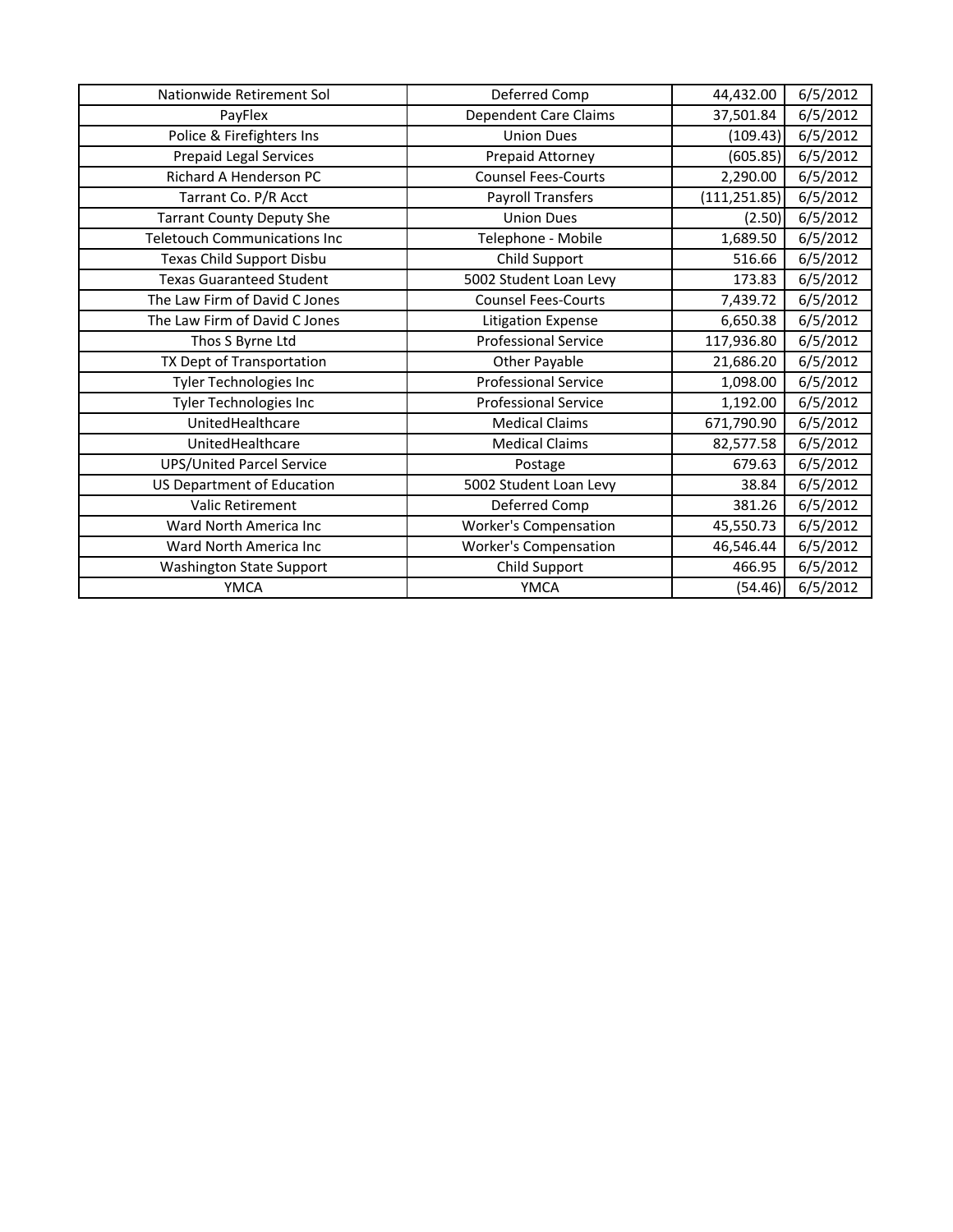| | | | |
|---|---|---|---|
| Nationwide Retirement Sol | Deferred Comp | 44,432.00 | 6/5/2012 |
| PayFlex | Dependent Care Claims | 37,501.84 | 6/5/2012 |
| Police & Firefighters Ins | Union Dues | (109.43) | 6/5/2012 |
| Prepaid Legal Services | Prepaid Attorney | (605.85) | 6/5/2012 |
| Richard A Henderson PC | Counsel Fees-Courts | 2,290.00 | 6/5/2012 |
| Tarrant Co. P/R Acct | Payroll Transfers | (111,251.85) | 6/5/2012 |
| Tarrant County Deputy She | Union Dues | (2.50) | 6/5/2012 |
| Teletouch Communications Inc | Telephone - Mobile | 1,689.50 | 6/5/2012 |
| Texas Child Support Disbu | Child Support | 516.66 | 6/5/2012 |
| Texas Guaranteed Student | 5002 Student Loan Levy | 173.83 | 6/5/2012 |
| The Law Firm of David C Jones | Counsel Fees-Courts | 7,439.72 | 6/5/2012 |
| The Law Firm of David C Jones | Litigation Expense | 6,650.38 | 6/5/2012 |
| Thos S Byrne Ltd | Professional Service | 117,936.80 | 6/5/2012 |
| TX Dept of Transportation | Other Payable | 21,686.20 | 6/5/2012 |
| Tyler Technologies Inc | Professional Service | 1,098.00 | 6/5/2012 |
| Tyler Technologies Inc | Professional Service | 1,192.00 | 6/5/2012 |
| UnitedHealthcare | Medical Claims | 671,790.90 | 6/5/2012 |
| UnitedHealthcare | Medical Claims | 82,577.58 | 6/5/2012 |
| UPS/United Parcel Service | Postage | 679.63 | 6/5/2012 |
| US Department of Education | 5002 Student Loan Levy | 38.84 | 6/5/2012 |
| Valic Retirement | Deferred Comp | 381.26 | 6/5/2012 |
| Ward North America Inc | Worker's Compensation | 45,550.73 | 6/5/2012 |
| Ward North America Inc | Worker's Compensation | 46,546.44 | 6/5/2012 |
| Washington State Support | Child Support | 466.95 | 6/5/2012 |
| YMCA | YMCA | (54.46) | 6/5/2012 |